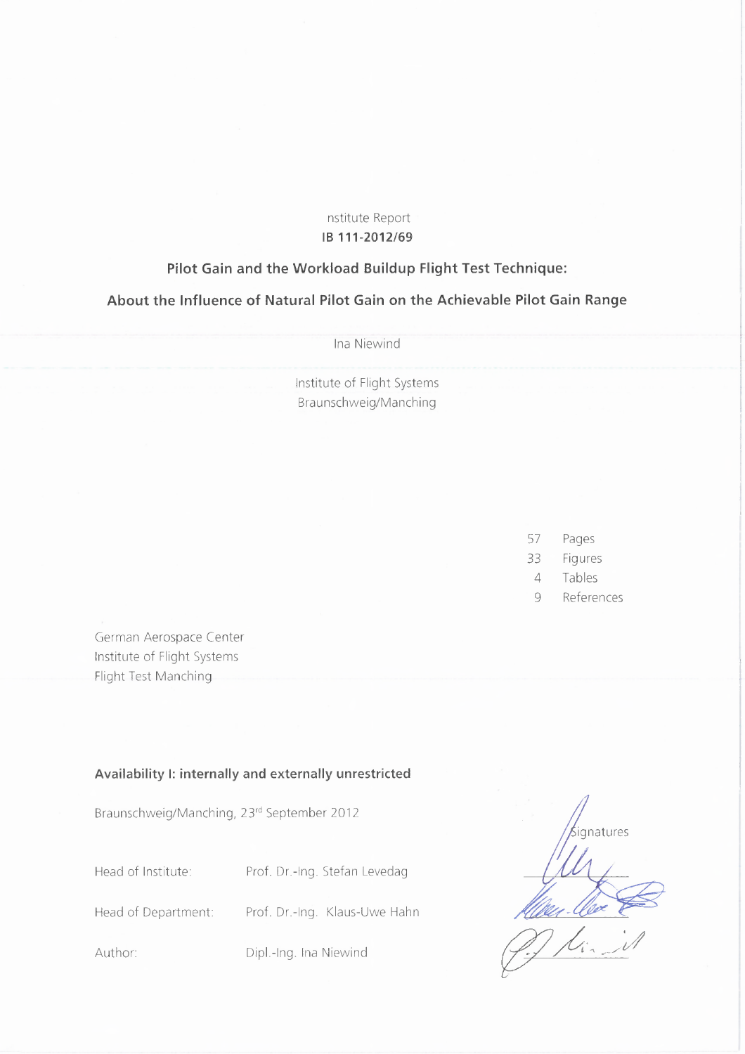nstitute Report

**IB 111-2012/69**

## Pilot Gain and the Workload Buildup Flight Test Technique:

## About the Influence of Natural Pilot Gain on the Achievable Pilot Gain Range

Ina Niewind

Institute of Flight Systems
Braunschweig/Manching

57 Pages
33 Figures
4 Tables
9 References

German Aerospace Center
Institute of Flight Systems
Flight Test Manching

**Availability I: internally and externally unrestricted**

Braunschweig/Manching, 23rd September 2012

| | | Signatures |
|---|---|---|
| Head of Institute: | Prof. Dr.-Ing. Stefan Levedag | |
| Head of Department: | Prof. Dr.-Ing. Klaus-Uwe Hahn | |
| Author: | Dipl.-Ing. Ina Niewind | |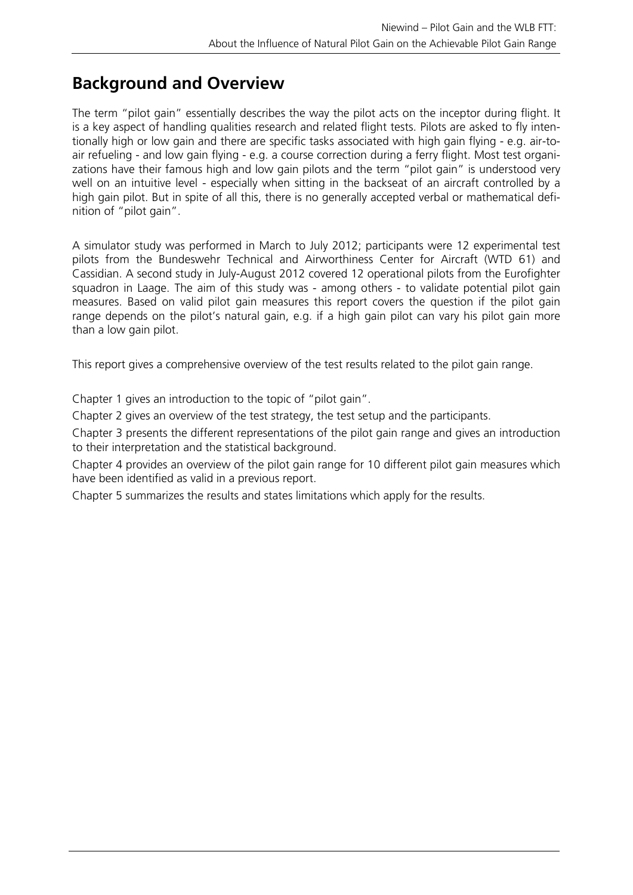## Background and Overview

The term "pilot gain" essentially describes the way the pilot acts on the inceptor during flight. It is a key aspect of handling qualities research and related flight tests. Pilots are asked to fly intentionally high or low gain and there are specific tasks associated with high gain flying - e.g. air-to-air refueling - and low gain flying - e.g. a course correction during a ferry flight. Most test organizations have their famous high and low gain pilots and the term "pilot gain" is understood very well on an intuitive level - especially when sitting in the backseat of an aircraft controlled by a high gain pilot. But in spite of all this, there is no generally accepted verbal or mathematical definition of "pilot gain".

A simulator study was performed in March to July 2012; participants were 12 experimental test pilots from the Bundeswehr Technical and Airworthiness Center for Aircraft (WTD 61) and Cassidian. A second study in July-August 2012 covered 12 operational pilots from the Eurofighter squadron in Laage. The aim of this study was - among others - to validate potential pilot gain measures. Based on valid pilot gain measures this report covers the question if the pilot gain range depends on the pilot's natural gain, e.g. if a high gain pilot can vary his pilot gain more than a low gain pilot.

This report gives a comprehensive overview of the test results related to the pilot gain range.

Chapter 1 gives an introduction to the topic of "pilot gain".

Chapter 2 gives an overview of the test strategy, the test setup and the participants.

Chapter 3 presents the different representations of the pilot gain range and gives an introduction to their interpretation and the statistical background.

Chapter 4 provides an overview of the pilot gain range for 10 different pilot gain measures which have been identified as valid in a previous report.

Chapter 5 summarizes the results and states limitations which apply for the results.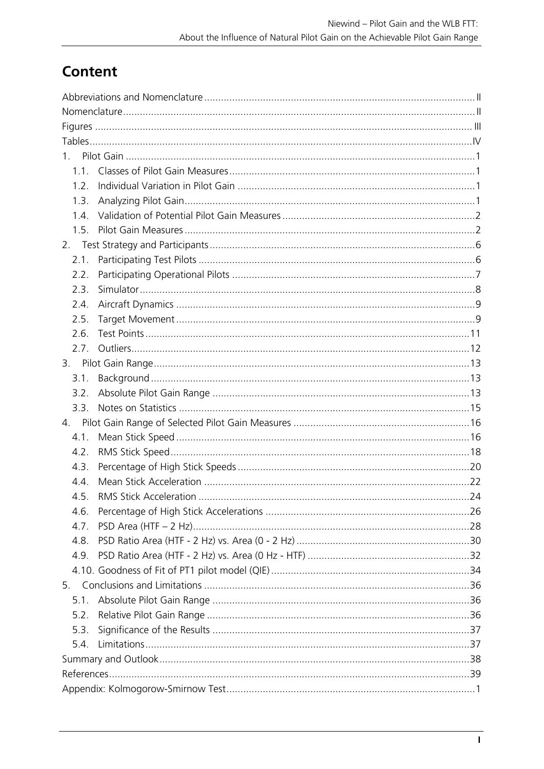# Content

- Abbreviations and Nomenclature ..... II
- Nomenclature ..... II
- Figures ..... III
- Tables ..... IV
- 1. Pilot Gain ..... 1
  - 1.1. Classes of Pilot Gain Measures ..... 1
  - 1.2. Individual Variation in Pilot Gain ..... 1
  - 1.3. Analyzing Pilot Gain ..... 1
  - 1.4. Validation of Potential Pilot Gain Measures ..... 2
  - 1.5. Pilot Gain Measures ..... 2
- 2. Test Strategy and Participants ..... 6
  - 2.1. Participating Test Pilots ..... 6
  - 2.2. Participating Operational Pilots ..... 7
  - 2.3. Simulator ..... 8
  - 2.4. Aircraft Dynamics ..... 9
  - 2.5. Target Movement ..... 9
  - 2.6. Test Points ..... 11
  - 2.7. Outliers ..... 12
- 3. Pilot Gain Range ..... 13
  - 3.1. Background ..... 13
  - 3.2. Absolute Pilot Gain Range ..... 13
  - 3.3. Notes on Statistics ..... 15
- 4. Pilot Gain Range of Selected Pilot Gain Measures ..... 16
  - 4.1. Mean Stick Speed ..... 16
  - 4.2. RMS Stick Speed ..... 18
  - 4.3. Percentage of High Stick Speeds ..... 20
  - 4.4. Mean Stick Acceleration ..... 22
  - 4.5. RMS Stick Acceleration ..... 24
  - 4.6. Percentage of High Stick Accelerations ..... 26
  - 4.7. PSD Area (HTF – 2 Hz) ..... 28
  - 4.8. PSD Ratio Area (HTF - 2 Hz) vs. Area (0 - 2 Hz) ..... 30
  - 4.9. PSD Ratio Area (HTF - 2 Hz) vs. Area (0 Hz - HTF) ..... 32
  - 4.10. Goodness of Fit of PT1 pilot model (QIE) ..... 34
- 5. Conclusions and Limitations ..... 36
  - 5.1. Absolute Pilot Gain Range ..... 36
  - 5.2. Relative Pilot Gain Range ..... 36
  - 5.3. Significance of the Results ..... 37
  - 5.4. Limitations ..... 37
- Summary and Outlook ..... 38
- References ..... 39
- Appendix: Kolmogorow-Smirnow Test ..... 1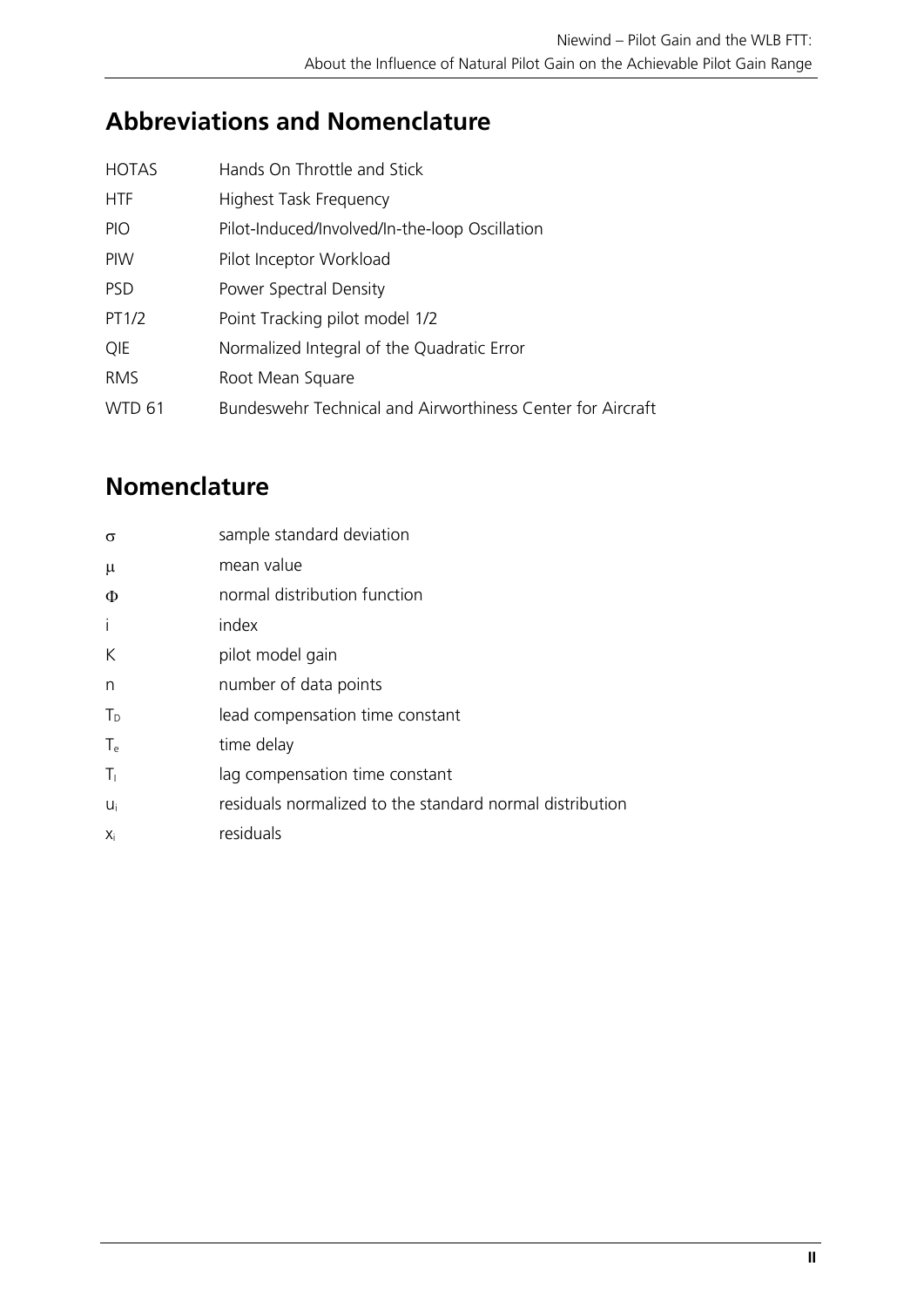## Abbreviations and Nomenclature

| | |
|---|---|
| HOTAS | Hands On Throttle and Stick |
| HTF | Highest Task Frequency |
| PIO | Pilot-Induced/Involved/In-the-loop Oscillation |
| PIW | Pilot Inceptor Workload |
| PSD | Power Spectral Density |
| PT1/2 | Point Tracking pilot model 1/2 |
| QIE | Normalized Integral of the Quadratic Error |
| RMS | Root Mean Square |
| WTD 61 | Bundeswehr Technical and Airworthiness Center for Aircraft |

## Nomenclature

| | |
|---|---|
| $\sigma$ | sample standard deviation |
| $\mu$ | mean value |
| $\Phi$ | normal distribution function |
| $i$ | index |
| $K$ | pilot model gain |
| $n$ | number of data points |
| $T_D$ | lead compensation time constant |
| $T_e$ | time delay |
| $T_I$ | lag compensation time constant |
| $u_i$ | residuals normalized to the standard normal distribution |
| $x_i$ | residuals |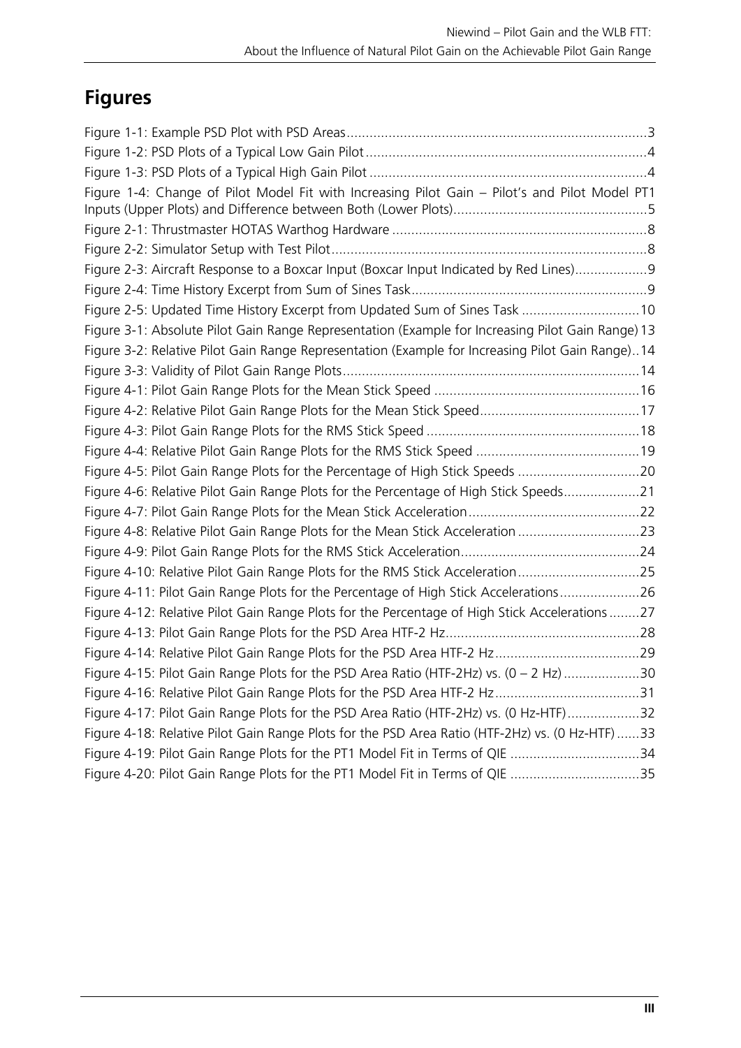# Figures

Figure 1-1: Example PSD Plot with PSD Areas ........................................................................................ 3
Figure 1-2: PSD Plots of a Typical Low Gain Pilot ................................................................................... 4
Figure 1-3: PSD Plots of a Typical High Gain Pilot .................................................................................. 4
Figure 1-4: Change of Pilot Model Fit with Increasing Pilot Gain – Pilot's and Pilot Model PT1 Inputs (Upper Plots) and Difference between Both (Lower Plots) ........................................................... 5
Figure 2-1: Thrustmaster HOTAS Warthog Hardware ............................................................................ 8
Figure 2-2: Simulator Setup with Test Pilot ............................................................................................ 8
Figure 2-3: Aircraft Response to a Boxcar Input (Boxcar Input Indicated by Red Lines) ........................... 9
Figure 2-4: Time History Excerpt from Sum of Sines Task ....................................................................... 9
Figure 2-5: Updated Time History Excerpt from Updated Sum of Sines Task ........................................ 10
Figure 3-1: Absolute Pilot Gain Range Representation (Example for Increasing Pilot Gain Range) 13
Figure 3-2: Relative Pilot Gain Range Representation (Example for Increasing Pilot Gain Range) .. 14
Figure 3-3: Validity of Pilot Gain Range Plots ....................................................................................... 14
Figure 4-1: Pilot Gain Range Plots for the Mean Stick Speed ............................................................... 16
Figure 4-2: Relative Pilot Gain Range Plots for the Mean Stick Speed .................................................. 17
Figure 4-3: Pilot Gain Range Plots for the RMS Stick Speed ................................................................. 18
Figure 4-4: Relative Pilot Gain Range Plots for the RMS Stick Speed ................................................... 19
Figure 4-5: Pilot Gain Range Plots for the Percentage of High Stick Speeds ......................................... 20
Figure 4-6: Relative Pilot Gain Range Plots for the Percentage of High Stick Speeds ............................ 21
Figure 4-7: Pilot Gain Range Plots for the Mean Stick Acceleration ...................................................... 22
Figure 4-8: Relative Pilot Gain Range Plots for the Mean Stick Acceleration ........................................ 23
Figure 4-9: Pilot Gain Range Plots for the RMS Stick Acceleration ........................................................ 24
Figure 4-10: Relative Pilot Gain Range Plots for the RMS Stick Acceleration ........................................ 25
Figure 4-11: Pilot Gain Range Plots for the Percentage of High Stick Accelerations ............................. 26
Figure 4-12: Relative Pilot Gain Range Plots for the Percentage of High Stick Accelerations ................ 27
Figure 4-13: Pilot Gain Range Plots for the PSD Area HTF-2 Hz ........................................................... 28
Figure 4-14: Relative Pilot Gain Range Plots for the PSD Area HTF-2 Hz .............................................. 29
Figure 4-15: Pilot Gain Range Plots for the PSD Area Ratio (HTF-2Hz) vs. (0 – 2 Hz) ........................... 30
Figure 4-16: Relative Pilot Gain Range Plots for the PSD Area HTF-2 Hz .............................................. 31
Figure 4-17: Pilot Gain Range Plots for the PSD Area Ratio (HTF-2Hz) vs. (0 Hz-HTF) .......................... 32
Figure 4-18: Relative Pilot Gain Range Plots for the PSD Area Ratio (HTF-2Hz) vs. (0 Hz-HTF) ............. 33
Figure 4-19: Pilot Gain Range Plots for the PT1 Model Fit in Terms of QIE .......................................... 34
Figure 4-20: Pilot Gain Range Plots for the PT1 Model Fit in Terms of QIE .......................................... 35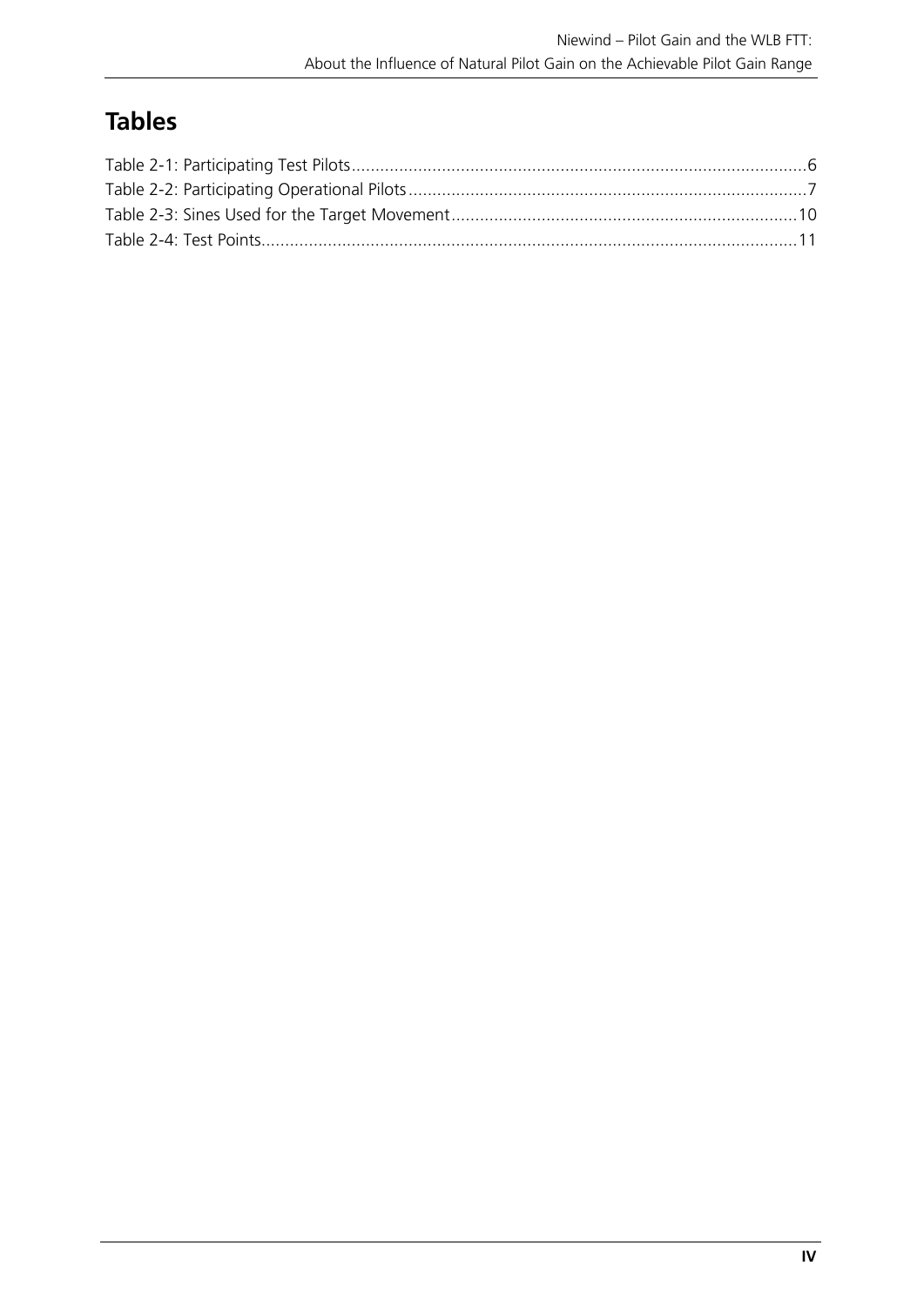# Tables

Table 2-1: Participating Test Pilots ................................................................................................6
Table 2-2: Participating Operational Pilots ....................................................................................7
Table 2-3: Sines Used for the Target Movement .........................................................................10
Table 2-4: Test Points.................................................................................................................11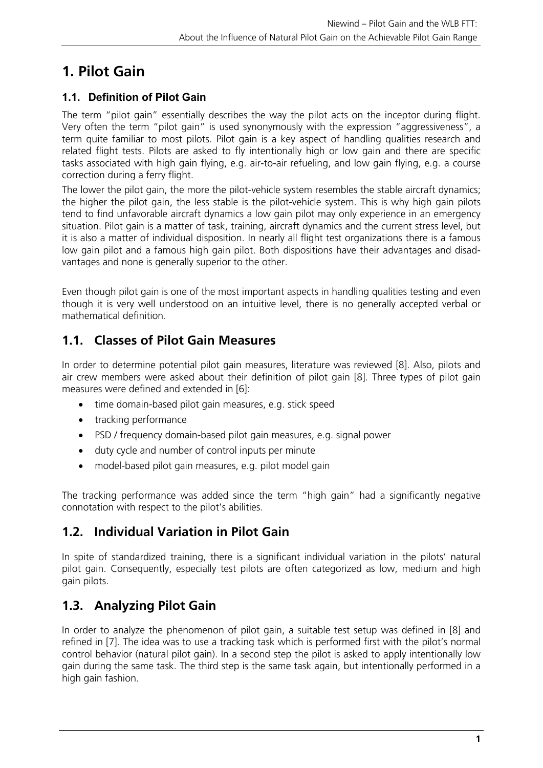# 1. Pilot Gain

### 1.1. Definition of Pilot Gain

The term "pilot gain" essentially describes the way the pilot acts on the inceptor during flight. Very often the term "pilot gain" is used synonymously with the expression "aggressiveness", a term quite familiar to most pilots. Pilot gain is a key aspect of handling qualities research and related flight tests. Pilots are asked to fly intentionally high or low gain and there are specific tasks associated with high gain flying, e.g. air-to-air refueling, and low gain flying, e.g. a course correction during a ferry flight.

The lower the pilot gain, the more the pilot-vehicle system resembles the stable aircraft dynamics; the higher the pilot gain, the less stable is the pilot-vehicle system. This is why high gain pilots tend to find unfavorable aircraft dynamics a low gain pilot may only experience in an emergency situation. Pilot gain is a matter of task, training, aircraft dynamics and the current stress level, but it is also a matter of individual disposition. In nearly all flight test organizations there is a famous low gain pilot and a famous high gain pilot. Both dispositions have their advantages and disadvantages and none is generally superior to the other.

Even though pilot gain is one of the most important aspects in handling qualities testing and even though it is very well understood on an intuitive level, there is no generally accepted verbal or mathematical definition.

## 1.1. Classes of Pilot Gain Measures

In order to determine potential pilot gain measures, literature was reviewed [8]. Also, pilots and air crew members were asked about their definition of pilot gain [8]. Three types of pilot gain measures were defined and extended in [6]:

- time domain-based pilot gain measures, e.g. stick speed
- tracking performance
- PSD / frequency domain-based pilot gain measures, e.g. signal power
- duty cycle and number of control inputs per minute
- model-based pilot gain measures, e.g. pilot model gain

The tracking performance was added since the term "high gain" had a significantly negative connotation with respect to the pilot's abilities.

## 1.2. Individual Variation in Pilot Gain

In spite of standardized training, there is a significant individual variation in the pilots' natural pilot gain. Consequently, especially test pilots are often categorized as low, medium and high gain pilots.

## 1.3. Analyzing Pilot Gain

In order to analyze the phenomenon of pilot gain, a suitable test setup was defined in [8] and refined in [7]. The idea was to use a tracking task which is performed first with the pilot's normal control behavior (natural pilot gain). In a second step the pilot is asked to apply intentionally low gain during the same task. The third step is the same task again, but intentionally performed in a high gain fashion.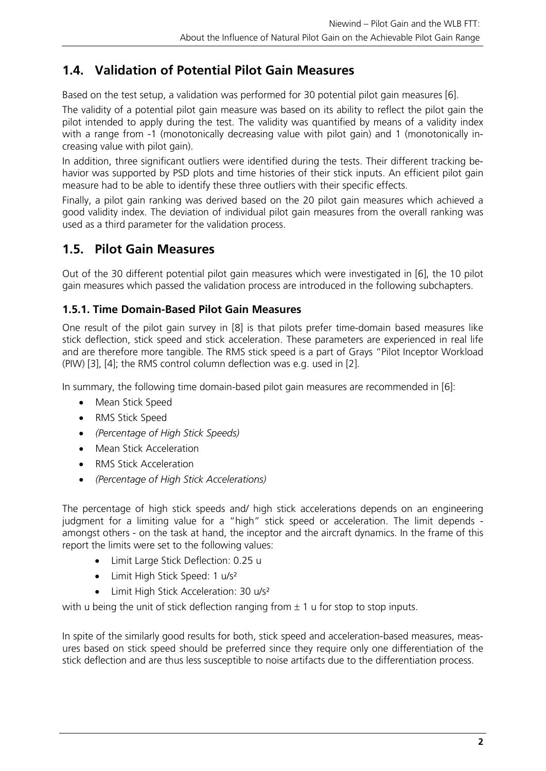## 1.4. Validation of Potential Pilot Gain Measures

Based on the test setup, a validation was performed for 30 potential pilot gain measures [6].

The validity of a potential pilot gain measure was based on its ability to reflect the pilot gain the pilot intended to apply during the test. The validity was quantified by means of a validity index with a range from -1 (monotonically decreasing value with pilot gain) and 1 (monotonically increasing value with pilot gain).

In addition, three significant outliers were identified during the tests. Their different tracking behavior was supported by PSD plots and time histories of their stick inputs. An efficient pilot gain measure had to be able to identify these three outliers with their specific effects.

Finally, a pilot gain ranking was derived based on the 20 pilot gain measures which achieved a good validity index. The deviation of individual pilot gain measures from the overall ranking was used as a third parameter for the validation process.

## 1.5. Pilot Gain Measures

Out of the 30 different potential pilot gain measures which were investigated in [6], the 10 pilot gain measures which passed the validation process are introduced in the following subchapters.

### 1.5.1. Time Domain-Based Pilot Gain Measures

One result of the pilot gain survey in [8] is that pilots prefer time-domain based measures like stick deflection, stick speed and stick acceleration. These parameters are experienced in real life and are therefore more tangible. The RMS stick speed is a part of Grays "Pilot Inceptor Workload (PIW) [3], [4]; the RMS control column deflection was e.g. used in [2].

In summary, the following time domain-based pilot gain measures are recommended in [6]:

- Mean Stick Speed
- RMS Stick Speed
- *(Percentage of High Stick Speeds)*
- Mean Stick Acceleration
- RMS Stick Acceleration
- *(Percentage of High Stick Accelerations)*

The percentage of high stick speeds and/ high stick accelerations depends on an engineering judgment for a limiting value for a "high" stick speed or acceleration. The limit depends - amongst others - on the task at hand, the inceptor and the aircraft dynamics. In the frame of this report the limits were set to the following values:

- Limit Large Stick Deflection: 0.25 u
- Limit High Stick Speed: 1 u/s²
- Limit High Stick Acceleration: 30 u/s²

with u being the unit of stick deflection ranging from ± 1 u for stop to stop inputs.

In spite of the similarly good results for both, stick speed and acceleration-based measures, measures based on stick speed should be preferred since they require only one differentiation of the stick deflection and are thus less susceptible to noise artifacts due to the differentiation process.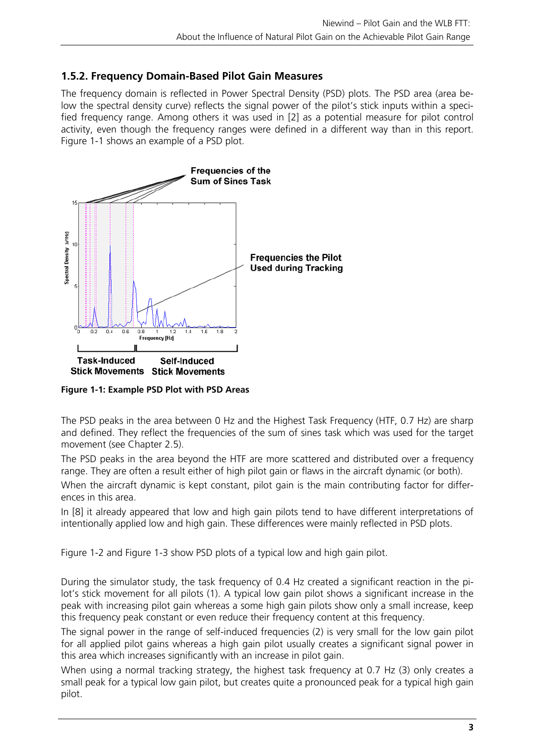### 1.5.2. Frequency Domain-Based Pilot Gain Measures

The frequency domain is reflected in Power Spectral Density (PSD) plots. The PSD area (area below the spectral density curve) reflects the signal power of the pilot's stick inputs within a specified frequency range. Among others it was used in [2] as a potential measure for pilot control activity, even though the frequency ranges were defined in a different way than in this report. Figure 1-1 shows an example of a PSD plot.

**Figure 1-1: Example PSD Plot with PSD Areas**

The PSD peaks in the area between 0 Hz and the Highest Task Frequency (HTF, 0.7 Hz) are sharp and defined. They reflect the frequencies of the sum of sines task which was used for the target movement (see Chapter 2.5).

The PSD peaks in the area beyond the HTF are more scattered and distributed over a frequency range. They are often a result either of high pilot gain or flaws in the aircraft dynamic (or both).

When the aircraft dynamic is kept constant, pilot gain is the main contributing factor for differences in this area.

In [8] it already appeared that low and high gain pilots tend to have different interpretations of intentionally applied low and high gain. These differences were mainly reflected in PSD plots.

Figure 1-2 and Figure 1-3 show PSD plots of a typical low and high gain pilot.

During the simulator study, the task frequency of 0.4 Hz created a significant reaction in the pilot's stick movement for all pilots (1). A typical low gain pilot shows a significant increase in the peak with increasing pilot gain whereas a some high gain pilots show only a small increase, keep this frequency peak constant or even reduce their frequency content at this frequency.

The signal power in the range of self-induced frequencies (2) is very small for the low gain pilot for all applied pilot gains whereas a high gain pilot usually creates a significant signal power in this area which increases significantly with an increase in pilot gain.

When using a normal tracking strategy, the highest task frequency at 0.7 Hz (3) only creates a small peak for a typical low gain pilot, but creates quite a pronounced peak for a typical high gain pilot.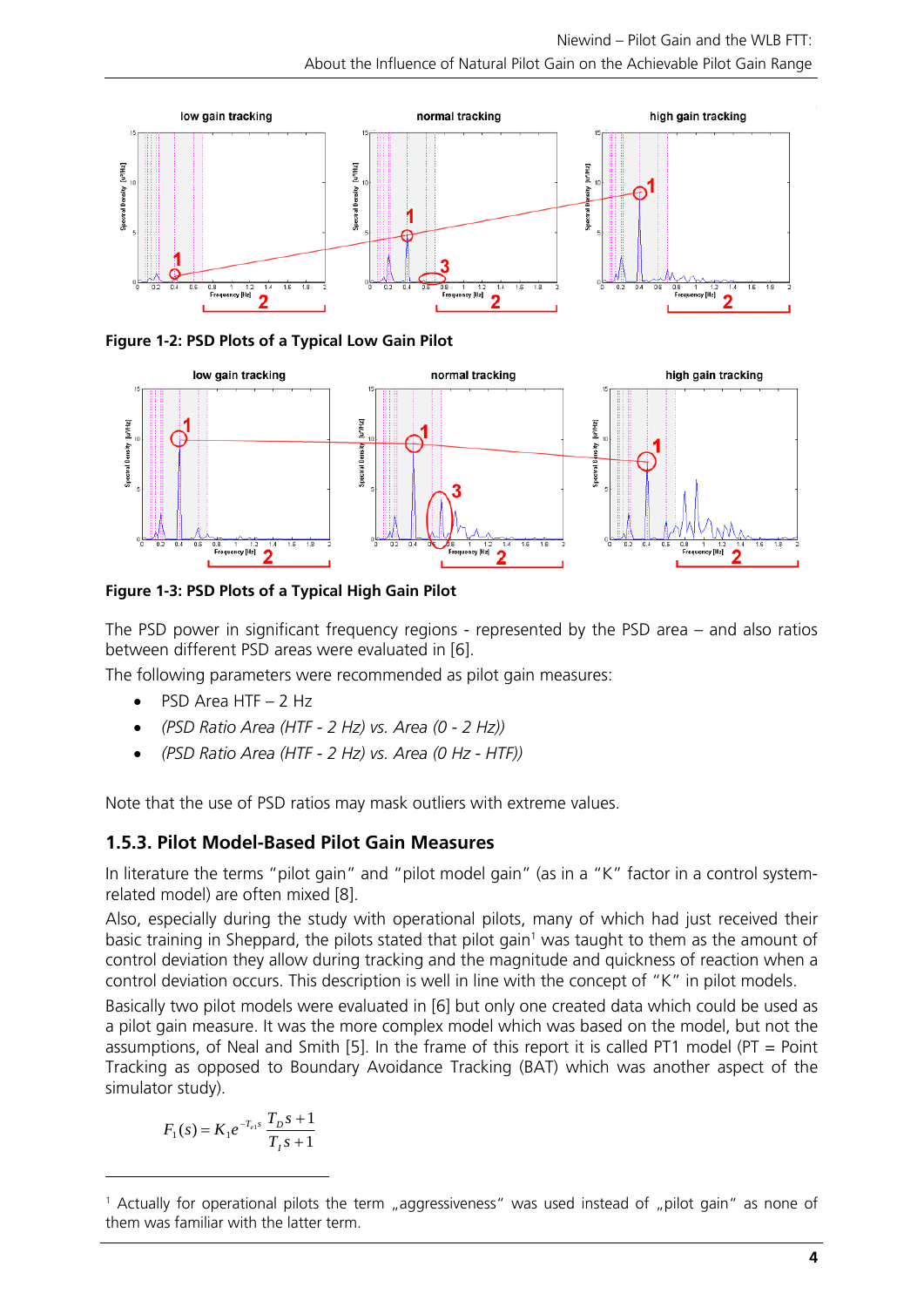**Figure 1-2: PSD Plots of a Typical Low Gain Pilot**

**Figure 1-3: PSD Plots of a Typical High Gain Pilot**

The PSD power in significant frequency regions - represented by the PSD area – and also ratios between different PSD areas were evaluated in [6].

The following parameters were recommended as pilot gain measures:

- PSD Area HTF – 2 Hz
- *(PSD Ratio Area (HTF - 2 Hz) vs. Area (0 - 2 Hz))*
- *(PSD Ratio Area (HTF - 2 Hz) vs. Area (0 Hz - HTF))*

Note that the use of PSD ratios may mask outliers with extreme values.

### 1.5.3. Pilot Model-Based Pilot Gain Measures

In literature the terms "pilot gain" and "pilot model gain" (as in a "K" factor in a control system-related model) are often mixed [8].

Also, especially during the study with operational pilots, many of which had just received their basic training in Sheppard, the pilots stated that pilot gain[1] was taught to them as the amount of control deviation they allow during tracking and the magnitude and quickness of reaction when a control deviation occurs. This description is well in line with the concept of "K" in pilot models.

Basically two pilot models were evaluated in [6] but only one created data which could be used as a pilot gain measure. It was the more complex model which was based on the model, but not the assumptions, of Neal and Smith [5]. In the frame of this report it is called PT1 model (PT = Point Tracking as opposed to Boundary Avoidance Tracking (BAT) which was another aspect of the simulator study).

$$F_1(s) = K_1 e^{-T_{e1}s} \frac{T_D s + 1}{T_I s + 1}$$

[1] Actually for operational pilots the term „aggressiveness" was used instead of „pilot gain" as none of them was familiar with the latter term.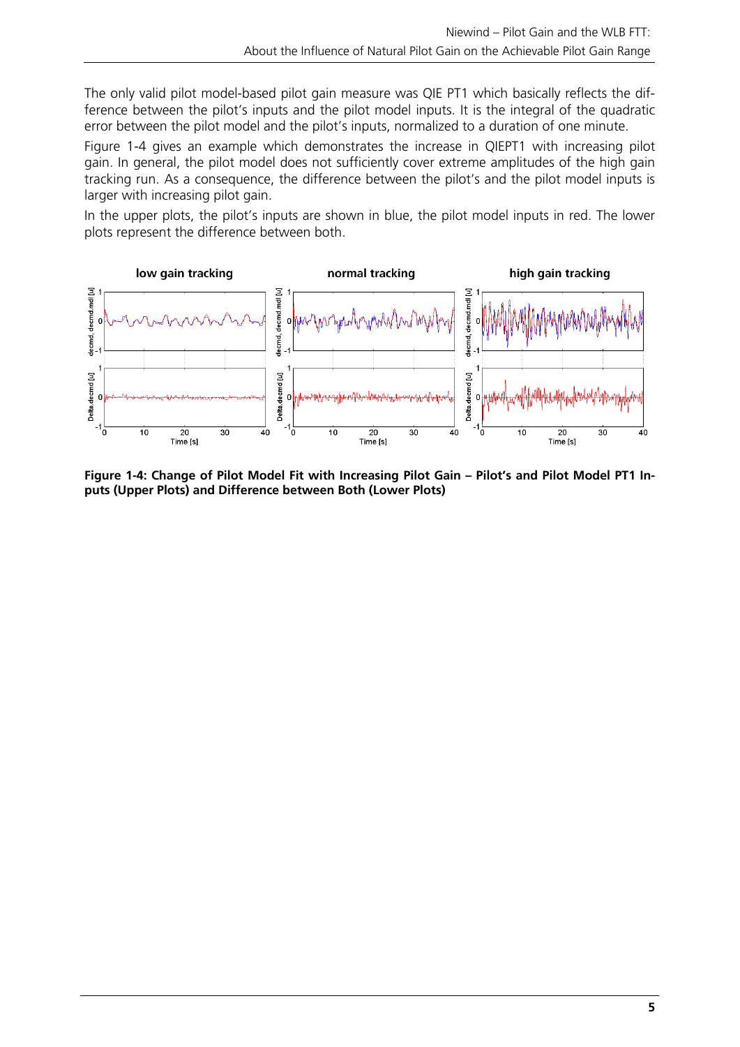The only valid pilot model-based pilot gain measure was QIE PT1 which basically reflects the difference between the pilot's inputs and the pilot model inputs. It is the integral of the quadratic error between the pilot model and the pilot's inputs, normalized to a duration of one minute.

Figure 1-4 gives an example which demonstrates the increase in QIEPT1 with increasing pilot gain. In general, the pilot model does not sufficiently cover extreme amplitudes of the high gain tracking run. As a consequence, the difference between the pilot's and the pilot model inputs is larger with increasing pilot gain.

In the upper plots, the pilot's inputs are shown in blue, the pilot model inputs in red. The lower plots represent the difference between both.

**Figure 1-4: Change of Pilot Model Fit with Increasing Pilot Gain – Pilot's and Pilot Model PT1 Inputs (Upper Plots) and Difference between Both (Lower Plots)**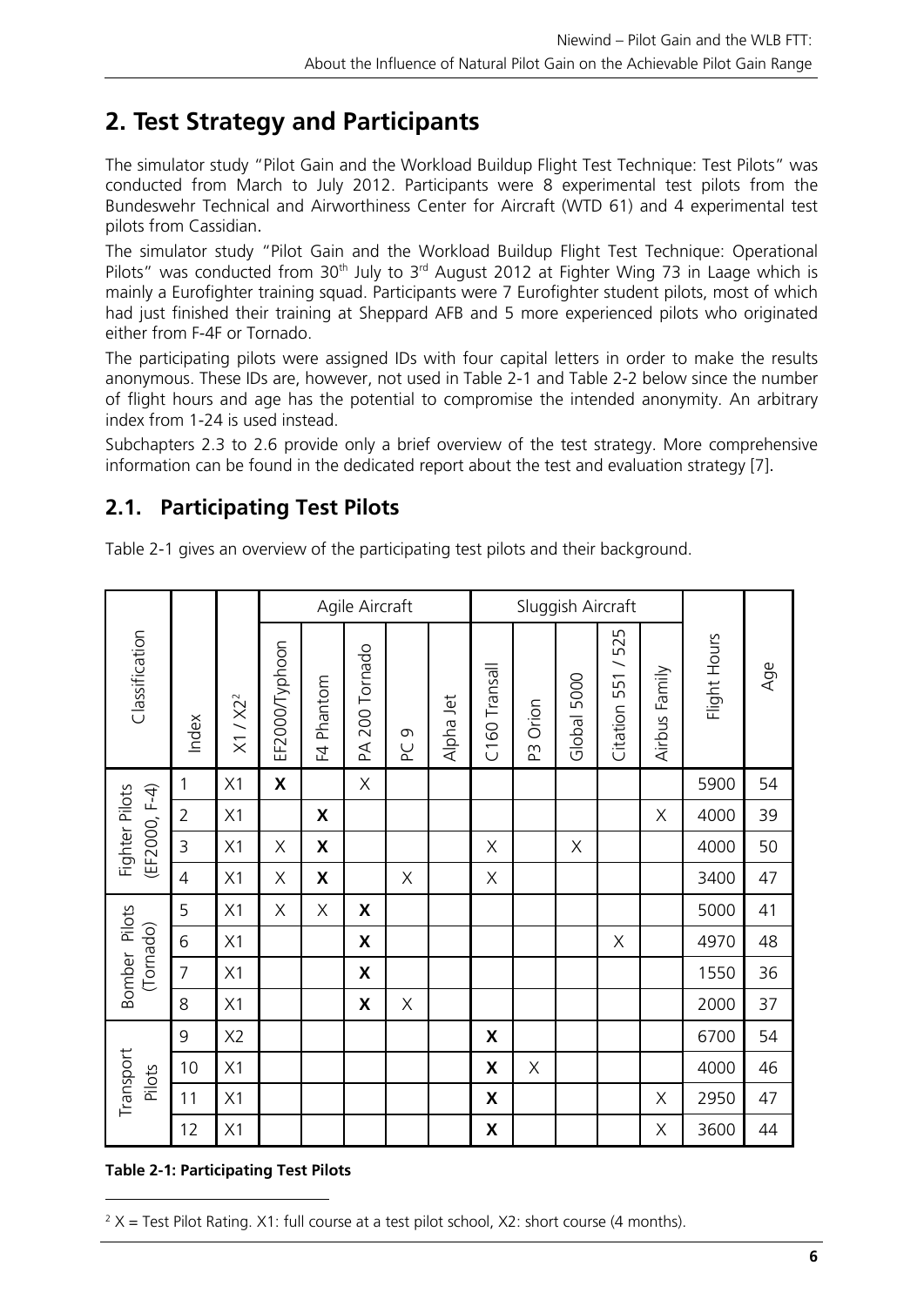# 2. Test Strategy and Participants

The simulator study "Pilot Gain and the Workload Buildup Flight Test Technique: Test Pilots" was conducted from March to July 2012. Participants were 8 experimental test pilots from the Bundeswehr Technical and Airworthiness Center for Aircraft (WTD 61) and 4 experimental test pilots from Cassidian.

The simulator study "Pilot Gain and the Workload Buildup Flight Test Technique: Operational Pilots" was conducted from 30th July to 3rd August 2012 at Fighter Wing 73 in Laage which is mainly a Eurofighter training squad. Participants were 7 Eurofighter student pilots, most of which had just finished their training at Sheppard AFB and 5 more experienced pilots who originated either from F-4F or Tornado.

The participating pilots were assigned IDs with four capital letters in order to make the results anonymous. These IDs are, however, not used in Table 2-1 and Table 2-2 below since the number of flight hours and age has the potential to compromise the intended anonymity. An arbitrary index from 1-24 is used instead.

Subchapters 2.3 to 2.6 provide only a brief overview of the test strategy. More comprehensive information can be found in the dedicated report about the test and evaluation strategy [7].

## 2.1. Participating Test Pilots

Table 2-1 gives an overview of the participating test pilots and their background.

| Classification | Index | X1 / X2[2] | Agile Aircraft | | | | | Sluggish Aircraft | | | | | Flight Hours | Age |
|---|---|---|---|---|---|---|---|---|---|---|---|---|---|---|
| | | | EF2000/Typhoon | F4 Phantom | PA 200 Tornado | PC 9 | Alpha Jet | C160 Transall | P3 Orion | Global 5000 | Citation 551 / 525 | Airbus Family | | |
| Fighter Pilots (EF2000, F-4) | 1 | X1 | **X** | | X | | | | | | | | 5900 | 54 |
| | 2 | X1 | | **X** | | | | | | | | X | 4000 | 39 |
| | 3 | X1 | X | **X** | | | | X | | X | | | 4000 | 50 |
| | 4 | X1 | X | **X** | | X | | X | | | | | 3400 | 47 |
| Bomber Pilots (Tornado) | 5 | X1 | X | X | **X** | | | | | | | | 5000 | 41 |
| | 6 | X1 | | | **X** | | | | | | X | | 4970 | 48 |
| | 7 | X1 | | | **X** | | | | | | | | 1550 | 36 |
| | 8 | X1 | | | **X** | X | | | | | | | 2000 | 37 |
| Transport Pilots | 9 | X2 | | | | | | **X** | | | | | 6700 | 54 |
| | 10 | X1 | | | | | | **X** | X | | | | 4000 | 46 |
| | 11 | X1 | | | | | | **X** | | | | X | 2950 | 47 |
| | 12 | X1 | | | | | | **X** | | | | X | 3600 | 44 |

**Table 2-1: Participating Test Pilots**

[2] X = Test Pilot Rating. X1: full course at a test pilot school, X2: short course (4 months).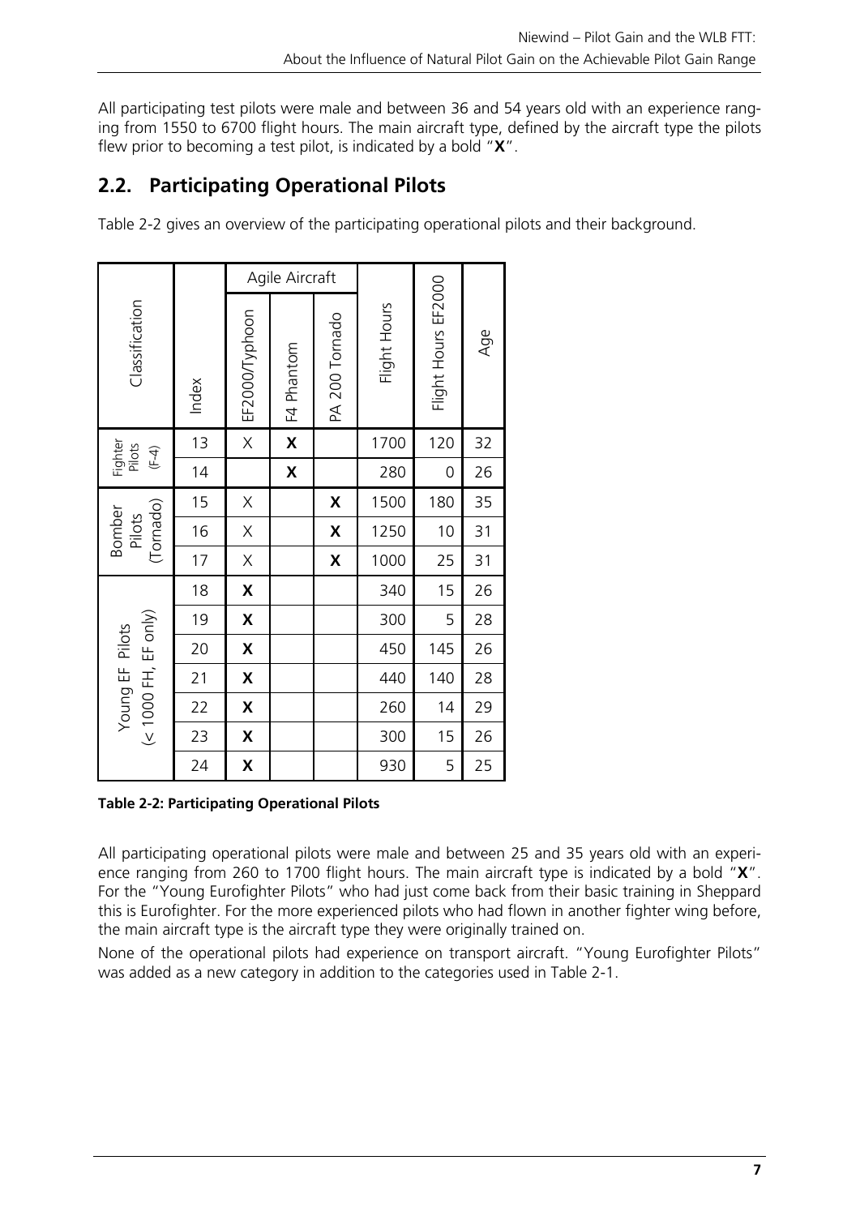All participating test pilots were male and between 36 and 54 years old with an experience ranging from 1550 to 6700 flight hours. The main aircraft type, defined by the aircraft type the pilots flew prior to becoming a test pilot, is indicated by a bold "**X**".

## 2.2. Participating Operational Pilots

Table 2-2 gives an overview of the participating operational pilots and their background.

| Classification | Index | Agile Aircraft | | | Flight Hours | Flight Hours EF2000 | Age |
|---|---|---|---|---|---|---|---|
| | | EF2000/Typhoon | F4 Phantom | PA 200 Tornado | | | |
| Fighter Pilots (F-4) | 13 | X | **X** | | 1700 | 120 | 32 |
| | 14 | | **X** | | 280 | 0 | 26 |
| Bomber Pilots (Tornado) | 15 | X | | **X** | 1500 | 180 | 35 |
| | 16 | X | | **X** | 1250 | 10 | 31 |
| | 17 | X | | **X** | 1000 | 25 | 31 |
| Young EF Pilots (< 1000 FH, EF only) | 18 | **X** | | | 340 | 15 | 26 |
| | 19 | **X** | | | 300 | 5 | 28 |
| | 20 | **X** | | | 450 | 145 | 26 |
| | 21 | **X** | | | 440 | 140 | 28 |
| | 22 | **X** | | | 260 | 14 | 29 |
| | 23 | **X** | | | 300 | 15 | 26 |
| | 24 | **X** | | | 930 | 5 | 25 |

**Table 2-2: Participating Operational Pilots**

All participating operational pilots were male and between 25 and 35 years old with an experience ranging from 260 to 1700 flight hours. The main aircraft type is indicated by a bold "**X**". For the "Young Eurofighter Pilots" who had just come back from their basic training in Sheppard this is Eurofighter. For the more experienced pilots who had flown in another fighter wing before, the main aircraft type is the aircraft type they were originally trained on.

None of the operational pilots had experience on transport aircraft. "Young Eurofighter Pilots" was added as a new category in addition to the categories used in Table 2-1.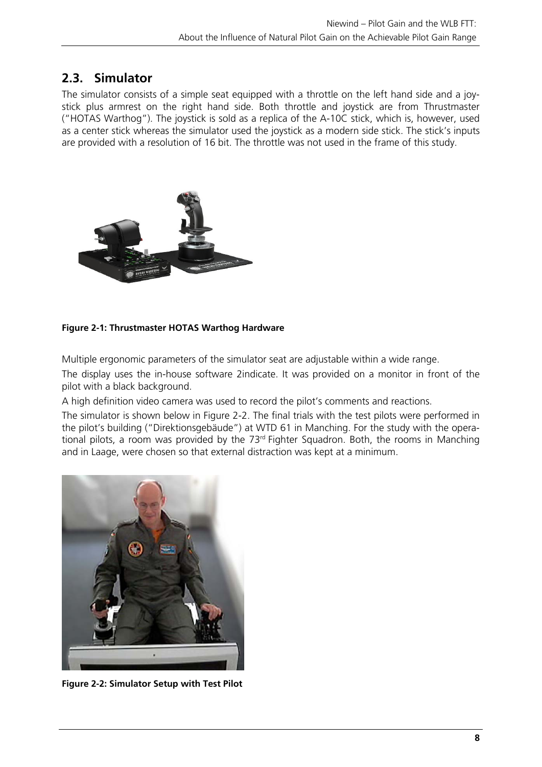## 2.3. Simulator

The simulator consists of a simple seat equipped with a throttle on the left hand side and a joystick plus armrest on the right hand side. Both throttle and joystick are from Thrustmaster ("HOTAS Warthog"). The joystick is sold as a replica of the A-10C stick, which is, however, used as a center stick whereas the simulator used the joystick as a modern side stick. The stick's inputs are provided with a resolution of 16 bit. The throttle was not used in the frame of this study.

**Figure 2-1: Thrustmaster HOTAS Warthog Hardware**

Multiple ergonomic parameters of the simulator seat are adjustable within a wide range.

The display uses the in-house software 2indicate. It was provided on a monitor in front of the pilot with a black background.

A high definition video camera was used to record the pilot's comments and reactions.

The simulator is shown below in Figure 2-2. The final trials with the test pilots were performed in the pilot's building ("Direktionsgebäude") at WTD 61 in Manching. For the study with the operational pilots, a room was provided by the 73rd Fighter Squadron. Both, the rooms in Manching and in Laage, were chosen so that external distraction was kept at a minimum.

**Figure 2-2: Simulator Setup with Test Pilot**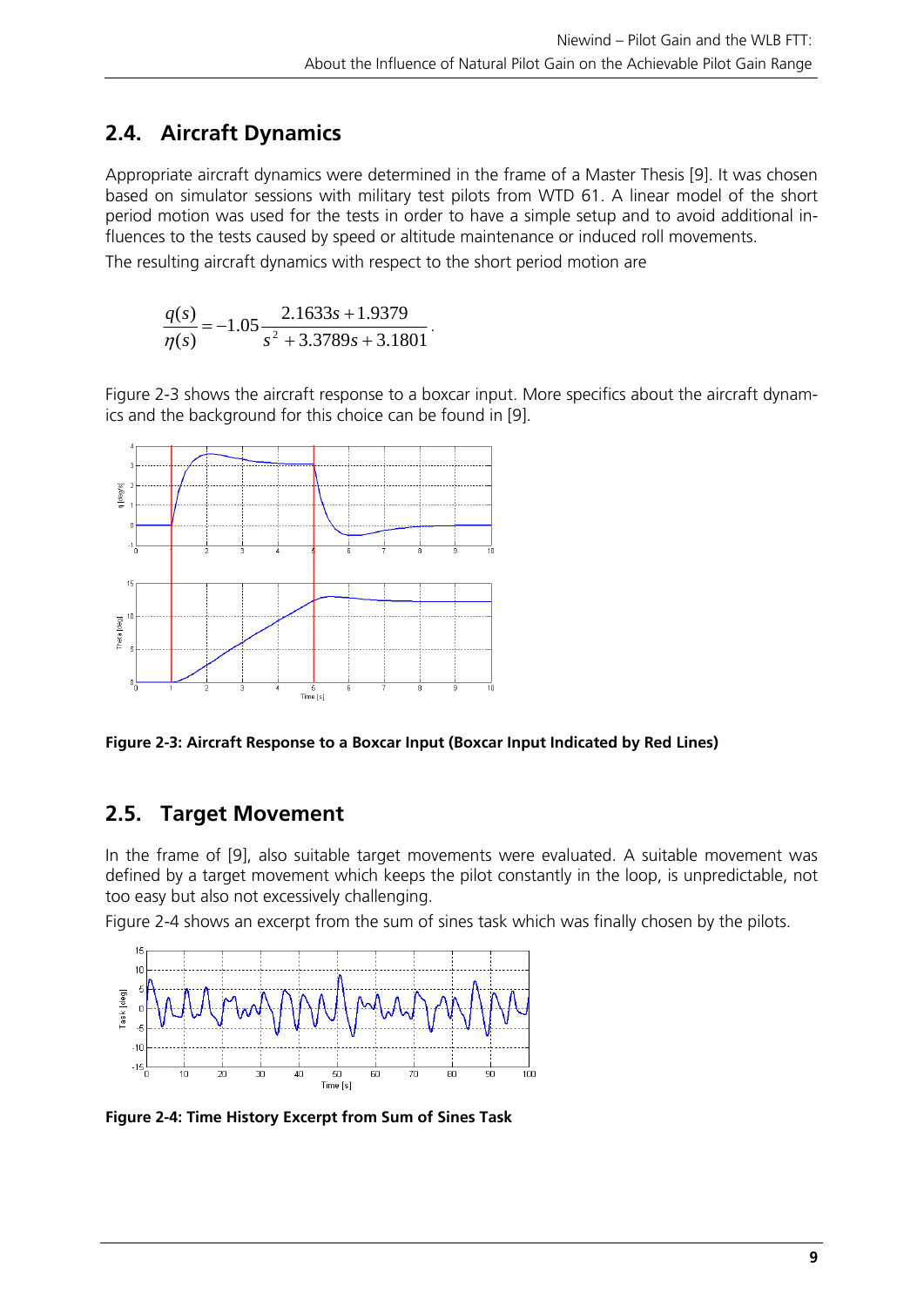## 2.4. Aircraft Dynamics

Appropriate aircraft dynamics were determined in the frame of a Master Thesis [9]. It was chosen based on simulator sessions with military test pilots from WTD 61. A linear model of the short period motion was used for the tests in order to have a simple setup and to avoid additional influences to the tests caused by speed or altitude maintenance or induced roll movements.

The resulting aircraft dynamics with respect to the short period motion are

$$\frac{q(s)}{\eta(s)} = -1.05 \frac{2.1633s + 1.9379}{s^2 + 3.3789s + 3.1801}.$$

Figure 2-3 shows the aircraft response to a boxcar input. More specifics about the aircraft dynamics and the background for this choice can be found in [9].

**Figure 2-3: Aircraft Response to a Boxcar Input (Boxcar Input Indicated by Red Lines)**

## 2.5. Target Movement

In the frame of [9], also suitable target movements were evaluated. A suitable movement was defined by a target movement which keeps the pilot constantly in the loop, is unpredictable, not too easy but also not excessively challenging.

Figure 2-4 shows an excerpt from the sum of sines task which was finally chosen by the pilots.

**Figure 2-4: Time History Excerpt from Sum of Sines Task**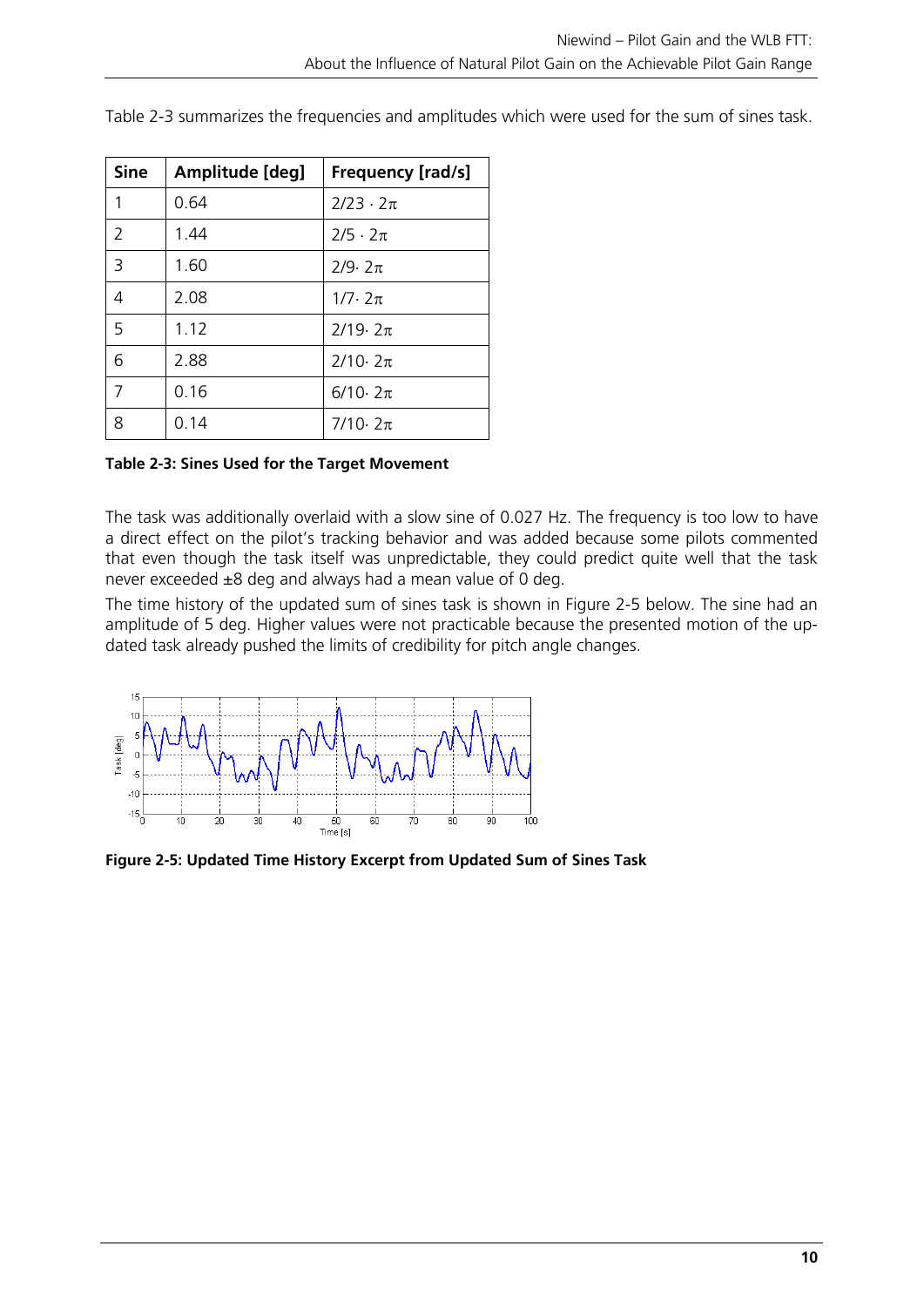Table 2-3 summarizes the frequencies and amplitudes which were used for the sum of sines task.

| Sine | Amplitude [deg] | Frequency [rad/s] |
|---|---|---|
| 1 | 0.64 | $2/23 \cdot 2\pi$ |
| 2 | 1.44 | $2/5 \cdot 2\pi$ |
| 3 | 1.60 | $2/9 \cdot 2\pi$ |
| 4 | 2.08 | $1/7 \cdot 2\pi$ |
| 5 | 1.12 | $2/19 \cdot 2\pi$ |
| 6 | 2.88 | $2/10 \cdot 2\pi$ |
| 7 | 0.16 | $6/10 \cdot 2\pi$ |
| 8 | 0.14 | $7/10 \cdot 2\pi$ |

**Table 2-3: Sines Used for the Target Movement**

The task was additionally overlaid with a slow sine of 0.027 Hz. The frequency is too low to have a direct effect on the pilot's tracking behavior and was added because some pilots commented that even though the task itself was unpredictable, they could predict quite well that the task never exceeded ±8 deg and always had a mean value of 0 deg.

The time history of the updated sum of sines task is shown in Figure 2-5 below. The sine had an amplitude of 5 deg. Higher values were not practicable because the presented motion of the updated task already pushed the limits of credibility for pitch angle changes.

**Figure 2-5: Updated Time History Excerpt from Updated Sum of Sines Task**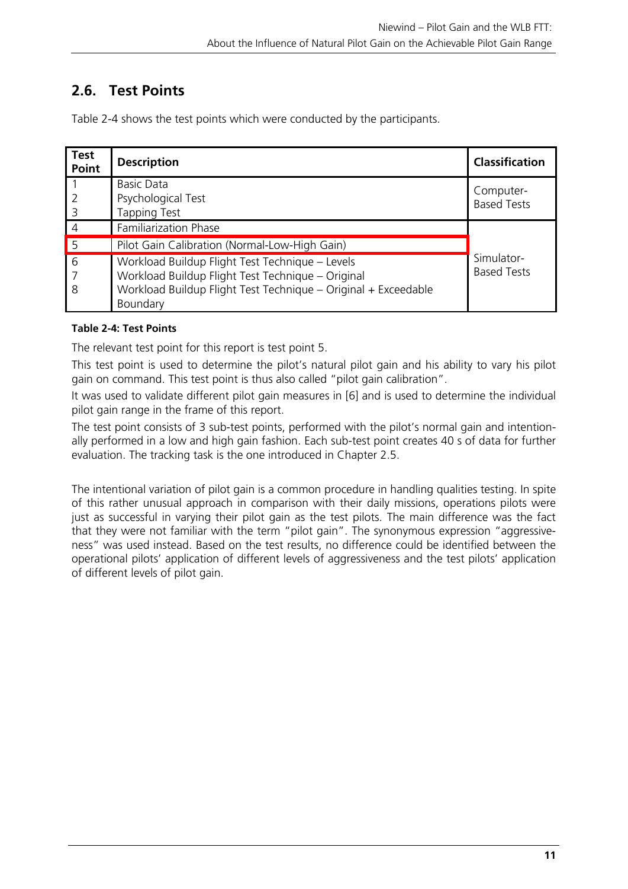## 2.6. Test Points

Table 2-4 shows the test points which were conducted by the participants.

| Test Point | Description | Classification |
|---|---|---|
| 1<br>2<br>3 | Basic Data<br>Psychological Test<br>Tapping Test | Computer-Based Tests |
| 4 | Familiarization Phase | Simulator-Based Tests |
| 5 | Pilot Gain Calibration (Normal-Low-High Gain) | |
| 6<br>7<br>8 | Workload Buildup Flight Test Technique – Levels<br>Workload Buildup Flight Test Technique – Original<br>Workload Buildup Flight Test Technique – Original + Exceedable Boundary | |

**Table 2-4: Test Points**

The relevant test point for this report is test point 5.

This test point is used to determine the pilot's natural pilot gain and his ability to vary his pilot gain on command. This test point is thus also called "pilot gain calibration".

It was used to validate different pilot gain measures in [6] and is used to determine the individual pilot gain range in the frame of this report.

The test point consists of 3 sub-test points, performed with the pilot's normal gain and intentionally performed in a low and high gain fashion. Each sub-test point creates 40 s of data for further evaluation. The tracking task is the one introduced in Chapter 2.5.

The intentional variation of pilot gain is a common procedure in handling qualities testing. In spite of this rather unusual approach in comparison with their daily missions, operations pilots were just as successful in varying their pilot gain as the test pilots. The main difference was the fact that they were not familiar with the term "pilot gain". The synonymous expression "aggressiveness" was used instead. Based on the test results, no difference could be identified between the operational pilots' application of different levels of aggressiveness and the test pilots' application of different levels of pilot gain.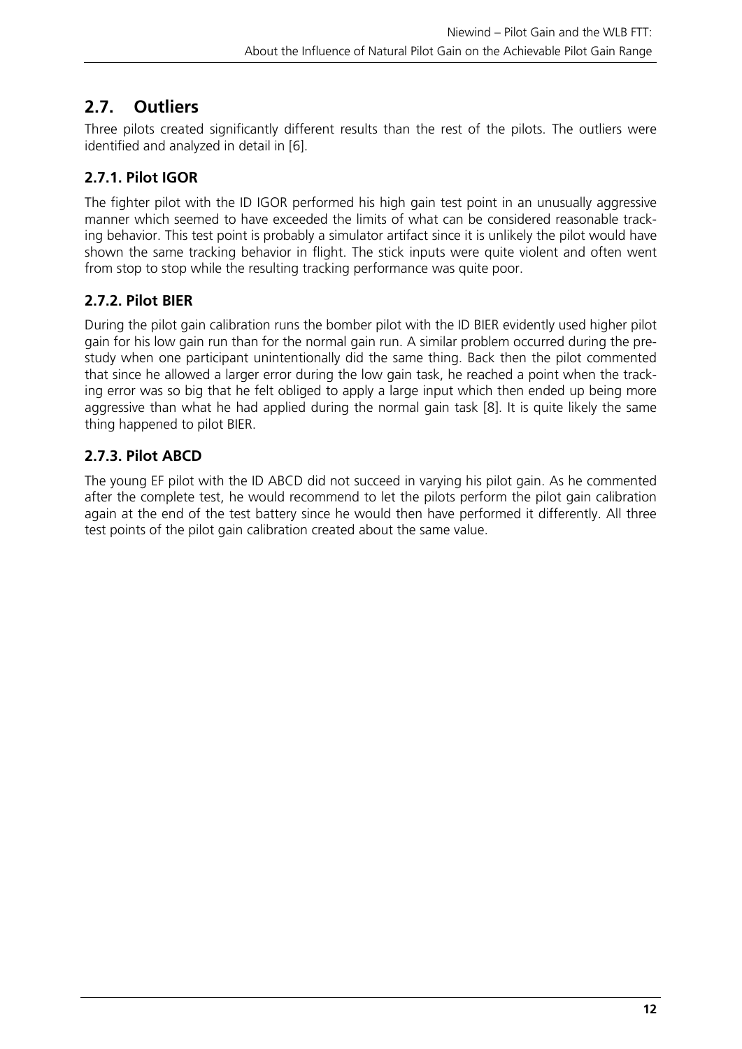## 2.7. Outliers

Three pilots created significantly different results than the rest of the pilots. The outliers were identified and analyzed in detail in [6].

### 2.7.1. Pilot IGOR

The fighter pilot with the ID IGOR performed his high gain test point in an unusually aggressive manner which seemed to have exceeded the limits of what can be considered reasonable tracking behavior. This test point is probably a simulator artifact since it is unlikely the pilot would have shown the same tracking behavior in flight. The stick inputs were quite violent and often went from stop to stop while the resulting tracking performance was quite poor.

### 2.7.2. Pilot BIER

During the pilot gain calibration runs the bomber pilot with the ID BIER evidently used higher pilot gain for his low gain run than for the normal gain run. A similar problem occurred during the pre-study when one participant unintentionally did the same thing. Back then the pilot commented that since he allowed a larger error during the low gain task, he reached a point when the tracking error was so big that he felt obliged to apply a large input which then ended up being more aggressive than what he had applied during the normal gain task [8]. It is quite likely the same thing happened to pilot BIER.

### 2.7.3. Pilot ABCD

The young EF pilot with the ID ABCD did not succeed in varying his pilot gain. As he commented after the complete test, he would recommend to let the pilots perform the pilot gain calibration again at the end of the test battery since he would then have performed it differently. All three test points of the pilot gain calibration created about the same value.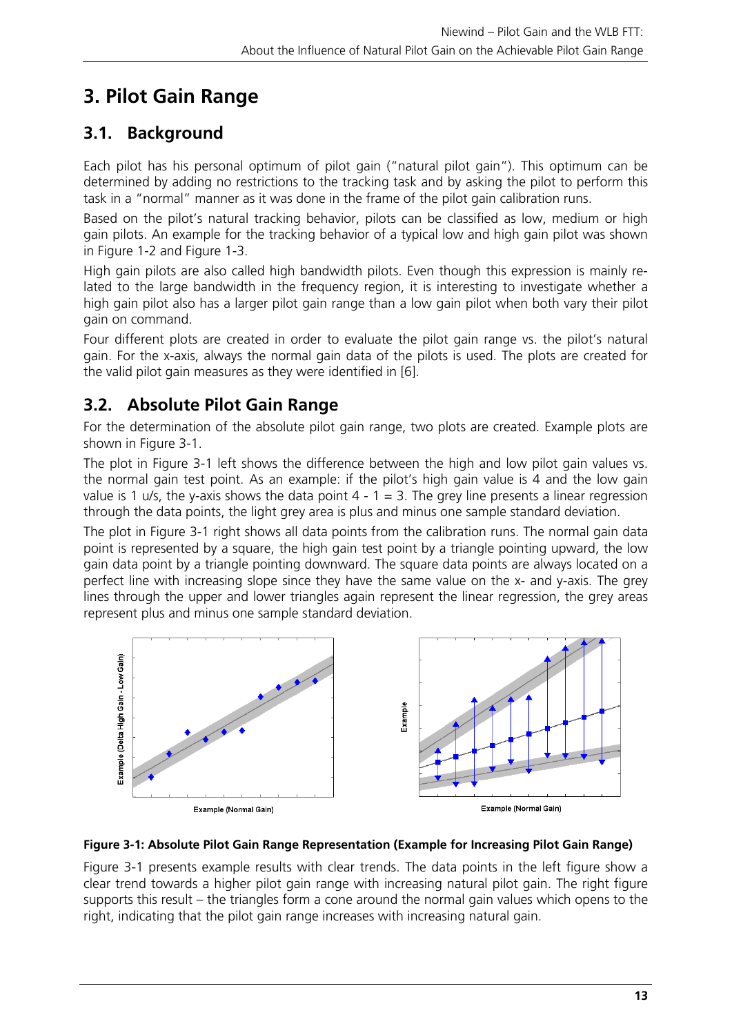# 3. Pilot Gain Range

## 3.1. Background

Each pilot has his personal optimum of pilot gain ("natural pilot gain"). This optimum can be determined by adding no restrictions to the tracking task and by asking the pilot to perform this task in a "normal" manner as it was done in the frame of the pilot gain calibration runs.

Based on the pilot's natural tracking behavior, pilots can be classified as low, medium or high gain pilots. An example for the tracking behavior of a typical low and high gain pilot was shown in Figure 1-2 and Figure 1-3.

High gain pilots are also called high bandwidth pilots. Even though this expression is mainly related to the large bandwidth in the frequency region, it is interesting to investigate whether a high gain pilot also has a larger pilot gain range than a low gain pilot when both vary their pilot gain on command.

Four different plots are created in order to evaluate the pilot gain range vs. the pilot's natural gain. For the x-axis, always the normal gain data of the pilots is used. The plots are created for the valid pilot gain measures as they were identified in [6].

## 3.2. Absolute Pilot Gain Range

For the determination of the absolute pilot gain range, two plots are created. Example plots are shown in Figure 3-1.

The plot in Figure 3-1 left shows the difference between the high and low pilot gain values vs. the normal gain test point. As an example: if the pilot's high gain value is 4 and the low gain value is 1 u/s, the y-axis shows the data point 4 - 1 = 3. The grey line presents a linear regression through the data points, the light grey area is plus and minus one sample standard deviation.

The plot in Figure 3-1 right shows all data points from the calibration runs. The normal gain data point is represented by a square, the high gain test point by a triangle pointing upward, the low gain data point by a triangle pointing downward. The square data points are always located on a perfect line with increasing slope since they have the same value on the x- and y-axis. The grey lines through the upper and lower triangles again represent the linear regression, the grey areas represent plus and minus one sample standard deviation.

**Figure 3-1: Absolute Pilot Gain Range Representation (Example for Increasing Pilot Gain Range)**

Figure 3-1 presents example results with clear trends. The data points in the left figure show a clear trend towards a higher pilot gain range with increasing natural pilot gain. The right figure supports this result – the triangles form a cone around the normal gain values which opens to the right, indicating that the pilot gain range increases with increasing natural gain.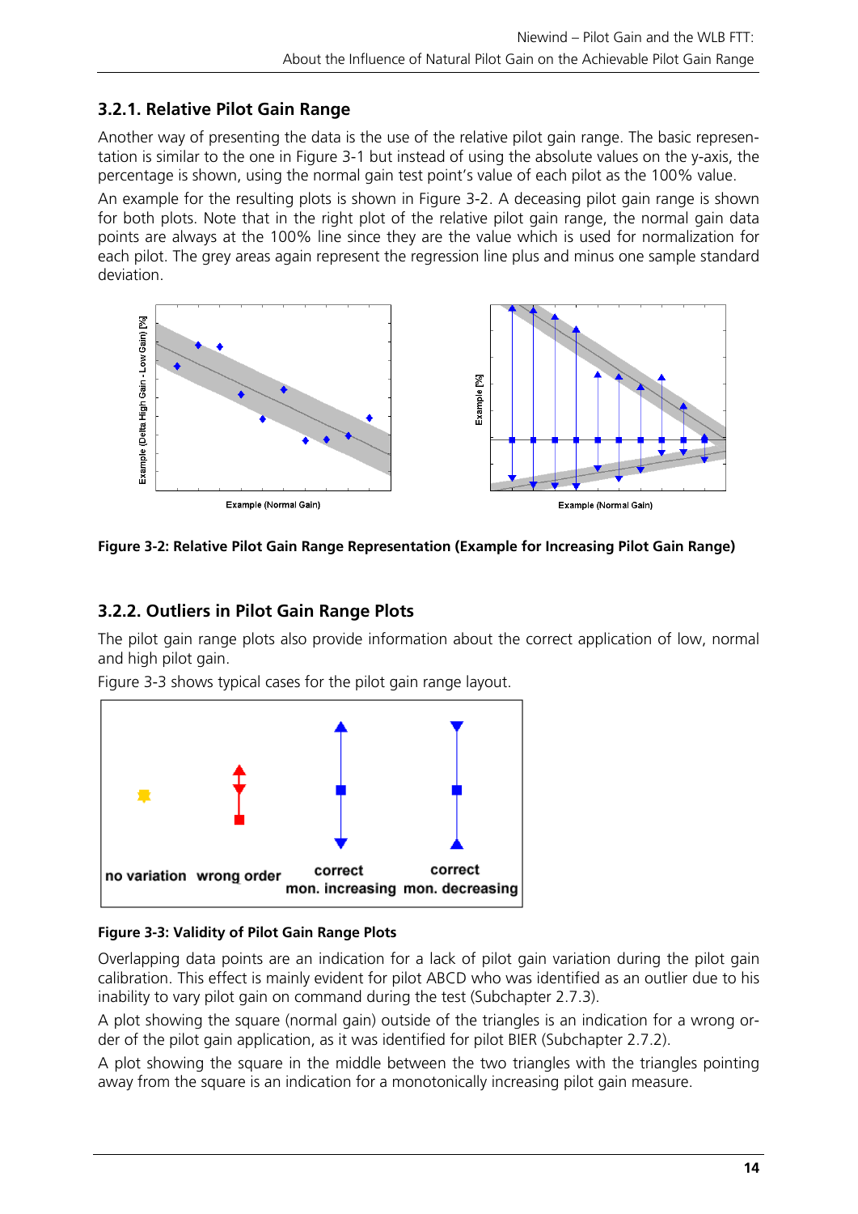### 3.2.1. Relative Pilot Gain Range

Another way of presenting the data is the use of the relative pilot gain range. The basic representation is similar to the one in Figure 3-1 but instead of using the absolute values on the y-axis, the percentage is shown, using the normal gain test point's value of each pilot as the 100% value.

An example for the resulting plots is shown in Figure 3-2. A deceasing pilot gain range is shown for both plots. Note that in the right plot of the relative pilot gain range, the normal gain data points are always at the 100% line since they are the value which is used for normalization for each pilot. The grey areas again represent the regression line plus and minus one sample standard deviation.

**Figure 3-2: Relative Pilot Gain Range Representation (Example for Increasing Pilot Gain Range)**

### 3.2.2. Outliers in Pilot Gain Range Plots

The pilot gain range plots also provide information about the correct application of low, normal and high pilot gain.

Figure 3-3 shows typical cases for the pilot gain range layout.

**Figure 3-3: Validity of Pilot Gain Range Plots**

Overlapping data points are an indication for a lack of pilot gain variation during the pilot gain calibration. This effect is mainly evident for pilot ABCD who was identified as an outlier due to his inability to vary pilot gain on command during the test (Subchapter 2.7.3).

A plot showing the square (normal gain) outside of the triangles is an indication for a wrong order of the pilot gain application, as it was identified for pilot BIER (Subchapter 2.7.2).

A plot showing the square in the middle between the two triangles with the triangles pointing away from the square is an indication for a monotonically increasing pilot gain measure.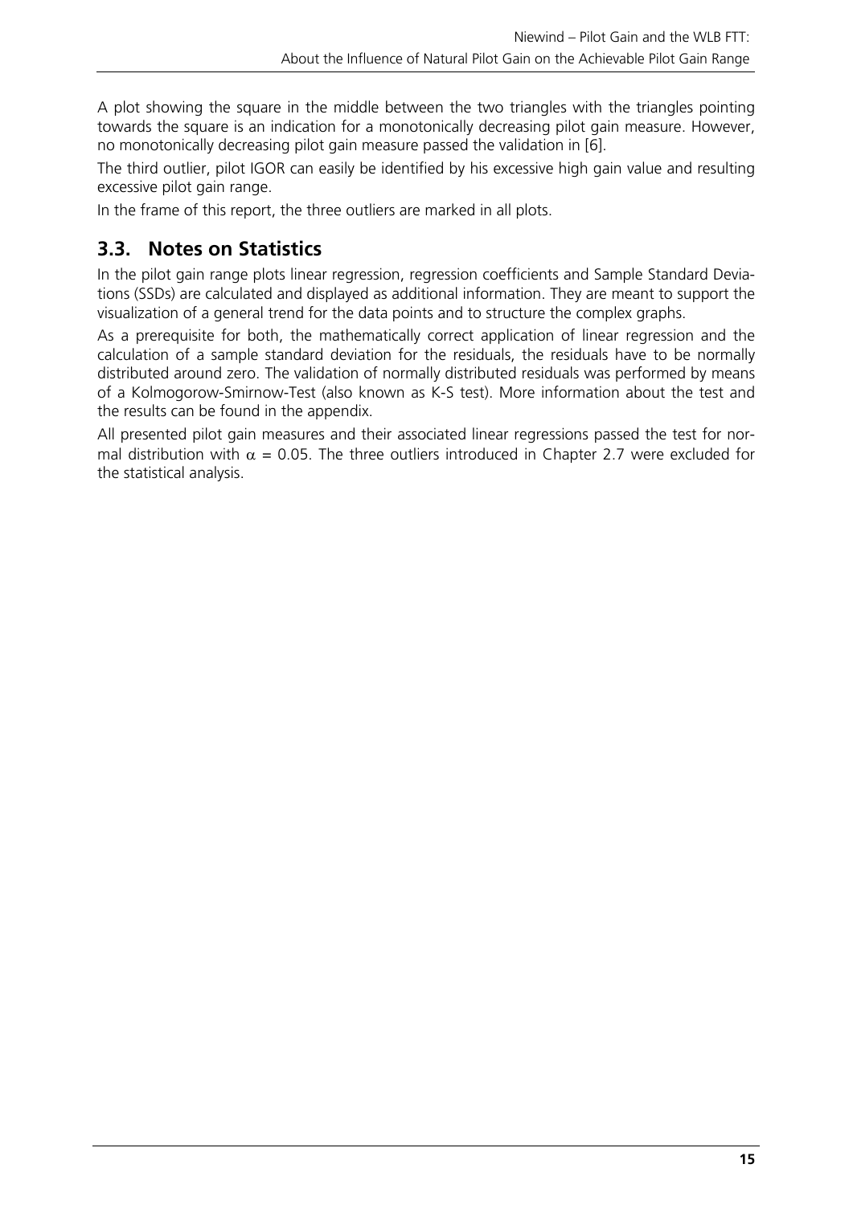A plot showing the square in the middle between the two triangles with the triangles pointing towards the square is an indication for a monotonically decreasing pilot gain measure. However, no monotonically decreasing pilot gain measure passed the validation in [6].

The third outlier, pilot IGOR can easily be identified by his excessive high gain value and resulting excessive pilot gain range.

In the frame of this report, the three outliers are marked in all plots.

## 3.3. Notes on Statistics

In the pilot gain range plots linear regression, regression coefficients and Sample Standard Deviations (SSDs) are calculated and displayed as additional information. They are meant to support the visualization of a general trend for the data points and to structure the complex graphs.

As a prerequisite for both, the mathematically correct application of linear regression and the calculation of a sample standard deviation for the residuals, the residuals have to be normally distributed around zero. The validation of normally distributed residuals was performed by means of a Kolmogorow-Smirnow-Test (also known as K-S test). More information about the test and the results can be found in the appendix.

All presented pilot gain measures and their associated linear regressions passed the test for normal distribution with $\alpha = 0.05$. The three outliers introduced in Chapter 2.7 were excluded for the statistical analysis.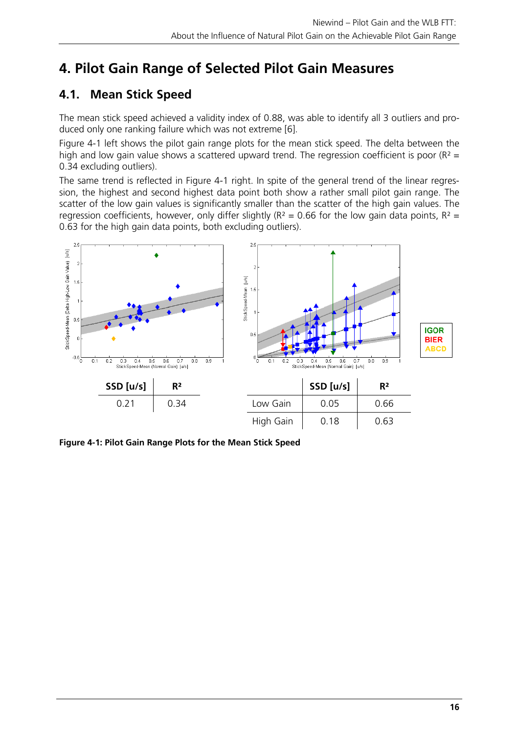# 4. Pilot Gain Range of Selected Pilot Gain Measures

## 4.1. Mean Stick Speed

The mean stick speed achieved a validity index of 0.88, was able to identify all 3 outliers and produced only one ranking failure which was not extreme [6].

Figure 4-1 left shows the pilot gain range plots for the mean stick speed. The delta between the high and low gain value shows a scattered upward trend. The regression coefficient is poor ($R^2$ = 0.34 excluding outliers).

The same trend is reflected in Figure 4-1 right. In spite of the general trend of the linear regression, the highest and second highest data point both show a rather small pilot gain range. The scatter of the low gain values is significantly smaller than the scatter of the high gain values. The regression coefficients, however, only differ slightly ($R^2$ = 0.66 for the low gain data points, $R^2$ = 0.63 for the high gain data points, both excluding outliers).

| SSD [u/s] | $R^2$ |
|---|---|
| 0.21 | 0.34 |

| | SSD [u/s] | $R^2$ |
|---|---|---|
| Low Gain | 0.05 | 0.66 |
| High Gain | 0.18 | 0.63 |

**Figure 4-1: Pilot Gain Range Plots for the Mean Stick Speed**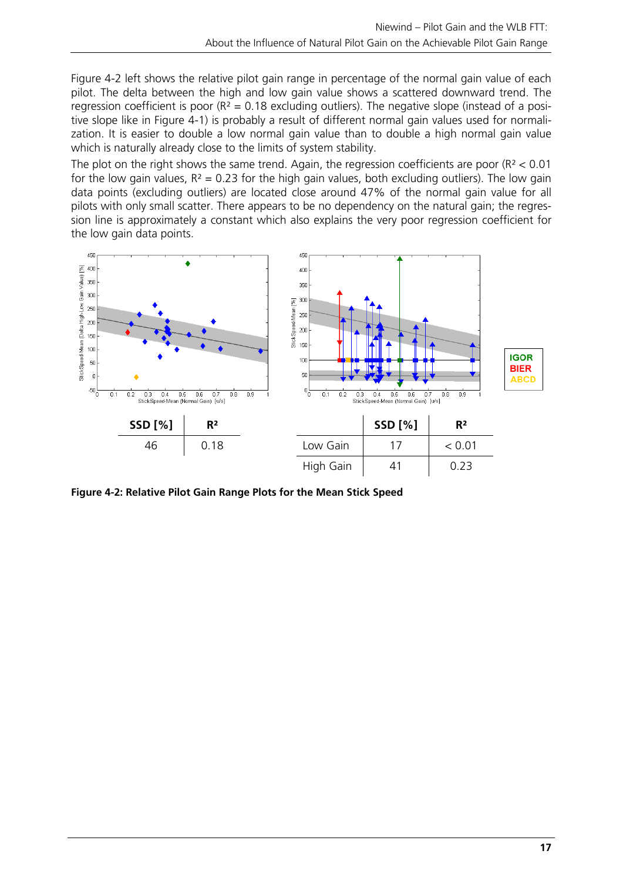Figure 4-2 left shows the relative pilot gain range in percentage of the normal gain value of each pilot. The delta between the high and low gain value shows a scattered downward trend. The regression coefficient is poor ($R^2 = 0.18$ excluding outliers). The negative slope (instead of a positive slope like in Figure 4-1) is probably a result of different normal gain values used for normalization. It is easier to double a low normal gain value than to double a high normal gain value which is naturally already close to the limits of system stability.

The plot on the right shows the same trend. Again, the regression coefficients are poor ($R^2 < 0.01$ for the low gain values, $R^2 = 0.23$ for the high gain values, both excluding outliers). The low gain data points (excluding outliers) are located close around 47% of the normal gain value for all pilots with only small scatter. There appears to be no dependency on the natural gain; the regression line is approximately a constant which also explains the very poor regression coefficient for the low gain data points.

| SSD [%] | $R^2$ |
|---|---|
| 46 | 0.18 |

| | SSD [%] | $R^2$ |
|---|---|---|
| Low Gain | 17 | < 0.01 |
| High Gain | 41 | 0.23 |

**Figure 4-2: Relative Pilot Gain Range Plots for the Mean Stick Speed**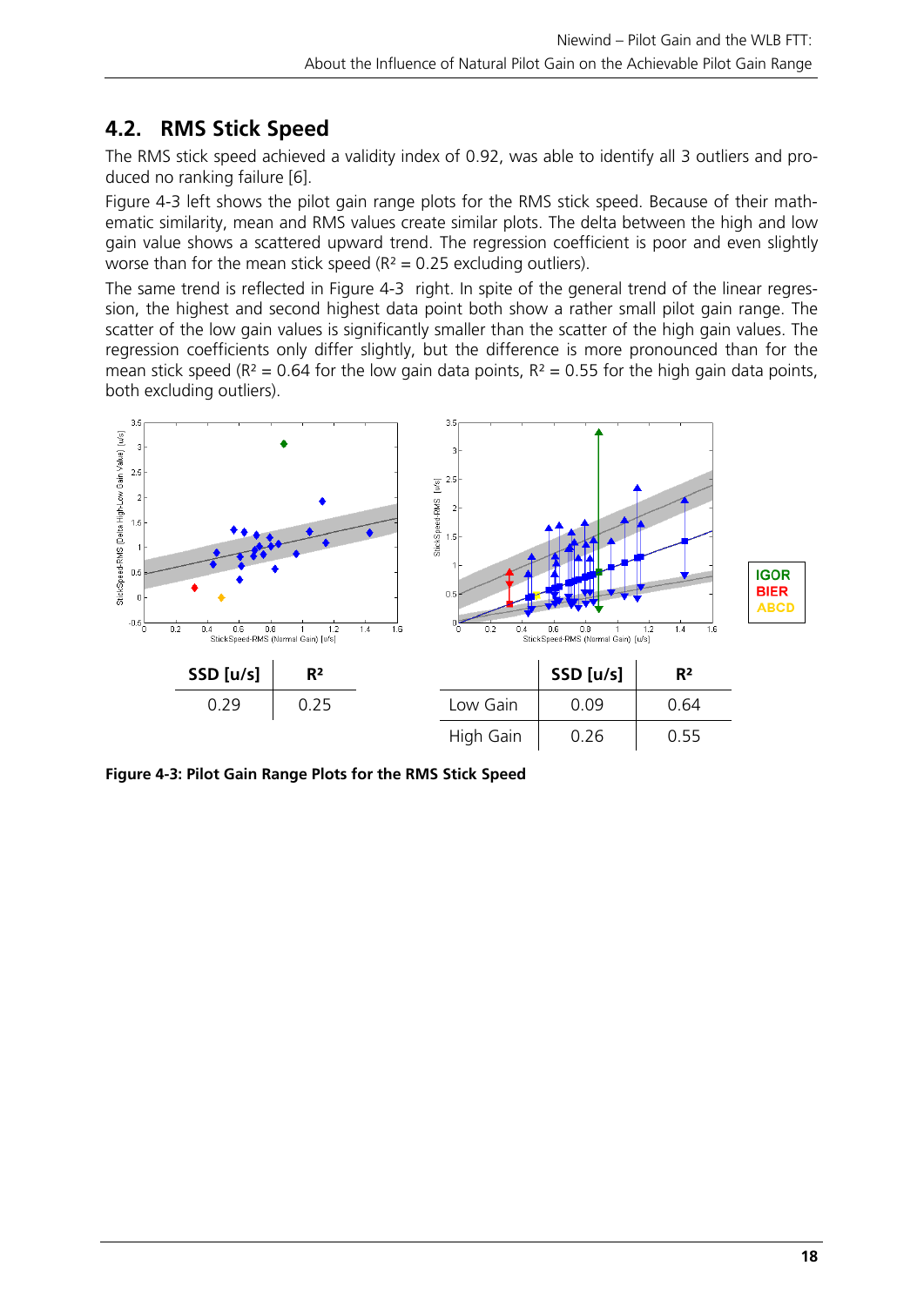## 4.2. RMS Stick Speed

The RMS stick speed achieved a validity index of 0.92, was able to identify all 3 outliers and produced no ranking failure [6].

Figure 4-3 left shows the pilot gain range plots for the RMS stick speed. Because of their mathematic similarity, mean and RMS values create similar plots. The delta between the high and low gain value shows a scattered upward trend. The regression coefficient is poor and even slightly worse than for the mean stick speed ($R^2$ = 0.25 excluding outliers).

The same trend is reflected in Figure 4-3 right. In spite of the general trend of the linear regression, the highest and second highest data point both show a rather small pilot gain range. The scatter of the low gain values is significantly smaller than the scatter of the high gain values. The regression coefficients only differ slightly, but the difference is more pronounced than for the mean stick speed ($R^2$ = 0.64 for the low gain data points, $R^2$ = 0.55 for the high gain data points, both excluding outliers).

| SSD [u/s] | $R^2$ |
|---|---|
| 0.29 | 0.25 |

| | SSD [u/s] | $R^2$ |
|---|---|---|
| Low Gain | 0.09 | 0.64 |
| High Gain | 0.26 | 0.55 |

**Figure 4-3: Pilot Gain Range Plots for the RMS Stick Speed**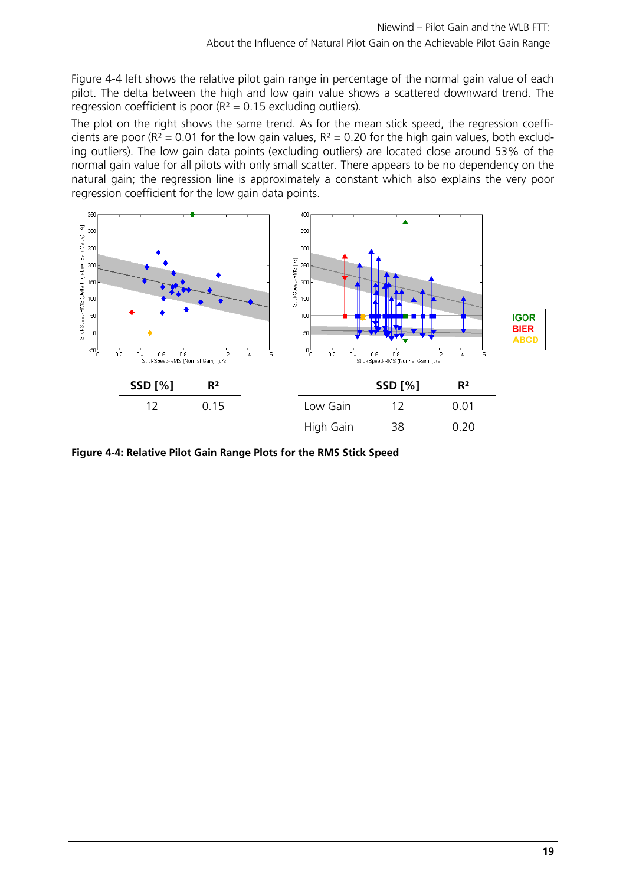Figure 4-4 left shows the relative pilot gain range in percentage of the normal gain value of each pilot. The delta between the high and low gain value shows a scattered downward trend. The regression coefficient is poor ($R^2 = 0.15$ excluding outliers).

The plot on the right shows the same trend. As for the mean stick speed, the regression coefficients are poor ($R^2 = 0.01$ for the low gain values, $R^2 = 0.20$ for the high gain values, both excluding outliers). The low gain data points (excluding outliers) are located close around 53% of the normal gain value for all pilots with only small scatter. There appears to be no dependency on the natural gain; the regression line is approximately a constant which also explains the very poor regression coefficient for the low gain data points.

| SSD [%] | $R^2$ |
|---|---|
| 12 | 0.15 |

| | SSD [%] | $R^2$ |
|---|---|---|
| Low Gain | 12 | 0.01 |
| High Gain | 38 | 0.20 |

**Figure 4-4: Relative Pilot Gain Range Plots for the RMS Stick Speed**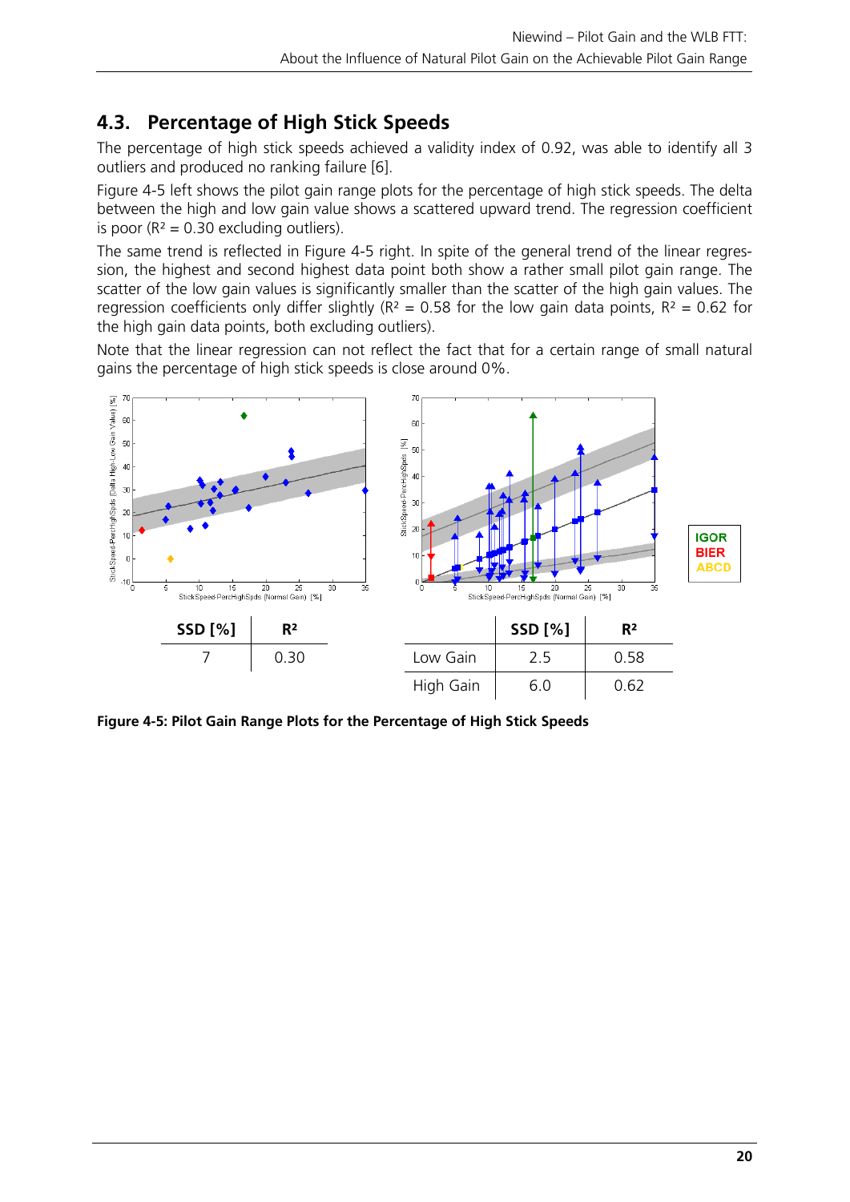## 4.3. Percentage of High Stick Speeds

The percentage of high stick speeds achieved a validity index of 0.92, was able to identify all 3 outliers and produced no ranking failure [6].

Figure 4-5 left shows the pilot gain range plots for the percentage of high stick speeds. The delta between the high and low gain value shows a scattered upward trend. The regression coefficient is poor ($R^2 = 0.30$ excluding outliers).

The same trend is reflected in Figure 4-5 right. In spite of the general trend of the linear regression, the highest and second highest data point both show a rather small pilot gain range. The scatter of the low gain values is significantly smaller than the scatter of the high gain values. The regression coefficients only differ slightly ($R^2 = 0.58$ for the low gain data points, $R^2 = 0.62$ for the high gain data points, both excluding outliers).

Note that the linear regression can not reflect the fact that for a certain range of small natural gains the percentage of high stick speeds is close around 0%.

| SSD [%] | $R^2$ |
|---|---|
| 7 | 0.30 |

| | SSD [%] | $R^2$ |
|---|---|---|
| Low Gain | 2.5 | 0.58 |
| High Gain | 6.0 | 0.62 |

**Figure 4-5: Pilot Gain Range Plots for the Percentage of High Stick Speeds**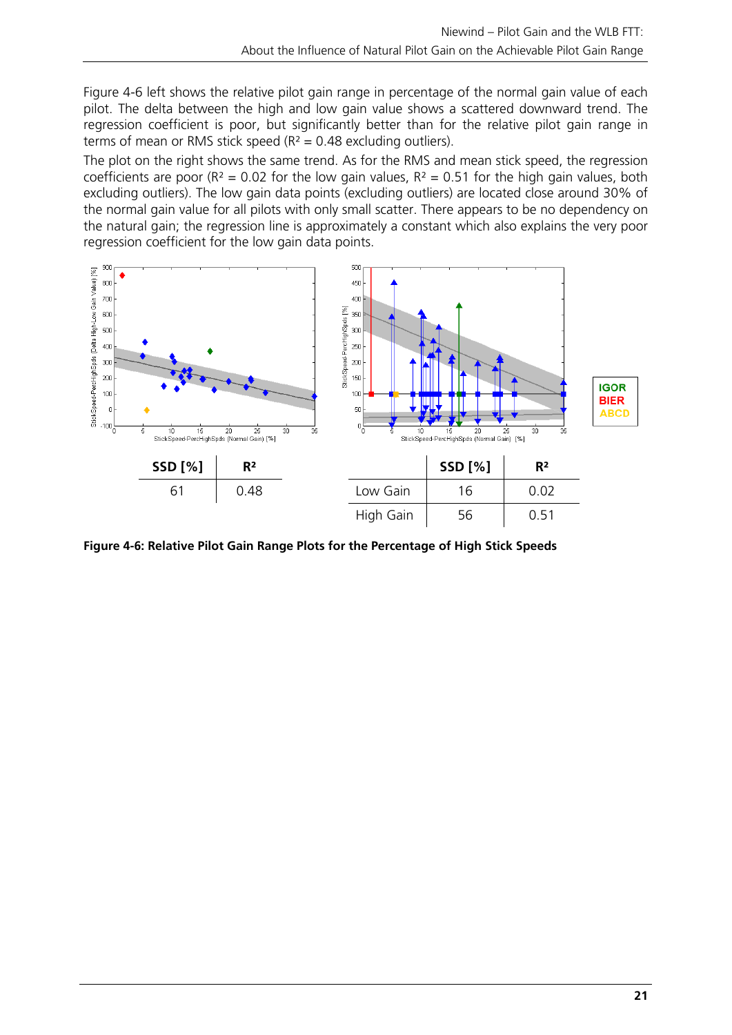Figure 4-6 left shows the relative pilot gain range in percentage of the normal gain value of each pilot. The delta between the high and low gain value shows a scattered downward trend. The regression coefficient is poor, but significantly better than for the relative pilot gain range in terms of mean or RMS stick speed ($R^2 = 0.48$ excluding outliers).

The plot on the right shows the same trend. As for the RMS and mean stick speed, the regression coefficients are poor ($R^2 = 0.02$ for the low gain values, $R^2 = 0.51$ for the high gain values, both excluding outliers). The low gain data points (excluding outliers) are located close around 30% of the normal gain value for all pilots with only small scatter. There appears to be no dependency on the natural gain; the regression line is approximately a constant which also explains the very poor regression coefficient for the low gain data points.

| SSD [%] | $R^2$ |
|---|---|
| 61 | 0.48 |

| | SSD [%] | $R^2$ |
|---|---|---|
| Low Gain | 16 | 0.02 |
| High Gain | 56 | 0.51 |

**Figure 4-6: Relative Pilot Gain Range Plots for the Percentage of High Stick Speeds**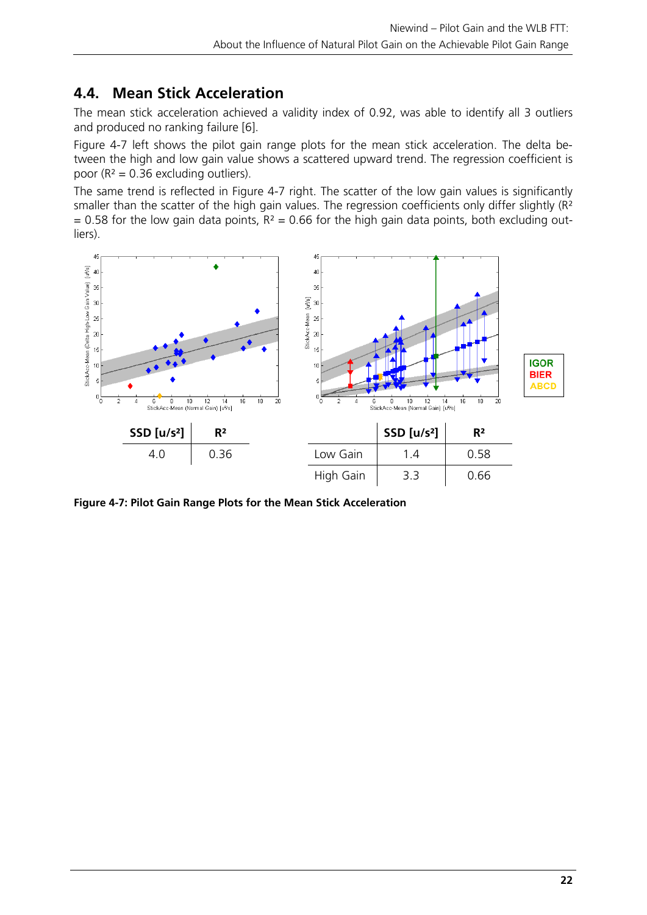## 4.4. Mean Stick Acceleration

The mean stick acceleration achieved a validity index of 0.92, was able to identify all 3 outliers and produced no ranking failure [6].

Figure 4-7 left shows the pilot gain range plots for the mean stick acceleration. The delta between the high and low gain value shows a scattered upward trend. The regression coefficient is poor ($R^2 = 0.36$ excluding outliers).

The same trend is reflected in Figure 4-7 right. The scatter of the low gain values is significantly smaller than the scatter of the high gain values. The regression coefficients only differ slightly ($R^2 = 0.58$ for the low gain data points, $R^2 = 0.66$ for the high gain data points, both excluding outliers).

| SSD [u/s²] | R² |
|---|---|
| 4.0 | 0.36 |

| | SSD [u/s²] | R² |
|---|---|---|
| Low Gain | 1.4 | 0.58 |
| High Gain | 3.3 | 0.66 |

**Figure 4-7: Pilot Gain Range Plots for the Mean Stick Acceleration**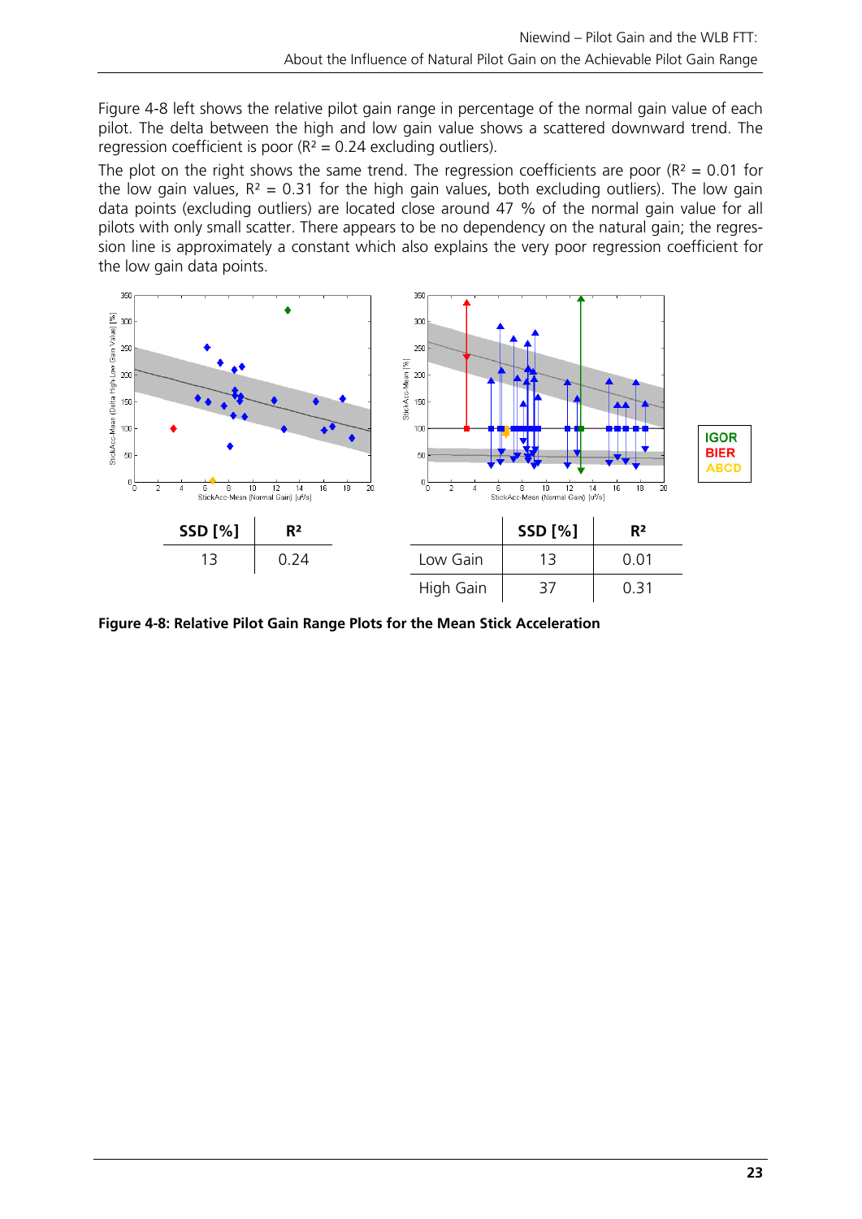Figure 4-8 left shows the relative pilot gain range in percentage of the normal gain value of each pilot. The delta between the high and low gain value shows a scattered downward trend. The regression coefficient is poor ($R^2 = 0.24$ excluding outliers).

The plot on the right shows the same trend. The regression coefficients are poor ($R^2 = 0.01$ for the low gain values, $R^2 = 0.31$ for the high gain values, both excluding outliers). The low gain data points (excluding outliers) are located close around 47 % of the normal gain value for all pilots with only small scatter. There appears to be no dependency on the natural gain; the regression line is approximately a constant which also explains the very poor regression coefficient for the low gain data points.

| SSD [%] | $R^2$ |
|---|---|
| 13 | 0.24 |

| | SSD [%] | $R^2$ |
|---|---|---|
| Low Gain | 13 | 0.01 |
| High Gain | 37 | 0.31 |

**Figure 4-8: Relative Pilot Gain Range Plots for the Mean Stick Acceleration**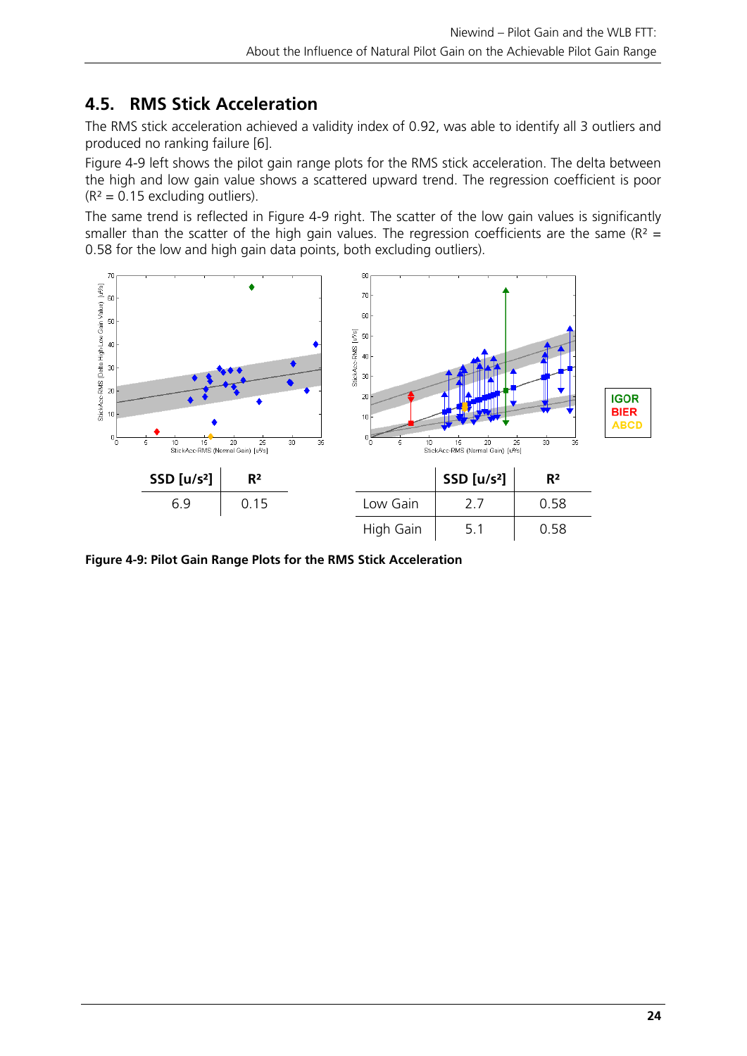## 4.5. RMS Stick Acceleration

The RMS stick acceleration achieved a validity index of 0.92, was able to identify all 3 outliers and produced no ranking failure [6].

Figure 4-9 left shows the pilot gain range plots for the RMS stick acceleration. The delta between the high and low gain value shows a scattered upward trend. The regression coefficient is poor ($R^2$ = 0.15 excluding outliers).

The same trend is reflected in Figure 4-9 right. The scatter of the low gain values is significantly smaller than the scatter of the high gain values. The regression coefficients are the same ($R^2$ = 0.58 for the low and high gain data points, both excluding outliers).

| SSD [u/s²] | $R^2$ |
|---|---|
| 6.9 | 0.15 |

| | SSD [u/s²] | $R^2$ |
|---|---|---|
| Low Gain | 2.7 | 0.58 |
| High Gain | 5.1 | 0.58 |

**Figure 4-9: Pilot Gain Range Plots for the RMS Stick Acceleration**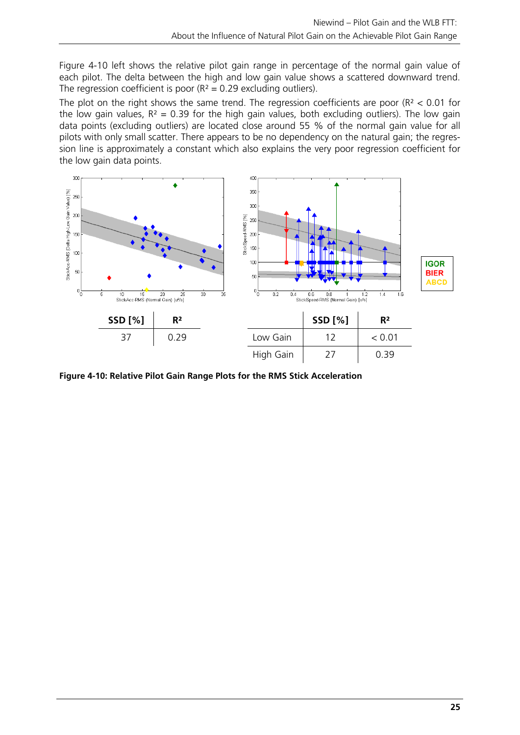Figure 4-10 left shows the relative pilot gain range in percentage of the normal gain value of each pilot. The delta between the high and low gain value shows a scattered downward trend. The regression coefficient is poor ($R^2 = 0.29$ excluding outliers).

The plot on the right shows the same trend. The regression coefficients are poor ($R^2 < 0.01$ for the low gain values, $R^2 = 0.39$ for the high gain values, both excluding outliers). The low gain data points (excluding outliers) are located close around 55 % of the normal gain value for all pilots with only small scatter. There appears to be no dependency on the natural gain; the regression line is approximately a constant which also explains the very poor regression coefficient for the low gain data points.

| SSD [%] | $R^2$ |
|---|---|
| 37 | 0.29 |

| | SSD [%] | $R^2$ |
|---|---|---|
| Low Gain | 12 | < 0.01 |
| High Gain | 27 | 0.39 |

**Figure 4-10: Relative Pilot Gain Range Plots for the RMS Stick Acceleration**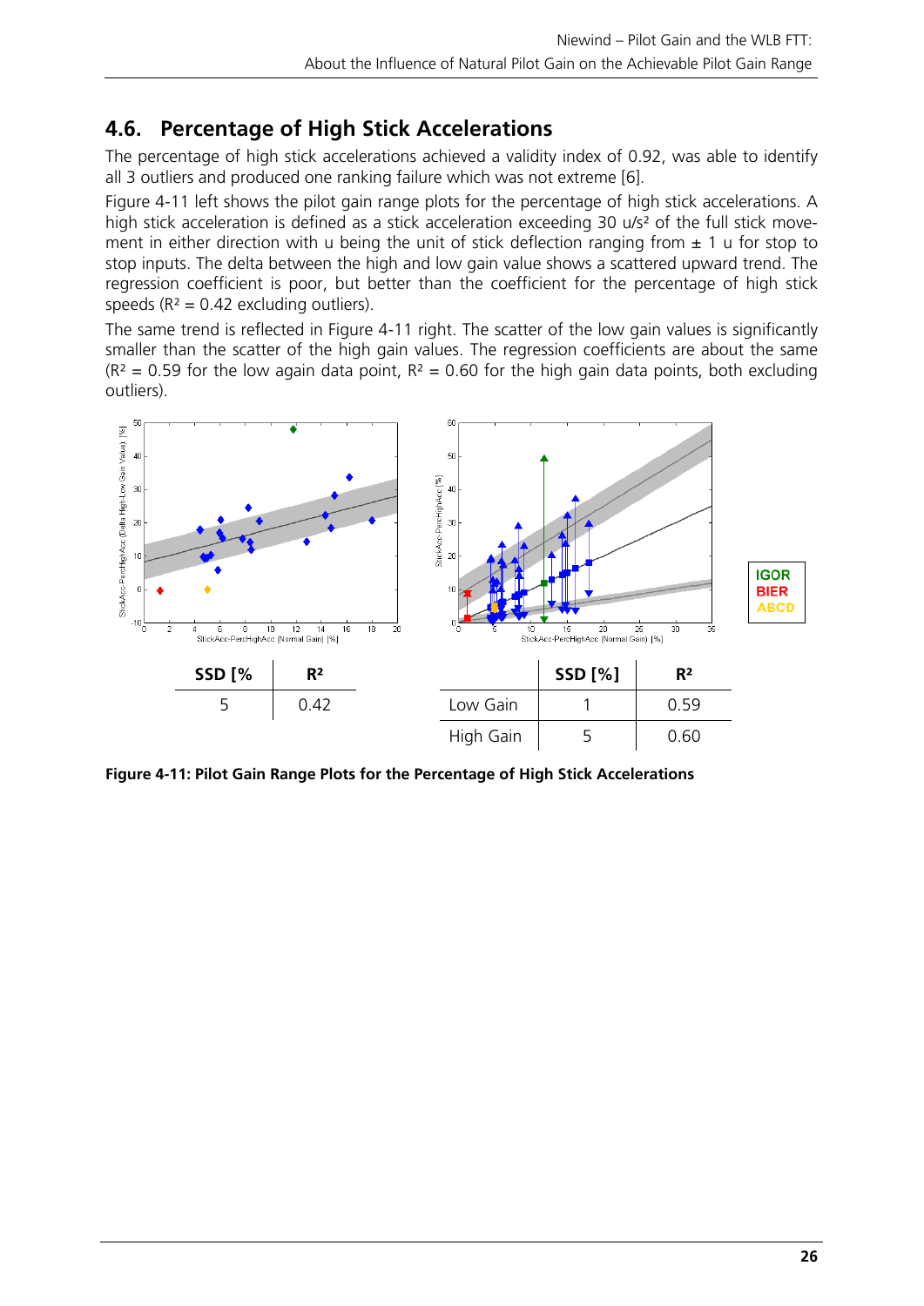## 4.6. Percentage of High Stick Accelerations

The percentage of high stick accelerations achieved a validity index of 0.92, was able to identify all 3 outliers and produced one ranking failure which was not extreme [6].

Figure 4-11 left shows the pilot gain range plots for the percentage of high stick accelerations. A high stick acceleration is defined as a stick acceleration exceeding 30 u/s² of the full stick movement in either direction with u being the unit of stick deflection ranging from ± 1 u for stop to stop inputs. The delta between the high and low gain value shows a scattered upward trend. The regression coefficient is poor, but better than the coefficient for the percentage of high stick speeds ($R^2 = 0.42$ excluding outliers).

The same trend is reflected in Figure 4-11 right. The scatter of the low gain values is significantly smaller than the scatter of the high gain values. The regression coefficients are about the same ($R^2 = 0.59$ for the low again data point, $R^2 = 0.60$ for the high gain data points, both excluding outliers).

| SSD [% | R² |
|---|---|
| 5 | 0.42 |

| | SSD [%] | R² |
|---|---|---|
| Low Gain | 1 | 0.59 |
| High Gain | 5 | 0.60 |

**Figure 4-11: Pilot Gain Range Plots for the Percentage of High Stick Accelerations**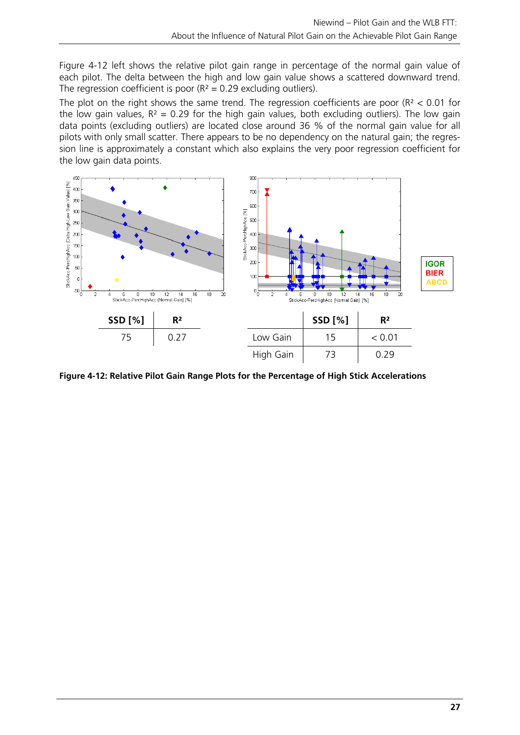Figure 4-12 left shows the relative pilot gain range in percentage of the normal gain value of each pilot. The delta between the high and low gain value shows a scattered downward trend. The regression coefficient is poor ($R^2 = 0.29$ excluding outliers).

The plot on the right shows the same trend. The regression coefficients are poor ($R^2 < 0.01$ for the low gain values, $R^2 = 0.29$ for the high gain values, both excluding outliers). The low gain data points (excluding outliers) are located close around 36 % of the normal gain value for all pilots with only small scatter. There appears to be no dependency on the natural gain; the regression line is approximately a constant which also explains the very poor regression coefficient for the low gain data points.

| SSD [%] | $R^2$ |
|---|---|
| 75 | 0.27 |

| | SSD [%] | $R^2$ |
|---|---|---|
| Low Gain | 15 | < 0.01 |
| High Gain | 73 | 0.29 |

**Figure 4-12: Relative Pilot Gain Range Plots for the Percentage of High Stick Accelerations**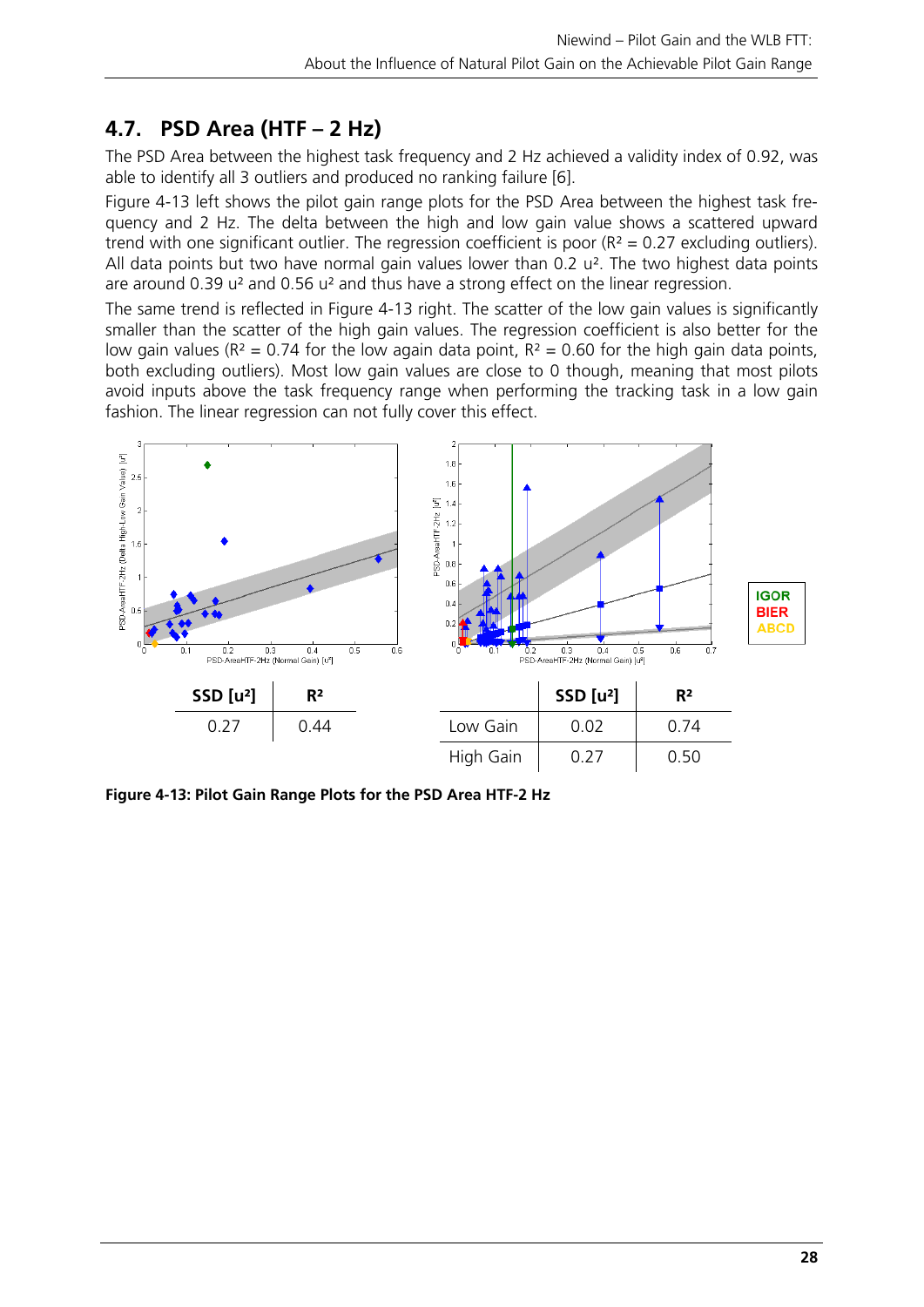## 4.7. PSD Area (HTF – 2 Hz)

The PSD Area between the highest task frequency and 2 Hz achieved a validity index of 0.92, was able to identify all 3 outliers and produced no ranking failure [6].

Figure 4-13 left shows the pilot gain range plots for the PSD Area between the highest task frequency and 2 Hz. The delta between the high and low gain value shows a scattered upward trend with one significant outlier. The regression coefficient is poor ($R^2 = 0.27$ excluding outliers). All data points but two have normal gain values lower than 0.2 u². The two highest data points are around 0.39 u² and 0.56 u² and thus have a strong effect on the linear regression.

The same trend is reflected in Figure 4-13 right. The scatter of the low gain values is significantly smaller than the scatter of the high gain values. The regression coefficient is also better for the low gain values ($R^2 = 0.74$ for the low again data point, $R^2 = 0.60$ for the high gain data points, both excluding outliers). Most low gain values are close to 0 though, meaning that most pilots avoid inputs above the task frequency range when performing the tracking task in a low gain fashion. The linear regression can not fully cover this effect.

| SSD [u²] | R² |
|---|---|
| 0.27 | 0.44 |

| | SSD [u²] | R² |
|---|---|---|
| Low Gain | 0.02 | 0.74 |
| High Gain | 0.27 | 0.50 |

**Figure 4-13: Pilot Gain Range Plots for the PSD Area HTF-2 Hz**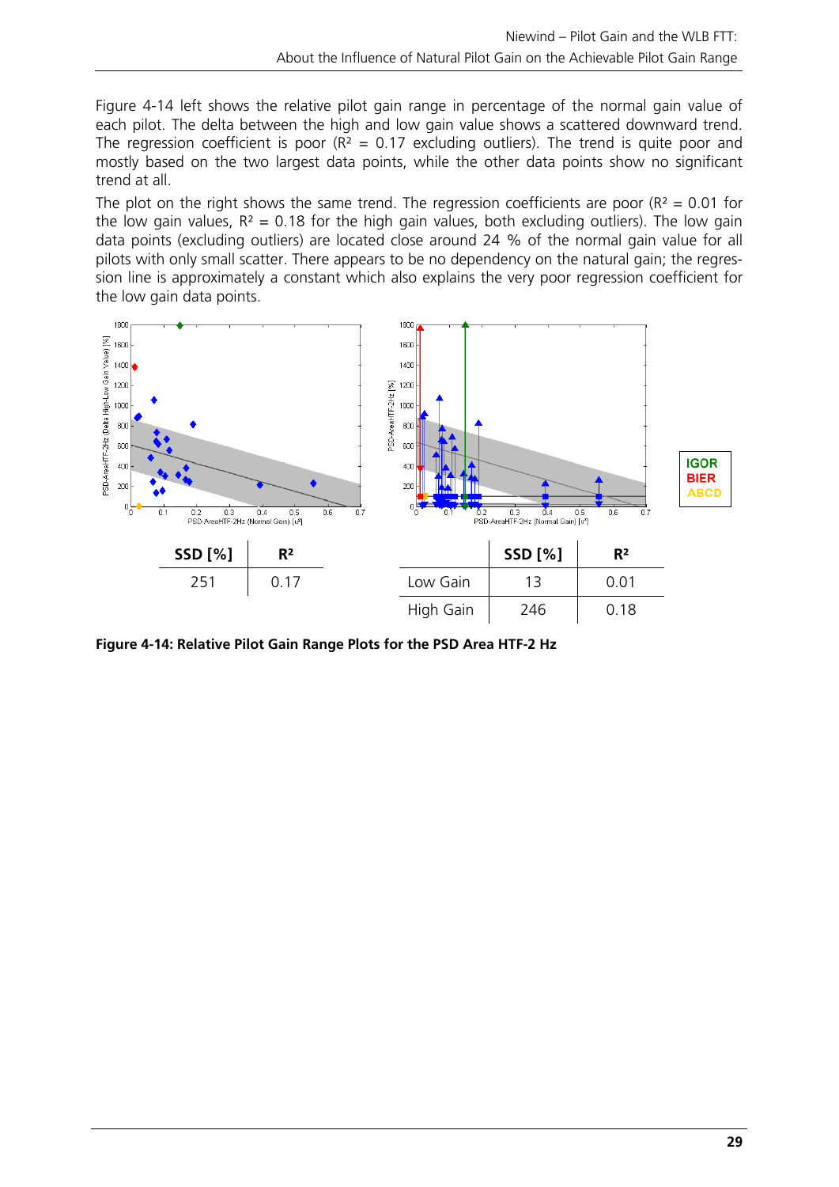Figure 4-14 left shows the relative pilot gain range in percentage of the normal gain value of each pilot. The delta between the high and low gain value shows a scattered downward trend. The regression coefficient is poor ($R^2 = 0.17$ excluding outliers). The trend is quite poor and mostly based on the two largest data points, while the other data points show no significant trend at all.

The plot on the right shows the same trend. The regression coefficients are poor ($R^2 = 0.01$ for the low gain values, $R^2 = 0.18$ for the high gain values, both excluding outliers). The low gain data points (excluding outliers) are located close around 24 % of the normal gain value for all pilots with only small scatter. There appears to be no dependency on the natural gain; the regression line is approximately a constant which also explains the very poor regression coefficient for the low gain data points.

| SSD [%] | $R^2$ |
|---|---|
| 251 | 0.17 |

| | SSD [%] | $R^2$ |
|---|---|---|
| Low Gain | 13 | 0.01 |
| High Gain | 246 | 0.18 |

**Figure 4-14: Relative Pilot Gain Range Plots for the PSD Area HTF-2 Hz**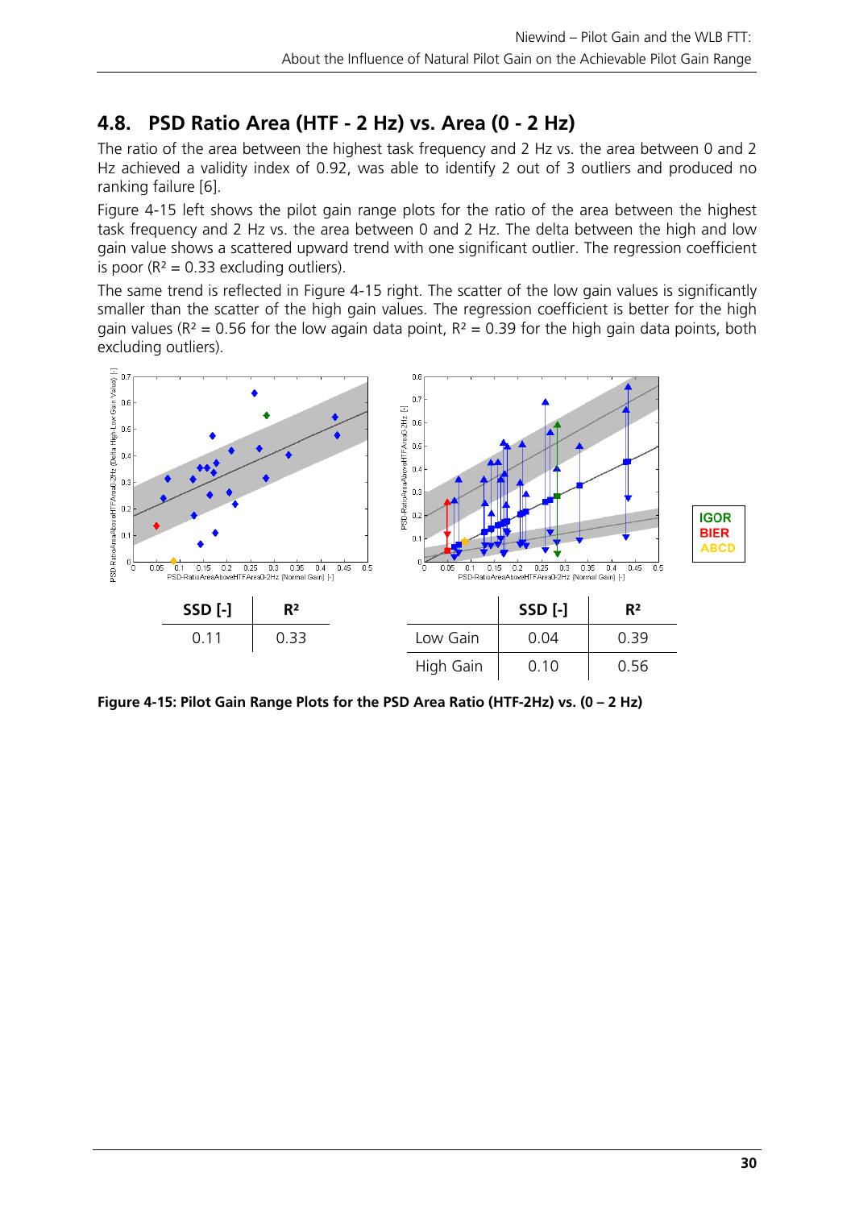## 4.8. PSD Ratio Area (HTF - 2 Hz) vs. Area (0 - 2 Hz)

The ratio of the area between the highest task frequency and 2 Hz vs. the area between 0 and 2 Hz achieved a validity index of 0.92, was able to identify 2 out of 3 outliers and produced no ranking failure [6].

Figure 4-15 left shows the pilot gain range plots for the ratio of the area between the highest task frequency and 2 Hz vs. the area between 0 and 2 Hz. The delta between the high and low gain value shows a scattered upward trend with one significant outlier. The regression coefficient is poor ($R^2 = 0.33$ excluding outliers).

The same trend is reflected in Figure 4-15 right. The scatter of the low gain values is significantly smaller than the scatter of the high gain values. The regression coefficient is better for the high gain values ($R^2 = 0.56$ for the low again data point, $R^2 = 0.39$ for the high gain data points, both excluding outliers).

| SSD [-] | $R^2$ |
|---|---|
| 0.11 | 0.33 |

| | SSD [-] | $R^2$ |
|---|---|---|
| Low Gain | 0.04 | 0.39 |
| High Gain | 0.10 | 0.56 |

**Figure 4-15: Pilot Gain Range Plots for the PSD Area Ratio (HTF-2Hz) vs. (0 – 2 Hz)**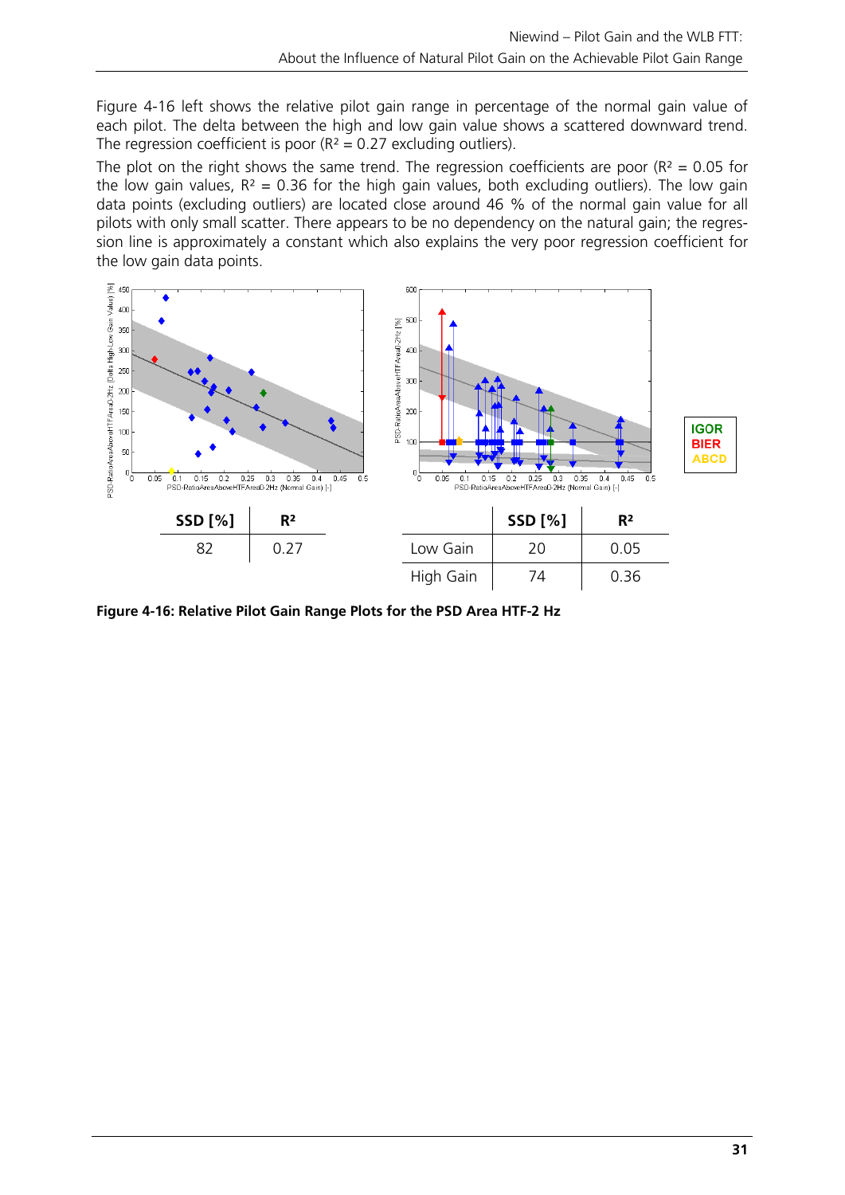Figure 4-16 left shows the relative pilot gain range in percentage of the normal gain value of each pilot. The delta between the high and low gain value shows a scattered downward trend. The regression coefficient is poor ($R^2$ = 0.27 excluding outliers).

The plot on the right shows the same trend. The regression coefficients are poor ($R^2$ = 0.05 for the low gain values, $R^2$ = 0.36 for the high gain values, both excluding outliers). The low gain data points (excluding outliers) are located close around 46 % of the normal gain value for all pilots with only small scatter. There appears to be no dependency on the natural gain; the regression line is approximately a constant which also explains the very poor regression coefficient for the low gain data points.

| SSD [%] | $R^2$ |
|---|---|
| 82 | 0.27 |

| | SSD [%] | $R^2$ |
|---|---|---|
| Low Gain | 20 | 0.05 |
| High Gain | 74 | 0.36 |

**Figure 4-16: Relative Pilot Gain Range Plots for the PSD Area HTF-2 Hz**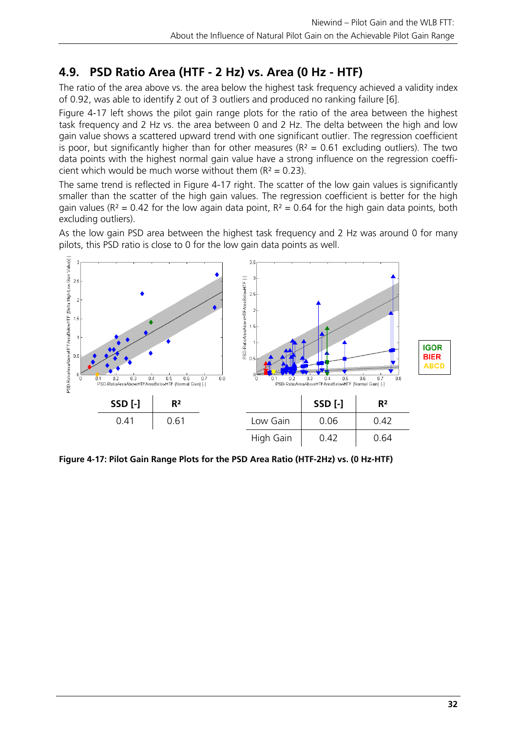## 4.9. PSD Ratio Area (HTF - 2 Hz) vs. Area (0 Hz - HTF)

The ratio of the area above vs. the area below the highest task frequency achieved a validity index of 0.92, was able to identify 2 out of 3 outliers and produced no ranking failure [6].

Figure 4-17 left shows the pilot gain range plots for the ratio of the area between the highest task frequency and 2 Hz vs. the area between 0 and 2 Hz. The delta between the high and low gain value shows a scattered upward trend with one significant outlier. The regression coefficient is poor, but significantly higher than for other measures ($R^2 = 0.61$ excluding outliers). The two data points with the highest normal gain value have a strong influence on the regression coefficient which would be much worse without them ($R^2 = 0.23$).

The same trend is reflected in Figure 4-17 right. The scatter of the low gain values is significantly smaller than the scatter of the high gain values. The regression coefficient is better for the high gain values ($R^2 = 0.42$ for the low again data point, $R^2 = 0.64$ for the high gain data points, both excluding outliers).

As the low gain PSD area between the highest task frequency and 2 Hz was around 0 for many pilots, this PSD ratio is close to 0 for the low gain data points as well.

| SSD [-] | R² |
|---|---|
| 0.41 | 0.61 |

| | SSD [-] | R² |
|---|---|---|
| Low Gain | 0.06 | 0.42 |
| High Gain | 0.42 | 0.64 |

**Figure 4-17: Pilot Gain Range Plots for the PSD Area Ratio (HTF-2Hz) vs. (0 Hz-HTF)**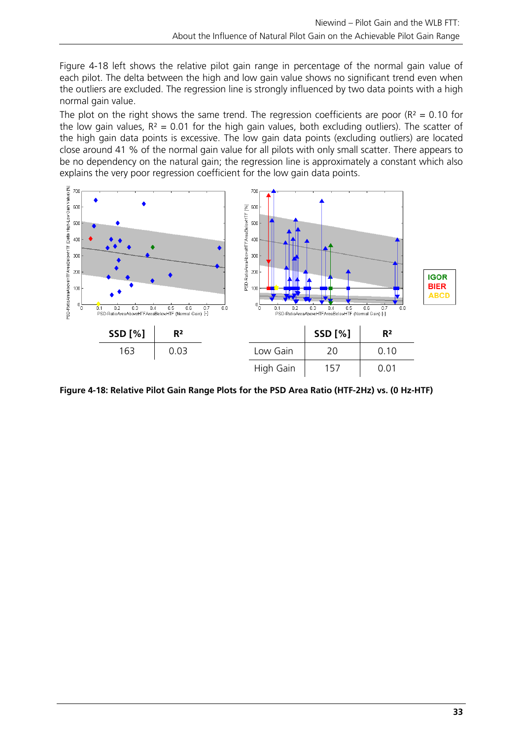Figure 4-18 left shows the relative pilot gain range in percentage of the normal gain value of each pilot. The delta between the high and low gain value shows no significant trend even when the outliers are excluded. The regression line is strongly influenced by two data points with a high normal gain value.

The plot on the right shows the same trend. The regression coefficients are poor ($R^2$ = 0.10 for the low gain values, $R^2$ = 0.01 for the high gain values, both excluding outliers). The scatter of the high gain data points is excessive. The low gain data points (excluding outliers) are located close around 41 % of the normal gain value for all pilots with only small scatter. There appears to be no dependency on the natural gain; the regression line is approximately a constant which also explains the very poor regression coefficient for the low gain data points.

| SSD [%] | $R^2$ |
|---|---|
| 163 | 0.03 |

| | SSD [%] | $R^2$ |
|---|---|---|
| Low Gain | 20 | 0.10 |
| High Gain | 157 | 0.01 |

**Figure 4-18: Relative Pilot Gain Range Plots for the PSD Area Ratio (HTF-2Hz) vs. (0 Hz-HTF)**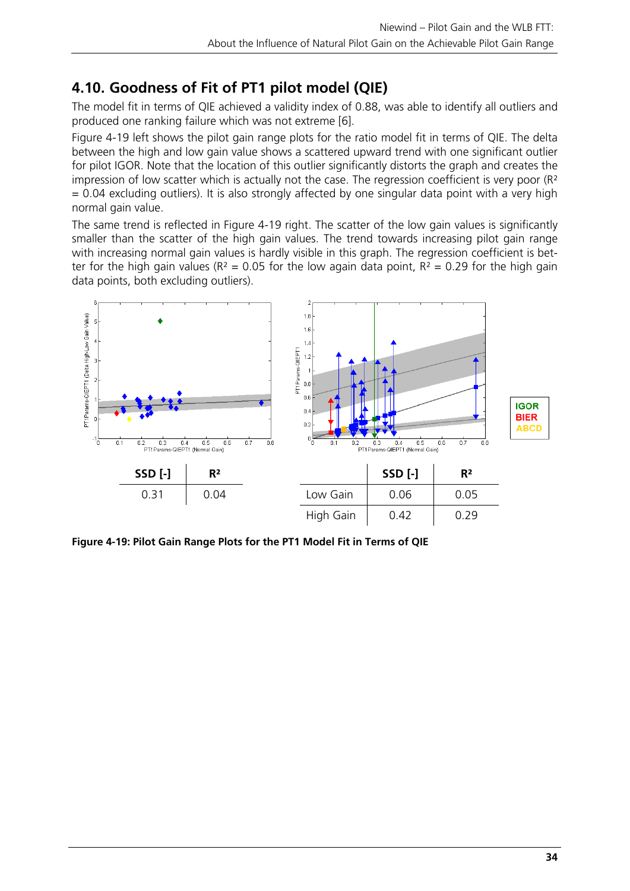## 4.10. Goodness of Fit of PT1 pilot model (QIE)

The model fit in terms of QIE achieved a validity index of 0.88, was able to identify all outliers and produced one ranking failure which was not extreme [6].

Figure 4-19 left shows the pilot gain range plots for the ratio model fit in terms of QIE. The delta between the high and low gain value shows a scattered upward trend with one significant outlier for pilot IGOR. Note that the location of this outlier significantly distorts the graph and creates the impression of low scatter which is actually not the case. The regression coefficient is very poor ($R^2 = 0.04$ excluding outliers). It is also strongly affected by one singular data point with a very high normal gain value.

The same trend is reflected in Figure 4-19 right. The scatter of the low gain values is significantly smaller than the scatter of the high gain values. The trend towards increasing pilot gain range with increasing normal gain values is hardly visible in this graph. The regression coefficient is better for the high gain values ($R^2 = 0.05$ for the low again data point, $R^2 = 0.29$ for the high gain data points, both excluding outliers).

| SSD [-] | $R^2$ |
|---|---|
| 0.31 | 0.04 |

| | SSD [-] | $R^2$ |
|---|---|---|
| Low Gain | 0.06 | 0.05 |
| High Gain | 0.42 | 0.29 |

**Figure 4-19: Pilot Gain Range Plots for the PT1 Model Fit in Terms of QIE**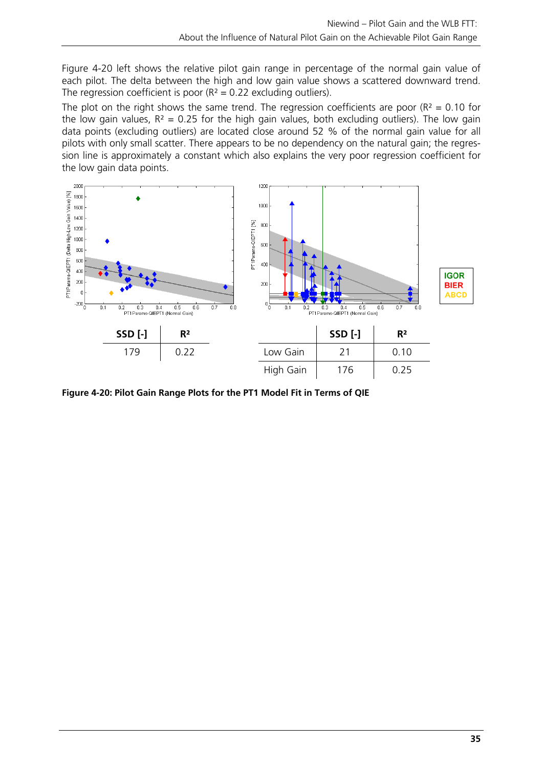Figure 4-20 left shows the relative pilot gain range in percentage of the normal gain value of each pilot. The delta between the high and low gain value shows a scattered downward trend. The regression coefficient is poor ($R^2 = 0.22$ excluding outliers).

The plot on the right shows the same trend. The regression coefficients are poor ($R^2 = 0.10$ for the low gain values, $R^2 = 0.25$ for the high gain values, both excluding outliers). The low gain data points (excluding outliers) are located close around 52 % of the normal gain value for all pilots with only small scatter. There appears to be no dependency on the natural gain; the regression line is approximately a constant which also explains the very poor regression coefficient for the low gain data points.

| SSD [-] | $R^2$ |
|---|---|
| 179 | 0.22 |

| | SSD [-] | $R^2$ |
|---|---|---|
| Low Gain | 21 | 0.10 |
| High Gain | 176 | 0.25 |

**Figure 4-20: Pilot Gain Range Plots for the PT1 Model Fit in Terms of QIE**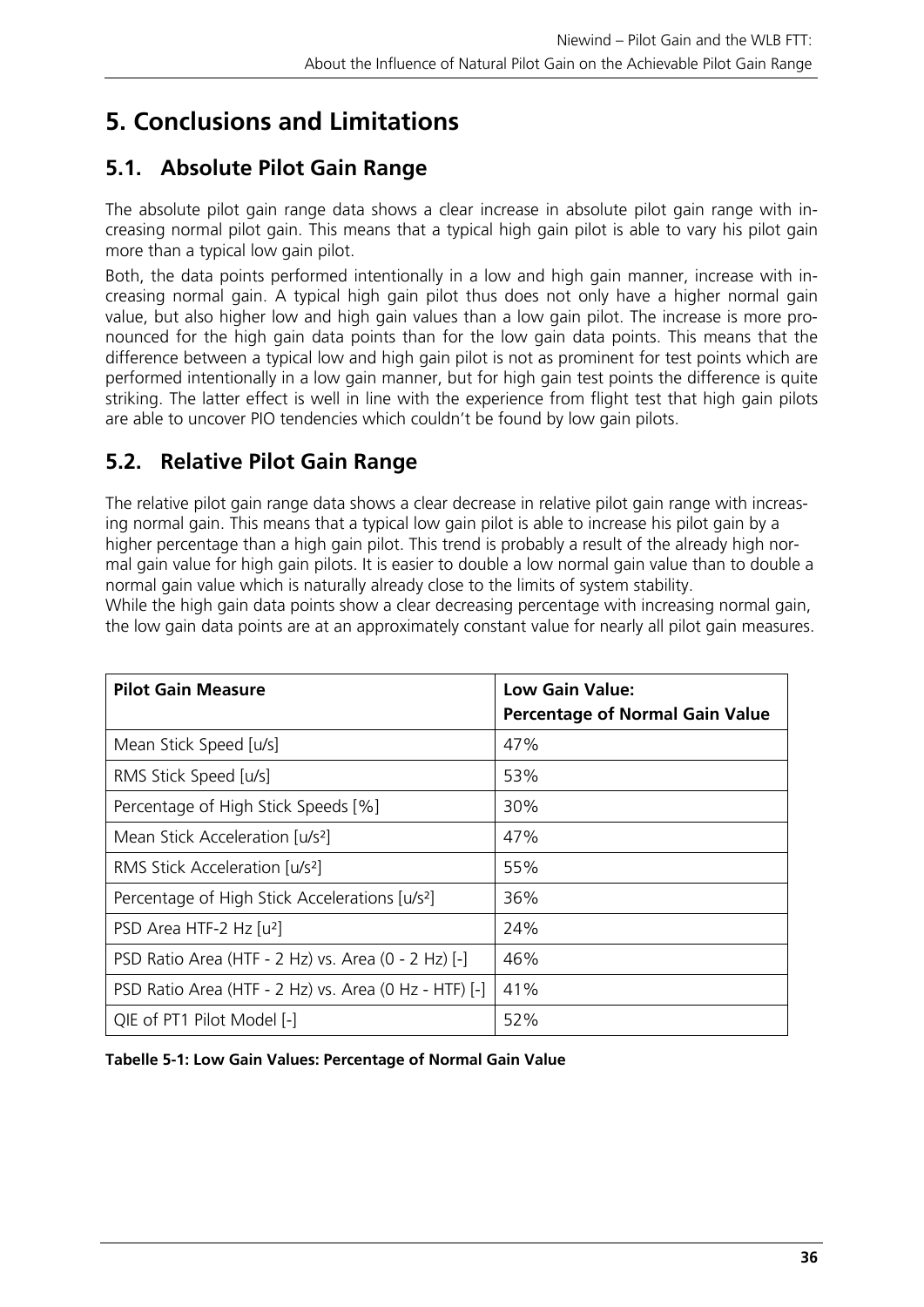# 5. Conclusions and Limitations

## 5.1. Absolute Pilot Gain Range

The absolute pilot gain range data shows a clear increase in absolute pilot gain range with increasing normal pilot gain. This means that a typical high gain pilot is able to vary his pilot gain more than a typical low gain pilot.

Both, the data points performed intentionally in a low and high gain manner, increase with increasing normal gain. A typical high gain pilot thus does not only have a higher normal gain value, but also higher low and high gain values than a low gain pilot. The increase is more pronounced for the high gain data points than for the low gain data points. This means that the difference between a typical low and high gain pilot is not as prominent for test points which are performed intentionally in a low gain manner, but for high gain test points the difference is quite striking. The latter effect is well in line with the experience from flight test that high gain pilots are able to uncover PIO tendencies which couldn't be found by low gain pilots.

## 5.2. Relative Pilot Gain Range

The relative pilot gain range data shows a clear decrease in relative pilot gain range with increasing normal gain. This means that a typical low gain pilot is able to increase his pilot gain by a higher percentage than a high gain pilot. This trend is probably a result of the already high normal gain value for high gain pilots. It is easier to double a low normal gain value than to double a normal gain value which is naturally already close to the limits of system stability.

While the high gain data points show a clear decreasing percentage with increasing normal gain, the low gain data points are at an approximately constant value for nearly all pilot gain measures.

| **Pilot Gain Measure** | **Low Gain Value: Percentage of Normal Gain Value** |
|---|---|
| Mean Stick Speed [u/s] | 47% |
| RMS Stick Speed [u/s] | 53% |
| Percentage of High Stick Speeds [%] | 30% |
| Mean Stick Acceleration [u/s²] | 47% |
| RMS Stick Acceleration [u/s²] | 55% |
| Percentage of High Stick Accelerations [u/s²] | 36% |
| PSD Area HTF-2 Hz [u²] | 24% |
| PSD Ratio Area (HTF - 2 Hz) vs. Area (0 - 2 Hz) [-] | 46% |
| PSD Ratio Area (HTF - 2 Hz) vs. Area (0 Hz - HTF) [-] | 41% |
| QIE of PT1 Pilot Model [-] | 52% |

**Tabelle 5-1: Low Gain Values: Percentage of Normal Gain Value**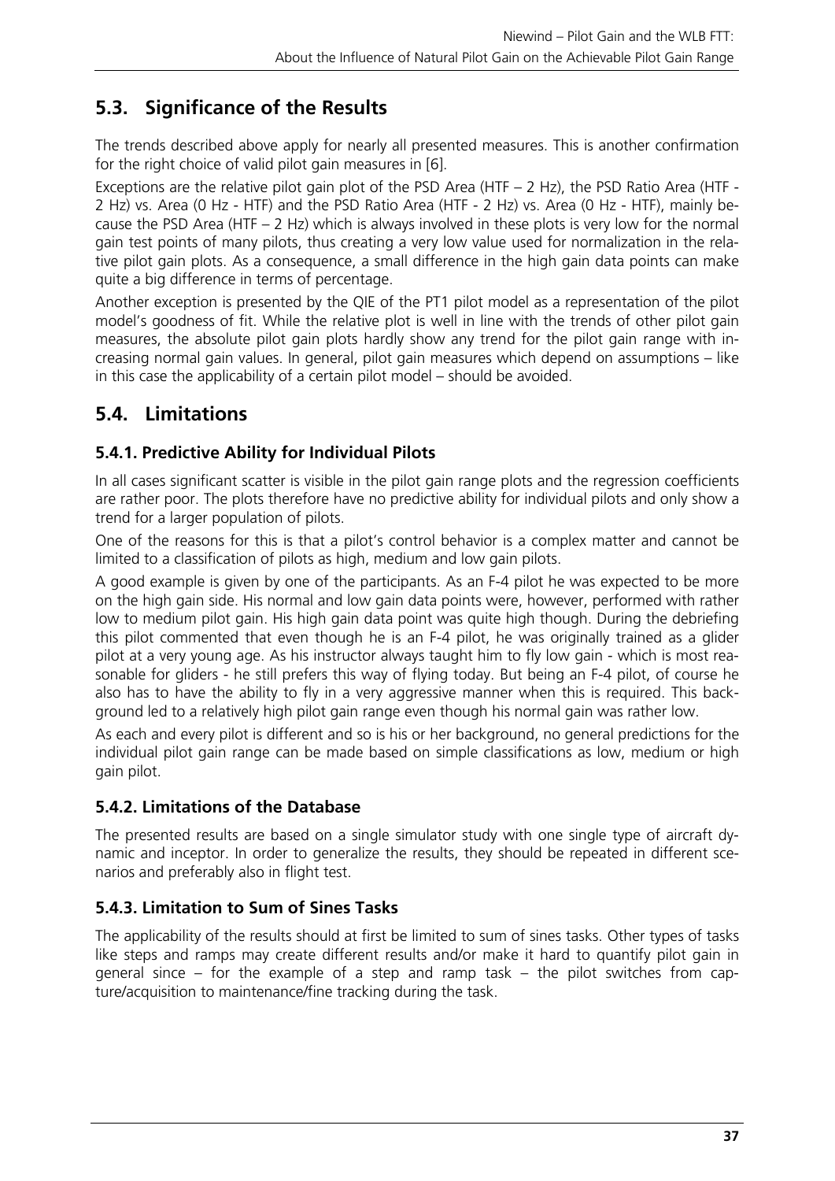## 5.3. Significance of the Results

The trends described above apply for nearly all presented measures. This is another confirmation for the right choice of valid pilot gain measures in [6].

Exceptions are the relative pilot gain plot of the PSD Area (HTF – 2 Hz), the PSD Ratio Area (HTF - 2 Hz) vs. Area (0 Hz - HTF) and the PSD Ratio Area (HTF - 2 Hz) vs. Area (0 Hz - HTF), mainly because the PSD Area (HTF – 2 Hz) which is always involved in these plots is very low for the normal gain test points of many pilots, thus creating a very low value used for normalization in the relative pilot gain plots. As a consequence, a small difference in the high gain data points can make quite a big difference in terms of percentage.

Another exception is presented by the QIE of the PT1 pilot model as a representation of the pilot model's goodness of fit. While the relative plot is well in line with the trends of other pilot gain measures, the absolute pilot gain plots hardly show any trend for the pilot gain range with increasing normal gain values. In general, pilot gain measures which depend on assumptions – like in this case the applicability of a certain pilot model – should be avoided.

## 5.4. Limitations

### 5.4.1. Predictive Ability for Individual Pilots

In all cases significant scatter is visible in the pilot gain range plots and the regression coefficients are rather poor. The plots therefore have no predictive ability for individual pilots and only show a trend for a larger population of pilots.

One of the reasons for this is that a pilot's control behavior is a complex matter and cannot be limited to a classification of pilots as high, medium and low gain pilots.

A good example is given by one of the participants. As an F-4 pilot he was expected to be more on the high gain side. His normal and low gain data points were, however, performed with rather low to medium pilot gain. His high gain data point was quite high though. During the debriefing this pilot commented that even though he is an F-4 pilot, he was originally trained as a glider pilot at a very young age. As his instructor always taught him to fly low gain - which is most reasonable for gliders - he still prefers this way of flying today. But being an F-4 pilot, of course he also has to have the ability to fly in a very aggressive manner when this is required. This background led to a relatively high pilot gain range even though his normal gain was rather low.

As each and every pilot is different and so is his or her background, no general predictions for the individual pilot gain range can be made based on simple classifications as low, medium or high gain pilot.

### 5.4.2. Limitations of the Database

The presented results are based on a single simulator study with one single type of aircraft dynamic and inceptor. In order to generalize the results, they should be repeated in different scenarios and preferably also in flight test.

### 5.4.3. Limitation to Sum of Sines Tasks

The applicability of the results should at first be limited to sum of sines tasks. Other types of tasks like steps and ramps may create different results and/or make it hard to quantify pilot gain in general since – for the example of a step and ramp task – the pilot switches from capture/acquisition to maintenance/fine tracking during the task.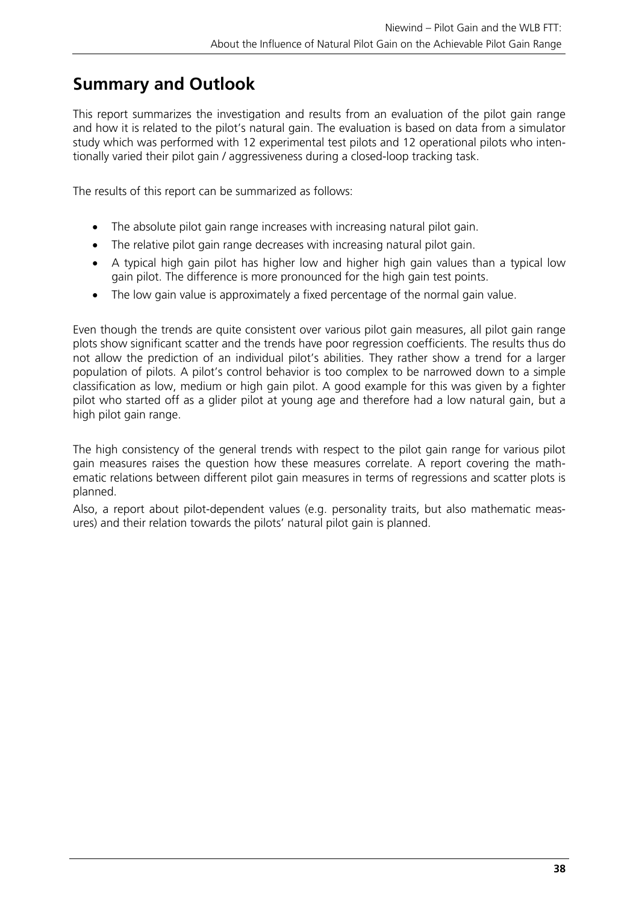# Summary and Outlook

This report summarizes the investigation and results from an evaluation of the pilot gain range and how it is related to the pilot's natural gain. The evaluation is based on data from a simulator study which was performed with 12 experimental test pilots and 12 operational pilots who intentionally varied their pilot gain / aggressiveness during a closed-loop tracking task.

The results of this report can be summarized as follows:

- The absolute pilot gain range increases with increasing natural pilot gain.
- The relative pilot gain range decreases with increasing natural pilot gain.
- A typical high gain pilot has higher low and higher high gain values than a typical low gain pilot. The difference is more pronounced for the high gain test points.
- The low gain value is approximately a fixed percentage of the normal gain value.

Even though the trends are quite consistent over various pilot gain measures, all pilot gain range plots show significant scatter and the trends have poor regression coefficients. The results thus do not allow the prediction of an individual pilot's abilities. They rather show a trend for a larger population of pilots. A pilot's control behavior is too complex to be narrowed down to a simple classification as low, medium or high gain pilot. A good example for this was given by a fighter pilot who started off as a glider pilot at young age and therefore had a low natural gain, but a high pilot gain range.

The high consistency of the general trends with respect to the pilot gain range for various pilot gain measures raises the question how these measures correlate. A report covering the mathematic relations between different pilot gain measures in terms of regressions and scatter plots is planned.

Also, a report about pilot-dependent values (e.g. personality traits, but also mathematic measures) and their relation towards the pilots' natural pilot gain is planned.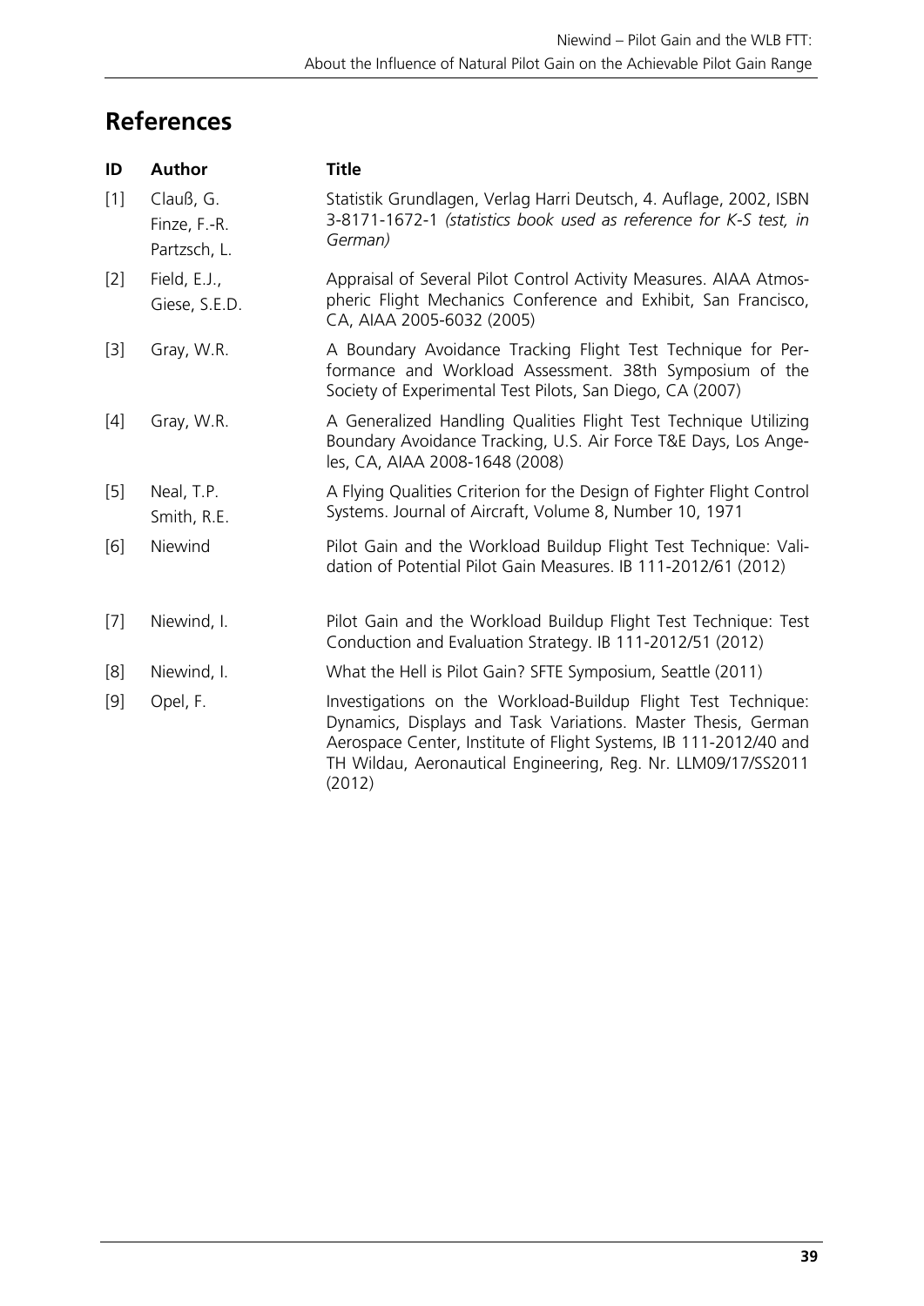## References

| ID | Author | Title |
|---|---|---|
| [1] | Clauß, G.<br>Finze, F.-R.<br>Partzsch, L. | Statistik Grundlagen, Verlag Harri Deutsch, 4. Auflage, 2002, ISBN 3-8171-1672-1 *(statistics book used as reference for K-S test, in German)* |
| [2] | Field, E.J.,<br>Giese, S.E.D. | Appraisal of Several Pilot Control Activity Measures. AIAA Atmospheric Flight Mechanics Conference and Exhibit, San Francisco, CA, AIAA 2005-6032 (2005) |
| [3] | Gray, W.R. | A Boundary Avoidance Tracking Flight Test Technique for Performance and Workload Assessment. 38th Symposium of the Society of Experimental Test Pilots, San Diego, CA (2007) |
| [4] | Gray, W.R. | A Generalized Handling Qualities Flight Test Technique Utilizing Boundary Avoidance Tracking, U.S. Air Force T&E Days, Los Angeles, CA, AIAA 2008-1648 (2008) |
| [5] | Neal, T.P.<br>Smith, R.E. | A Flying Qualities Criterion for the Design of Fighter Flight Control Systems. Journal of Aircraft, Volume 8, Number 10, 1971 |
| [6] | Niewind | Pilot Gain and the Workload Buildup Flight Test Technique: Validation of Potential Pilot Gain Measures. IB 111-2012/61 (2012) |
| [7] | Niewind, I. | Pilot Gain and the Workload Buildup Flight Test Technique: Test Conduction and Evaluation Strategy. IB 111-2012/51 (2012) |
| [8] | Niewind, I. | What the Hell is Pilot Gain? SFTE Symposium, Seattle (2011) |
| [9] | Opel, F. | Investigations on the Workload-Buildup Flight Test Technique: Dynamics, Displays and Task Variations. Master Thesis, German Aerospace Center, Institute of Flight Systems, IB 111-2012/40 and TH Wildau, Aeronautical Engineering, Reg. Nr. LLM09/17/SS2011 (2012) |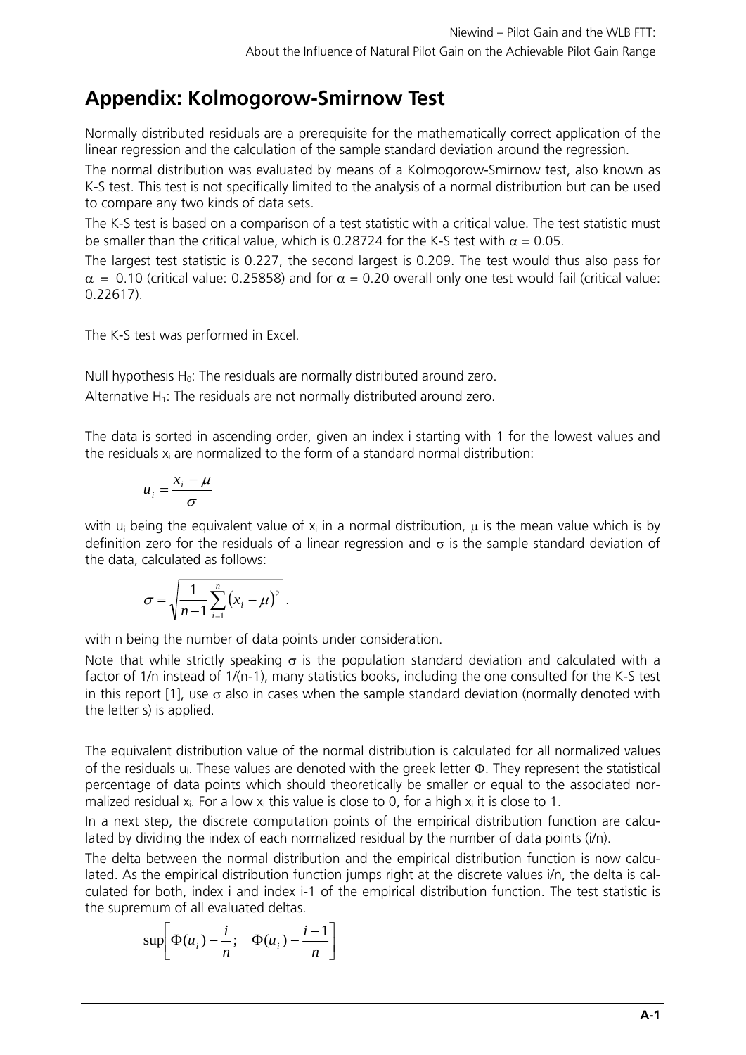## Appendix: Kolmogorow-Smirnow Test

Normally distributed residuals are a prerequisite for the mathematically correct application of the linear regression and the calculation of the sample standard deviation around the regression.

The normal distribution was evaluated by means of a Kolmogorow-Smirnow test, also known as K-S test. This test is not specifically limited to the analysis of a normal distribution but can be used to compare any two kinds of data sets.

The K-S test is based on a comparison of a test statistic with a critical value. The test statistic must be smaller than the critical value, which is 0.28724 for the K-S test with $\alpha = 0.05$.

The largest test statistic is 0.227, the second largest is 0.209. The test would thus also pass for $\alpha = 0.10$ (critical value: 0.25858) and for $\alpha = 0.20$ overall only one test would fail (critical value: 0.22617).

The K-S test was performed in Excel.

Null hypothesis $H_0$: The residuals are normally distributed around zero.

Alternative $H_1$: The residuals are not normally distributed around zero.

The data is sorted in ascending order, given an index i starting with 1 for the lowest values and the residuals $x_i$ are normalized to the form of a standard normal distribution:

$$u_i = \frac{x_i - \mu}{\sigma}$$

with $u_i$ being the equivalent value of $x_i$ in a normal distribution, $\mu$ is the mean value which is by definition zero for the residuals of a linear regression and $\sigma$ is the sample standard deviation of the data, calculated as follows:

$$\sigma = \sqrt{\frac{1}{n-1}\sum_{i=1}^{n}\left(x_i - \mu\right)^2} \ .$$

with n being the number of data points under consideration.

Note that while strictly speaking $\sigma$ is the population standard deviation and calculated with a factor of 1/n instead of 1/(n-1), many statistics books, including the one consulted for the K-S test in this report [1], use $\sigma$ also in cases when the sample standard deviation (normally denoted with the letter s) is applied.

The equivalent distribution value of the normal distribution is calculated for all normalized values of the residuals $u_i$. These values are denoted with the greek letter $\Phi$. They represent the statistical percentage of data points which should theoretically be smaller or equal to the associated normalized residual $x_i$. For a low $x_i$ this value is close to 0, for a high $x_i$ it is close to 1.

In a next step, the discrete computation points of the empirical distribution function are calculated by dividing the index of each normalized residual by the number of data points (i/n).

The delta between the normal distribution and the empirical distribution function is now calculated. As the empirical distribution function jumps right at the discrete values i/n, the delta is calculated for both, index i and index i-1 of the empirical distribution function. The test statistic is the supremum of all evaluated deltas.

$$\sup\left[\Phi(u_i) - \frac{i}{n}; \quad \Phi(u_i) - \frac{i-1}{n}\right]$$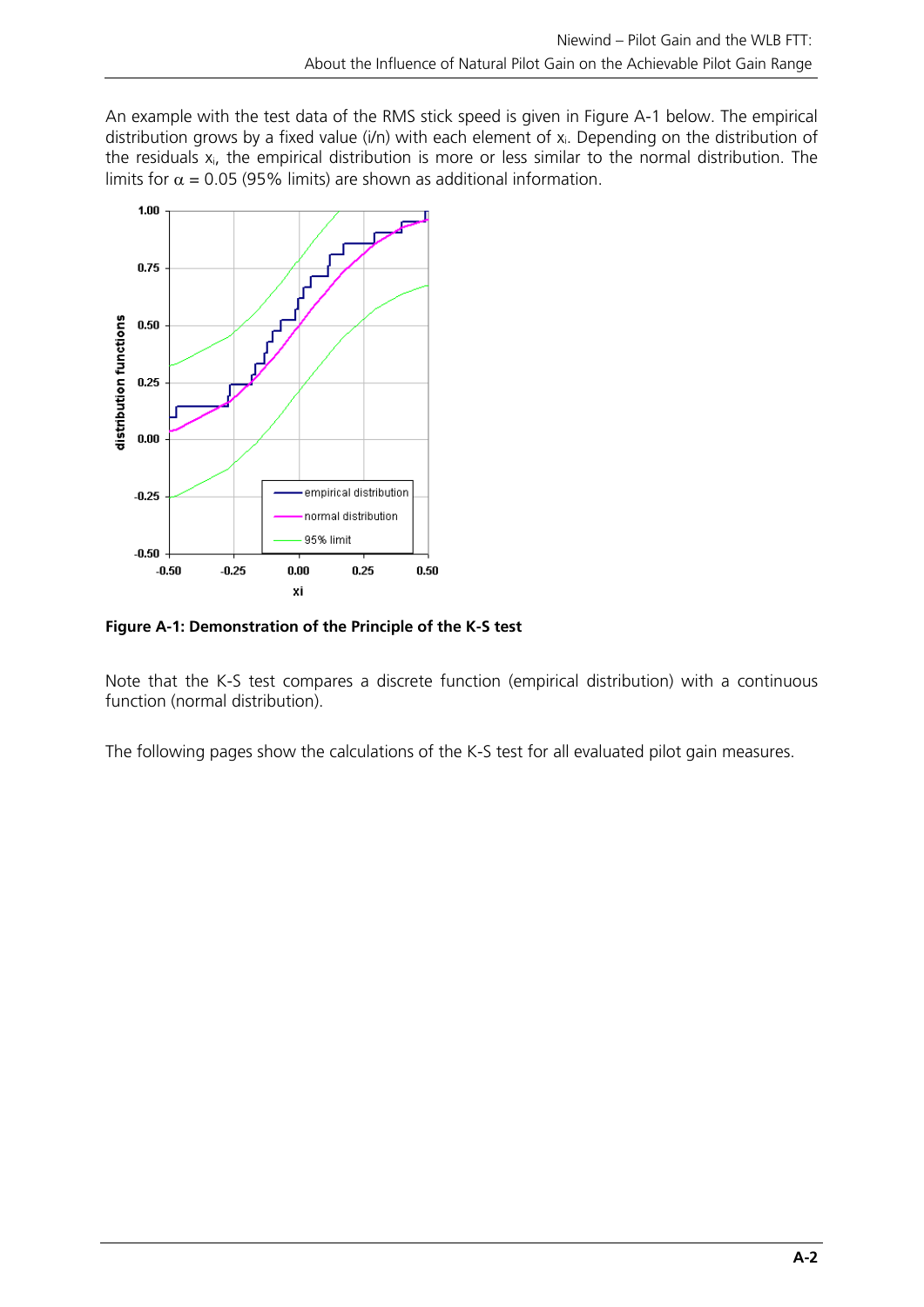An example with the test data of the RMS stick speed is given in Figure A-1 below. The empirical distribution grows by a fixed value (i/n) with each element of $x_i$. Depending on the distribution of the residuals $x_i$, the empirical distribution is more or less similar to the normal distribution. The limits for $\alpha$ = 0.05 (95% limits) are shown as additional information.

**Figure A-1: Demonstration of the Principle of the K-S test**

Note that the K-S test compares a discrete function (empirical distribution) with a continuous function (normal distribution).

The following pages show the calculations of the K-S test for all evaluated pilot gain measures.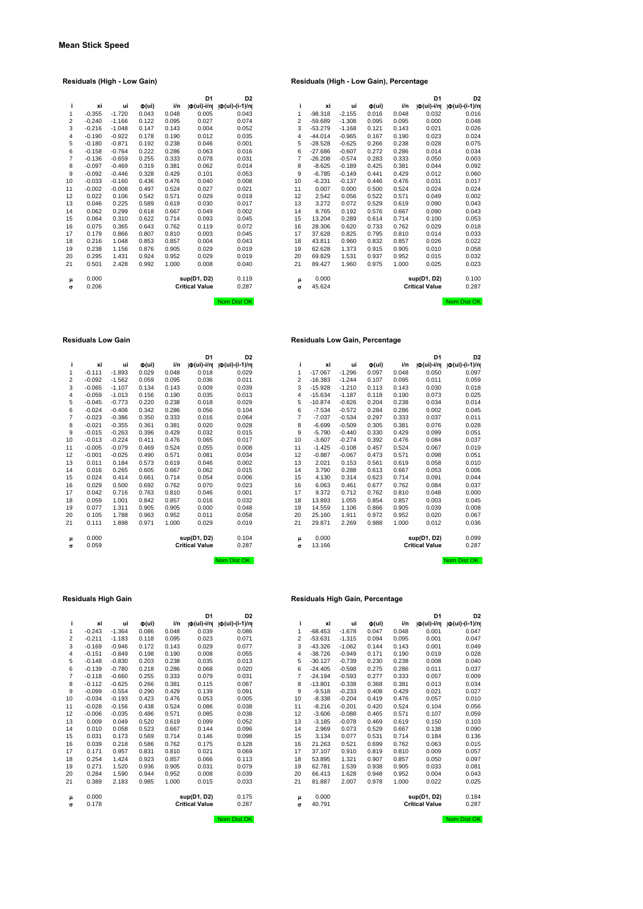# Mean Stick Speed

### Residuals (High - Low Gain)

| i | xi | ui | Φ(ui) | i/n | D1 \|Φ(ui)-i/n\| | D2 \|Φ(ui)-(i-1)/n\| |
|---|---|---|---|---|---|---|
| 1 | -0.355 | -1.720 | 0.043 | 0.048 | 0.005 | 0.043 |
| 2 | -0.240 | -1.166 | 0.122 | 0.095 | 0.027 | 0.074 |
| 3 | -0.216 | -1.048 | 0.147 | 0.143 | 0.004 | 0.052 |
| 4 | -0.190 | -0.922 | 0.178 | 0.190 | 0.012 | 0.035 |
| 5 | -0.180 | -0.871 | 0.192 | 0.238 | 0.046 | 0.001 |
| 6 | -0.158 | -0.764 | 0.222 | 0.286 | 0.063 | 0.016 |
| 7 | -0.136 | -0.659 | 0.255 | 0.333 | 0.078 | 0.031 |
| 8 | -0.097 | -0.469 | 0.319 | 0.381 | 0.062 | 0.014 |
| 9 | -0.092 | -0.446 | 0.328 | 0.429 | 0.101 | 0.053 |
| 10 | -0.033 | -0.160 | 0.436 | 0.476 | 0.040 | 0.008 |
| 11 | -0.002 | -0.008 | 0.497 | 0.524 | 0.027 | 0.021 |
| 12 | 0.022 | 0.106 | 0.542 | 0.571 | 0.029 | 0.019 |
| 13 | 0.046 | 0.225 | 0.589 | 0.619 | 0.030 | 0.017 |
| 14 | 0.062 | 0.299 | 0.618 | 0.667 | 0.049 | 0.002 |
| 15 | 0.064 | 0.310 | 0.622 | 0.714 | 0.093 | 0.045 |
| 16 | 0.075 | 0.365 | 0.643 | 0.762 | 0.119 | 0.072 |
| 17 | 0.179 | 0.866 | 0.807 | 0.810 | 0.003 | 0.045 |
| 18 | 0.216 | 1.048 | 0.853 | 0.857 | 0.004 | 0.043 |
| 19 | 0.238 | 1.156 | 0.876 | 0.905 | 0.029 | 0.019 |
| 20 | 0.295 | 1.431 | 0.924 | 0.952 | 0.029 | 0.019 |
| 21 | 0.501 | 2.428 | 0.992 | 1.000 | 0.008 | 0.040 |
| μ | 0.000 | | | | sup(D1, D2) | 0.119 |
| σ | 0.206 | | | | Critical Value | 0.287 |

Norm Dist OK

### Residuals (High - Low Gain), Percentage

| i | xi | ui | Φ(ui) | i/n | D1 \|Φ(ui)-i/n\| | D2 \|Φ(ui)-(i-1)/n\| |
|---|---|---|---|---|---|---|
| 1 | -98.318 | -2.155 | 0.016 | 0.048 | 0.032 | 0.016 |
| 2 | -59.689 | -1.308 | 0.095 | 0.095 | 0.000 | 0.048 |
| 3 | -53.279 | -1.168 | 0.121 | 0.143 | 0.021 | 0.026 |
| 4 | -44.014 | -0.965 | 0.167 | 0.190 | 0.023 | 0.024 |
| 5 | -28.528 | -0.625 | 0.266 | 0.238 | 0.028 | 0.075 |
| 6 | -27.686 | -0.607 | 0.272 | 0.286 | 0.014 | 0.034 |
| 7 | -26.208 | -0.574 | 0.283 | 0.333 | 0.050 | 0.003 |
| 8 | -8.625 | -0.189 | 0.425 | 0.381 | 0.044 | 0.092 |
| 9 | -6.785 | -0.149 | 0.441 | 0.429 | 0.012 | 0.060 |
| 10 | -6.231 | -0.137 | 0.446 | 0.476 | 0.031 | 0.017 |
| 11 | 0.007 | 0.000 | 0.500 | 0.524 | 0.024 | 0.024 |
| 12 | 2.542 | 0.056 | 0.522 | 0.571 | 0.049 | 0.002 |
| 13 | 3.272 | 0.072 | 0.529 | 0.619 | 0.090 | 0.043 |
| 14 | 8.765 | 0.192 | 0.576 | 0.667 | 0.090 | 0.043 |
| 15 | 13.204 | 0.289 | 0.614 | 0.714 | 0.100 | 0.053 |
| 16 | 28.306 | 0.620 | 0.733 | 0.762 | 0.029 | 0.018 |
| 17 | 37.628 | 0.825 | 0.795 | 0.810 | 0.014 | 0.033 |
| 18 | 43.811 | 0.960 | 0.832 | 0.857 | 0.026 | 0.022 |
| 19 | 62.628 | 1.373 | 0.915 | 0.905 | 0.010 | 0.058 |
| 20 | 69.829 | 1.531 | 0.937 | 0.952 | 0.015 | 0.032 |
| 21 | 89.427 | 1.960 | 0.975 | 1.000 | 0.025 | 0.023 |
| μ | 0.000 | | | | sup(D1, D2) | 0.100 |
| σ | 45.624 | | | | Critical Value | 0.287 |

Norm Dist OK

### Residuals Low Gain

| i | xi | ui | Φ(ui) | i/n | D1 \|Φ(ui)-i/n\| | D2 \|Φ(ui)-(i-1)/n\| |
|---|---|---|---|---|---|---|
| 1 | -0.111 | -1.893 | 0.029 | 0.048 | 0.018 | 0.029 |
| 2 | -0.092 | -1.562 | 0.059 | 0.095 | 0.036 | 0.011 |
| 3 | -0.065 | -1.107 | 0.134 | 0.143 | 0.009 | 0.039 |
| 4 | -0.059 | -1.013 | 0.156 | 0.190 | 0.035 | 0.013 |
| 5 | -0.045 | -0.773 | 0.220 | 0.238 | 0.018 | 0.029 |
| 6 | -0.024 | -0.406 | 0.342 | 0.286 | 0.056 | 0.104 |
| 7 | -0.023 | -0.386 | 0.350 | 0.333 | 0.016 | 0.064 |
| 8 | -0.021 | -0.355 | 0.361 | 0.381 | 0.020 | 0.028 |
| 9 | -0.015 | -0.263 | 0.396 | 0.429 | 0.032 | 0.015 |
| 10 | -0.013 | -0.224 | 0.411 | 0.476 | 0.065 | 0.017 |
| 11 | -0.005 | -0.079 | 0.469 | 0.524 | 0.055 | 0.008 |
| 12 | -0.001 | -0.025 | 0.490 | 0.571 | 0.081 | 0.034 |
| 13 | 0.011 | 0.184 | 0.573 | 0.619 | 0.046 | 0.002 |
| 14 | 0.016 | 0.265 | 0.605 | 0.667 | 0.062 | 0.015 |
| 15 | 0.024 | 0.414 | 0.661 | 0.714 | 0.054 | 0.006 |
| 16 | 0.029 | 0.500 | 0.692 | 0.762 | 0.070 | 0.023 |
| 17 | 0.042 | 0.716 | 0.763 | 0.810 | 0.046 | 0.001 |
| 18 | 0.059 | 1.001 | 0.842 | 0.857 | 0.016 | 0.032 |
| 19 | 0.077 | 1.311 | 0.905 | 0.905 | 0.000 | 0.048 |
| 20 | 0.105 | 1.788 | 0.963 | 0.952 | 0.011 | 0.058 |
| 21 | 0.111 | 1.898 | 0.971 | 1.000 | 0.029 | 0.019 |
| μ | 0.000 | | | | sup(D1, D2) | 0.104 |
| σ | 0.059 | | | | Critical Value | 0.287 |

Norm Dist OK

### Residuals Low Gain, Percentage

| i | xi | ui | Φ(ui) | i/n | D1 \|Φ(ui)-i/n\| | D2 \|Φ(ui)-(i-1)/n\| |
|---|---|---|---|---|---|---|
| 1 | -17.067 | -1.296 | 0.097 | 0.048 | 0.050 | 0.097 |
| 2 | -16.383 | -1.244 | 0.107 | 0.095 | 0.011 | 0.059 |
| 3 | -15.928 | -1.210 | 0.113 | 0.143 | 0.030 | 0.018 |
| 4 | -15.634 | -1.187 | 0.118 | 0.190 | 0.073 | 0.025 |
| 5 | -10.874 | -0.826 | 0.204 | 0.238 | 0.034 | 0.014 |
| 6 | -7.534 | -0.572 | 0.284 | 0.286 | 0.002 | 0.045 |
| 7 | -7.037 | -0.534 | 0.297 | 0.333 | 0.037 | 0.011 |
| 8 | -6.699 | -0.509 | 0.305 | 0.381 | 0.076 | 0.028 |
| 9 | -5.790 | -0.440 | 0.330 | 0.429 | 0.099 | 0.051 |
| 10 | -3.607 | -0.274 | 0.392 | 0.476 | 0.084 | 0.037 |
| 11 | -1.425 | -0.108 | 0.457 | 0.524 | 0.067 | 0.019 |
| 12 | -0.887 | -0.067 | 0.473 | 0.571 | 0.098 | 0.051 |
| 13 | 2.021 | 0.153 | 0.561 | 0.619 | 0.058 | 0.010 |
| 14 | 3.790 | 0.288 | 0.613 | 0.667 | 0.053 | 0.006 |
| 15 | 4.130 | 0.314 | 0.623 | 0.714 | 0.091 | 0.044 |
| 16 | 6.063 | 0.461 | 0.677 | 0.762 | 0.084 | 0.037 |
| 17 | 9.372 | 0.712 | 0.762 | 0.810 | 0.048 | 0.000 |
| 18 | 13.893 | 1.055 | 0.854 | 0.857 | 0.003 | 0.045 |
| 19 | 14.559 | 1.106 | 0.866 | 0.905 | 0.039 | 0.008 |
| 20 | 25.160 | 1.911 | 0.972 | 0.952 | 0.020 | 0.067 |
| 21 | 29.871 | 2.269 | 0.988 | 1.000 | 0.012 | 0.036 |
| μ | 0.000 | | | | sup(D1, D2) | 0.099 |
| σ | 13.166 | | | | Critical Value | 0.287 |

Norm Dist OK

### Residuals High Gain

| i | xi | ui | Φ(ui) | i/n | D1 \|Φ(ui)-i/n\| | D2 \|Φ(ui)-(i-1)/n\| |
|---|---|---|---|---|---|---|
| 1 | -0.243 | -1.364 | 0.086 | 0.048 | 0.039 | 0.086 |
| 2 | -0.211 | -1.183 | 0.118 | 0.095 | 0.023 | 0.071 |
| 3 | -0.169 | -0.946 | 0.172 | 0.143 | 0.029 | 0.077 |
| 4 | -0.151 | -0.849 | 0.198 | 0.190 | 0.008 | 0.055 |
| 5 | -0.148 | -0.830 | 0.203 | 0.238 | 0.035 | 0.013 |
| 6 | -0.139 | -0.780 | 0.218 | 0.286 | 0.068 | 0.020 |
| 7 | -0.118 | -0.660 | 0.255 | 0.333 | 0.079 | 0.031 |
| 8 | -0.112 | -0.625 | 0.266 | 0.381 | 0.115 | 0.067 |
| 9 | -0.099 | -0.554 | 0.290 | 0.429 | 0.139 | 0.091 |
| 10 | -0.034 | -0.193 | 0.423 | 0.476 | 0.053 | 0.005 |
| 11 | -0.028 | -0.156 | 0.438 | 0.524 | 0.086 | 0.038 |
| 12 | -0.006 | -0.035 | 0.486 | 0.571 | 0.085 | 0.038 |
| 13 | 0.009 | 0.049 | 0.520 | 0.619 | 0.099 | 0.052 |
| 14 | 0.010 | 0.058 | 0.523 | 0.667 | 0.144 | 0.096 |
| 15 | 0.031 | 0.173 | 0.569 | 0.714 | 0.146 | 0.098 |
| 16 | 0.039 | 0.218 | 0.586 | 0.762 | 0.175 | 0.128 |
| 17 | 0.171 | 0.957 | 0.831 | 0.810 | 0.021 | 0.069 |
| 18 | 0.254 | 1.424 | 0.923 | 0.857 | 0.066 | 0.113 |
| 19 | 0.271 | 1.520 | 0.936 | 0.905 | 0.031 | 0.079 |
| 20 | 0.284 | 1.590 | 0.944 | 0.952 | 0.008 | 0.039 |
| 21 | 0.389 | 2.183 | 0.985 | 1.000 | 0.015 | 0.033 |
| μ | 0.000 | | | | sup(D1, D2) | 0.175 |
| σ | 0.178 | | | | Critical Value | 0.287 |

Norm Dist OK

### Residuals High Gain, Percentage

| i | xi | ui | Φ(ui) | i/n | D1 \|Φ(ui)-i/n\| | D2 \|Φ(ui)-(i-1)/n\| |
|---|---|---|---|---|---|---|
| 1 | -68.453 | -1.678 | 0.047 | 0.048 | 0.001 | 0.047 |
| 2 | -53.631 | -1.315 | 0.094 | 0.095 | 0.001 | 0.047 |
| 3 | -43.326 | -1.062 | 0.144 | 0.143 | 0.001 | 0.049 |
| 4 | -38.726 | -0.949 | 0.171 | 0.190 | 0.019 | 0.028 |
| 5 | -30.127 | -0.739 | 0.230 | 0.238 | 0.008 | 0.040 |
| 6 | -24.405 | -0.598 | 0.275 | 0.286 | 0.011 | 0.037 |
| 7 | -24.194 | -0.593 | 0.277 | 0.333 | 0.057 | 0.009 |
| 8 | -13.801 | -0.338 | 0.368 | 0.381 | 0.013 | 0.034 |
| 9 | -9.518 | -0.233 | 0.408 | 0.429 | 0.021 | 0.027 |
| 10 | -8.338 | -0.204 | 0.419 | 0.476 | 0.057 | 0.010 |
| 11 | -8.216 | -0.201 | 0.420 | 0.524 | 0.104 | 0.056 |
| 12 | -3.606 | -0.088 | 0.465 | 0.571 | 0.107 | 0.059 |
| 13 | -3.185 | -0.078 | 0.469 | 0.619 | 0.150 | 0.103 |
| 14 | 2.969 | 0.073 | 0.529 | 0.667 | 0.138 | 0.090 |
| 15 | 3.134 | 0.077 | 0.531 | 0.714 | 0.184 | 0.136 |
| 16 | 21.263 | 0.521 | 0.699 | 0.762 | 0.063 | 0.015 |
| 17 | 37.107 | 0.910 | 0.819 | 0.810 | 0.009 | 0.057 |
| 18 | 53.895 | 1.321 | 0.907 | 0.857 | 0.050 | 0.097 |
| 19 | 62.781 | 1.539 | 0.938 | 0.905 | 0.033 | 0.081 |
| 20 | 66.413 | 1.628 | 0.948 | 0.952 | 0.004 | 0.043 |
| 21 | 81.887 | 2.007 | 0.978 | 1.000 | 0.022 | 0.025 |
| μ | 0.000 | | | | sup(D1, D2) | 0.184 |
| σ | 40.791 | | | | Critical Value | 0.287 |

Norm Dist OK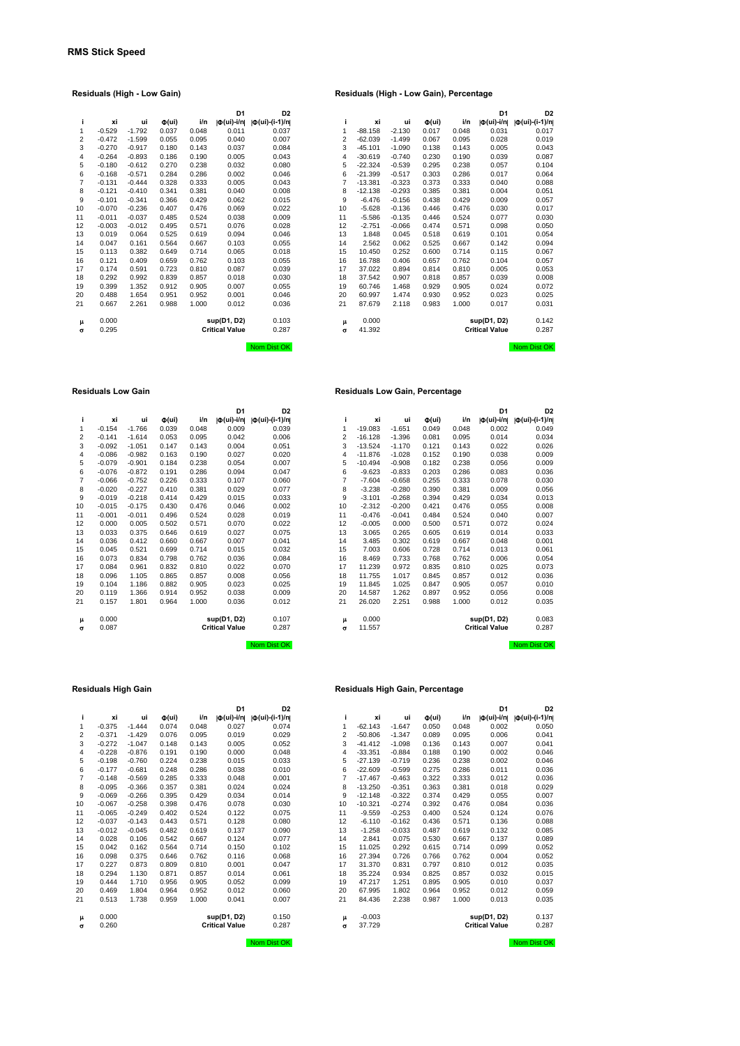# RMS Stick Speed

## Residuals (High - Low Gain)

| i | xi | ui | Φ(ui) | i/n | D1 \|Φ(ui)-i/n\| | D2 \|Φ(ui)-(i-1)/n\| |
|---|---|---|---|---|---|---|
| 1 | -0.529 | -1.792 | 0.037 | 0.048 | 0.011 | 0.037 |
| 2 | -0.472 | -1.599 | 0.055 | 0.095 | 0.040 | 0.007 |
| 3 | -0.270 | -0.917 | 0.180 | 0.143 | 0.037 | 0.084 |
| 4 | -0.264 | -0.893 | 0.186 | 0.190 | 0.005 | 0.043 |
| 5 | -0.180 | -0.612 | 0.270 | 0.238 | 0.032 | 0.080 |
| 6 | -0.168 | -0.571 | 0.284 | 0.286 | 0.002 | 0.046 |
| 7 | -0.131 | -0.444 | 0.328 | 0.333 | 0.005 | 0.043 |
| 8 | -0.121 | -0.410 | 0.341 | 0.381 | 0.040 | 0.008 |
| 9 | -0.101 | -0.341 | 0.366 | 0.429 | 0.062 | 0.015 |
| 10 | -0.070 | -0.236 | 0.407 | 0.476 | 0.069 | 0.022 |
| 11 | -0.011 | -0.037 | 0.485 | 0.524 | 0.038 | 0.009 |
| 12 | -0.003 | -0.012 | 0.495 | 0.571 | 0.076 | 0.028 |
| 13 | 0.019 | 0.064 | 0.525 | 0.619 | 0.094 | 0.046 |
| 14 | 0.047 | 0.161 | 0.564 | 0.667 | 0.103 | 0.055 |
| 15 | 0.113 | 0.382 | 0.649 | 0.714 | 0.065 | 0.018 |
| 16 | 0.121 | 0.409 | 0.659 | 0.762 | 0.103 | 0.055 |
| 17 | 0.174 | 0.591 | 0.723 | 0.810 | 0.087 | 0.039 |
| 18 | 0.292 | 0.992 | 0.839 | 0.857 | 0.018 | 0.030 |
| 19 | 0.399 | 1.352 | 0.912 | 0.905 | 0.007 | 0.055 |
| 20 | 0.488 | 1.654 | 0.951 | 0.952 | 0.001 | 0.046 |
| 21 | 0.667 | 2.261 | 0.988 | 1.000 | 0.012 | 0.036 |
| μ | 0.000 | | | | sup(D1, D2) | 0.103 |
| σ | 0.295 | | | | Critical Value | 0.287 |

Nom Dist OK

## Residuals (High - Low Gain), Percentage

| i | xi | ui | Φ(ui) | i/n | D1 \|Φ(ui)-i/n\| | D2 \|Φ(ui)-(i-1)/n\| |
|---|---|---|---|---|---|---|
| 1 | -88.158 | -2.130 | 0.017 | 0.048 | 0.031 | 0.017 |
| 2 | -62.039 | -1.499 | 0.067 | 0.095 | 0.028 | 0.019 |
| 3 | -45.101 | -1.090 | 0.138 | 0.143 | 0.005 | 0.043 |
| 4 | -30.619 | -0.740 | 0.230 | 0.190 | 0.039 | 0.087 |
| 5 | -22.324 | -0.539 | 0.295 | 0.238 | 0.057 | 0.104 |
| 6 | -21.399 | -0.517 | 0.303 | 0.286 | 0.017 | 0.064 |
| 7 | -13.381 | -0.323 | 0.373 | 0.333 | 0.040 | 0.088 |
| 8 | -12.138 | -0.293 | 0.385 | 0.381 | 0.004 | 0.051 |
| 9 | -6.476 | -0.156 | 0.438 | 0.429 | 0.009 | 0.057 |
| 10 | -5.628 | -0.136 | 0.446 | 0.476 | 0.030 | 0.017 |
| 11 | -5.586 | -0.135 | 0.446 | 0.524 | 0.077 | 0.030 |
| 12 | -2.751 | -0.066 | 0.474 | 0.571 | 0.098 | 0.050 |
| 13 | 1.848 | 0.045 | 0.518 | 0.619 | 0.101 | 0.054 |
| 14 | 2.562 | 0.062 | 0.525 | 0.667 | 0.142 | 0.094 |
| 15 | 10.450 | 0.252 | 0.600 | 0.714 | 0.115 | 0.067 |
| 16 | 16.788 | 0.406 | 0.657 | 0.762 | 0.104 | 0.057 |
| 17 | 37.022 | 0.894 | 0.814 | 0.810 | 0.005 | 0.053 |
| 18 | 37.542 | 0.907 | 0.818 | 0.857 | 0.039 | 0.008 |
| 19 | 60.746 | 1.468 | 0.929 | 0.905 | 0.024 | 0.072 |
| 20 | 60.997 | 1.474 | 0.930 | 0.952 | 0.023 | 0.025 |
| 21 | 87.679 | 2.118 | 0.983 | 1.000 | 0.017 | 0.031 |
| μ | 0.000 | | | | sup(D1, D2) | 0.142 |
| σ | 41.392 | | | | Critical Value | 0.287 |

Nom Dist OK

## Residuals Low Gain

| i | xi | ui | Φ(ui) | i/n | D1 \|Φ(ui)-i/n\| | D2 \|Φ(ui)-(i-1)/n\| |
|---|---|---|---|---|---|---|
| 1 | -0.154 | -1.766 | 0.039 | 0.048 | 0.009 | 0.039 |
| 2 | -0.141 | -1.614 | 0.053 | 0.095 | 0.042 | 0.006 |
| 3 | -0.092 | -1.051 | 0.147 | 0.143 | 0.004 | 0.051 |
| 4 | -0.086 | -0.982 | 0.163 | 0.190 | 0.027 | 0.020 |
| 5 | -0.079 | -0.901 | 0.184 | 0.238 | 0.054 | 0.007 |
| 6 | -0.076 | -0.872 | 0.191 | 0.286 | 0.094 | 0.047 |
| 7 | -0.066 | -0.752 | 0.226 | 0.333 | 0.107 | 0.060 |
| 8 | -0.020 | -0.227 | 0.410 | 0.381 | 0.029 | 0.077 |
| 9 | -0.019 | -0.218 | 0.414 | 0.429 | 0.015 | 0.033 |
| 10 | -0.015 | -0.175 | 0.430 | 0.476 | 0.046 | 0.002 |
| 11 | -0.001 | -0.011 | 0.496 | 0.524 | 0.028 | 0.019 |
| 12 | 0.000 | 0.005 | 0.502 | 0.571 | 0.070 | 0.022 |
| 13 | 0.033 | 0.375 | 0.646 | 0.619 | 0.027 | 0.075 |
| 14 | 0.036 | 0.412 | 0.660 | 0.667 | 0.007 | 0.041 |
| 15 | 0.045 | 0.521 | 0.699 | 0.714 | 0.015 | 0.032 |
| 16 | 0.073 | 0.834 | 0.798 | 0.762 | 0.036 | 0.084 |
| 17 | 0.084 | 0.961 | 0.832 | 0.810 | 0.022 | 0.070 |
| 18 | 0.096 | 1.105 | 0.865 | 0.857 | 0.008 | 0.056 |
| 19 | 0.104 | 1.186 | 0.882 | 0.905 | 0.023 | 0.025 |
| 20 | 0.119 | 1.366 | 0.914 | 0.952 | 0.038 | 0.009 |
| 21 | 0.157 | 1.801 | 0.964 | 1.000 | 0.036 | 0.012 |
| μ | 0.000 | | | | sup(D1, D2) | 0.107 |
| σ | 0.087 | | | | Critical Value | 0.287 |

Nom Dist OK

## Residuals Low Gain, Percentage

| i | xi | ui | Φ(ui) | i/n | D1 \|Φ(ui)-i/n\| | D2 \|Φ(ui)-(i-1)/n\| |
|---|---|---|---|---|---|---|
| 1 | -19.083 | -1.651 | 0.049 | 0.048 | 0.002 | 0.049 |
| 2 | -16.128 | -1.396 | 0.081 | 0.095 | 0.014 | 0.034 |
| 3 | -13.524 | -1.170 | 0.121 | 0.143 | 0.022 | 0.026 |
| 4 | -11.876 | -1.028 | 0.152 | 0.190 | 0.038 | 0.009 |
| 5 | -10.494 | -0.908 | 0.182 | 0.238 | 0.056 | 0.009 |
| 6 | -9.623 | -0.833 | 0.203 | 0.286 | 0.083 | 0.036 |
| 7 | -7.604 | -0.658 | 0.255 | 0.333 | 0.078 | 0.030 |
| 8 | -3.238 | -0.280 | 0.390 | 0.381 | 0.009 | 0.056 |
| 9 | -3.101 | -0.268 | 0.394 | 0.429 | 0.034 | 0.013 |
| 10 | -2.312 | -0.200 | 0.421 | 0.476 | 0.055 | 0.008 |
| 11 | -0.476 | -0.041 | 0.484 | 0.524 | 0.040 | 0.007 |
| 12 | -0.005 | 0.000 | 0.500 | 0.571 | 0.072 | 0.024 |
| 13 | 3.065 | 0.265 | 0.605 | 0.619 | 0.014 | 0.033 |
| 14 | 3.485 | 0.302 | 0.619 | 0.667 | 0.048 | 0.001 |
| 15 | 7.003 | 0.606 | 0.728 | 0.714 | 0.013 | 0.061 |
| 16 | 8.469 | 0.733 | 0.768 | 0.762 | 0.006 | 0.054 |
| 17 | 11.239 | 0.972 | 0.835 | 0.810 | 0.025 | 0.073 |
| 18 | 11.755 | 1.017 | 0.845 | 0.857 | 0.012 | 0.036 |
| 19 | 11.845 | 1.025 | 0.847 | 0.905 | 0.057 | 0.010 |
| 20 | 14.587 | 1.262 | 0.897 | 0.952 | 0.056 | 0.008 |
| 21 | 26.020 | 2.251 | 0.988 | 1.000 | 0.012 | 0.035 |
| μ | 0.000 | | | | sup(D1, D2) | 0.083 |
| σ | 11.557 | | | | Critical Value | 0.287 |

Nom Dist OK

## Residuals High Gain

| i | xi | ui | Φ(ui) | i/n | D1 \|Φ(ui)-i/n\| | D2 \|Φ(ui)-(i-1)/n\| |
|---|---|---|---|---|---|---|
| 1 | -0.375 | -1.444 | 0.074 | 0.048 | 0.027 | 0.074 |
| 2 | -0.371 | -1.429 | 0.076 | 0.095 | 0.019 | 0.029 |
| 3 | -0.272 | -1.047 | 0.148 | 0.143 | 0.005 | 0.052 |
| 4 | -0.228 | -0.876 | 0.191 | 0.190 | 0.000 | 0.048 |
| 5 | -0.198 | -0.760 | 0.224 | 0.238 | 0.015 | 0.033 |
| 6 | -0.177 | -0.681 | 0.248 | 0.286 | 0.038 | 0.010 |
| 7 | -0.148 | -0.569 | 0.285 | 0.333 | 0.048 | 0.001 |
| 8 | -0.095 | -0.366 | 0.357 | 0.381 | 0.024 | 0.024 |
| 9 | -0.069 | -0.266 | 0.395 | 0.429 | 0.034 | 0.014 |
| 10 | -0.067 | -0.258 | 0.398 | 0.476 | 0.078 | 0.030 |
| 11 | -0.065 | -0.249 | 0.402 | 0.524 | 0.122 | 0.075 |
| 12 | -0.037 | -0.143 | 0.443 | 0.571 | 0.128 | 0.080 |
| 13 | -0.012 | -0.045 | 0.482 | 0.619 | 0.137 | 0.090 |
| 14 | 0.028 | 0.106 | 0.542 | 0.667 | 0.124 | 0.077 |
| 15 | 0.042 | 0.162 | 0.564 | 0.714 | 0.150 | 0.102 |
| 16 | 0.098 | 0.375 | 0.646 | 0.762 | 0.116 | 0.068 |
| 17 | 0.227 | 0.873 | 0.809 | 0.810 | 0.001 | 0.047 |
| 18 | 0.294 | 1.130 | 0.871 | 0.857 | 0.014 | 0.061 |
| 19 | 0.444 | 1.710 | 0.956 | 0.905 | 0.052 | 0.099 |
| 20 | 0.469 | 1.804 | 0.964 | 0.952 | 0.012 | 0.060 |
| 21 | 0.513 | 1.738 | 0.959 | 1.000 | 0.041 | 0.007 |
| μ | 0.000 | | | | sup(D1, D2) | 0.150 |
| σ | 0.260 | | | | Critical Value | 0.287 |

Nom Dist OK

## Residuals High Gain, Percentage

| i | xi | ui | Φ(ui) | i/n | D1 \|Φ(ui)-i/n\| | D2 \|Φ(ui)-(i-1)/n\| |
|---|---|---|---|---|---|---|
| 1 | -62.143 | -1.647 | 0.050 | 0.048 | 0.002 | 0.050 |
| 2 | -50.806 | -1.347 | 0.089 | 0.095 | 0.006 | 0.041 |
| 3 | -41.412 | -1.098 | 0.136 | 0.143 | 0.007 | 0.041 |
| 4 | -33.351 | -0.884 | 0.188 | 0.190 | 0.002 | 0.046 |
| 5 | -27.139 | -0.719 | 0.236 | 0.238 | 0.002 | 0.046 |
| 6 | -22.609 | -0.599 | 0.275 | 0.286 | 0.011 | 0.036 |
| 7 | -17.467 | -0.463 | 0.322 | 0.333 | 0.012 | 0.036 |
| 8 | -13.250 | -0.351 | 0.363 | 0.381 | 0.018 | 0.029 |
| 9 | -12.148 | -0.322 | 0.374 | 0.429 | 0.055 | 0.007 |
| 10 | -10.321 | -0.274 | 0.392 | 0.476 | 0.084 | 0.036 |
| 11 | -9.559 | -0.253 | 0.400 | 0.524 | 0.124 | 0.076 |
| 12 | -6.110 | -0.162 | 0.436 | 0.571 | 0.136 | 0.088 |
| 13 | -1.258 | -0.033 | 0.487 | 0.619 | 0.132 | 0.085 |
| 14 | 2.841 | 0.075 | 0.530 | 0.667 | 0.137 | 0.089 |
| 15 | 11.025 | 0.292 | 0.615 | 0.714 | 0.099 | 0.052 |
| 16 | 27.394 | 0.726 | 0.766 | 0.762 | 0.004 | 0.052 |
| 17 | 31.370 | 0.831 | 0.797 | 0.810 | 0.012 | 0.035 |
| 18 | 35.224 | 0.934 | 0.825 | 0.857 | 0.032 | 0.015 |
| 19 | 47.217 | 1.251 | 0.895 | 0.905 | 0.010 | 0.037 |
| 20 | 67.995 | 1.802 | 0.964 | 0.952 | 0.012 | 0.059 |
| 21 | 84.436 | 2.238 | 0.987 | 1.000 | 0.013 | 0.035 |
| μ | -0.003 | | | | sup(D1, D2) | 0.137 |
| σ | 37.729 | | | | Critical Value | 0.287 |

Nom Dist OK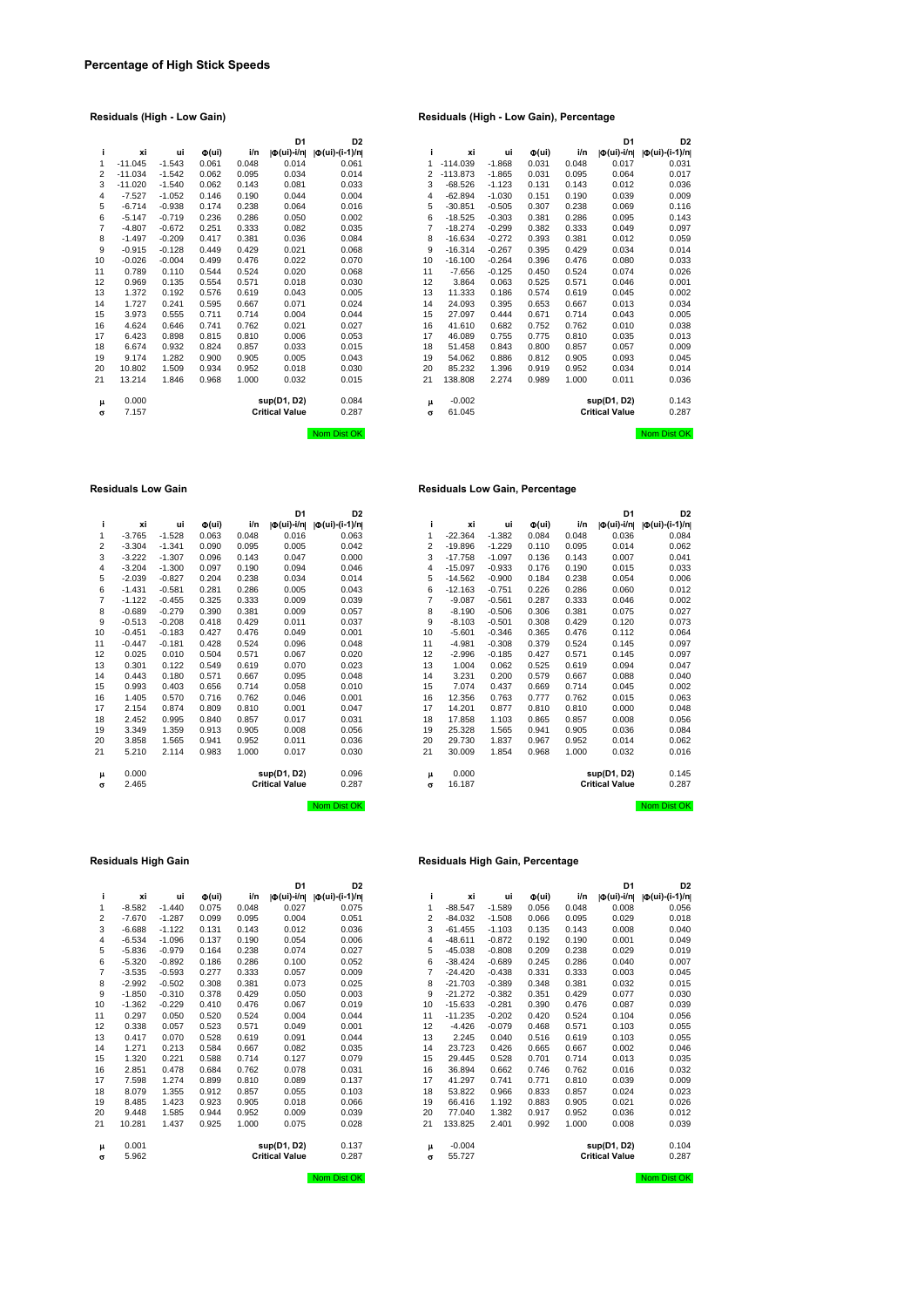## Percentage of High Stick Speeds

### Residuals (High - Low Gain)

| i | xi | ui | Φ(ui) | i/n | D1 \|Φ(ui)-i/n\| | D2 \|Φ(ui)-(i-1)/n\| |
|---|---|---|---|---|---|---|
| 1 | -11.045 | -1.543 | 0.061 | 0.048 | 0.014 | 0.061 |
| 2 | -11.034 | -1.542 | 0.062 | 0.095 | 0.034 | 0.014 |
| 3 | -11.020 | -1.540 | 0.062 | 0.143 | 0.081 | 0.033 |
| 4 | -7.527 | -1.052 | 0.146 | 0.190 | 0.044 | 0.004 |
| 5 | -6.714 | -0.938 | 0.174 | 0.238 | 0.064 | 0.016 |
| 6 | -5.147 | -0.719 | 0.236 | 0.286 | 0.050 | 0.002 |
| 7 | -4.807 | -0.672 | 0.251 | 0.333 | 0.082 | 0.035 |
| 8 | -1.497 | -0.209 | 0.417 | 0.381 | 0.036 | 0.084 |
| 9 | -0.915 | -0.128 | 0.449 | 0.429 | 0.021 | 0.068 |
| 10 | -0.026 | -0.004 | 0.499 | 0.476 | 0.022 | 0.070 |
| 11 | 0.789 | 0.110 | 0.544 | 0.524 | 0.020 | 0.068 |
| 12 | 0.969 | 0.135 | 0.554 | 0.571 | 0.018 | 0.030 |
| 13 | 1.372 | 0.192 | 0.576 | 0.619 | 0.043 | 0.005 |
| 14 | 1.727 | 0.241 | 0.595 | 0.667 | 0.071 | 0.024 |
| 15 | 3.973 | 0.555 | 0.711 | 0.714 | 0.004 | 0.044 |
| 16 | 4.624 | 0.646 | 0.741 | 0.762 | 0.021 | 0.027 |
| 17 | 6.423 | 0.898 | 0.815 | 0.810 | 0.006 | 0.053 |
| 18 | 6.674 | 0.932 | 0.824 | 0.857 | 0.033 | 0.015 |
| 19 | 9.174 | 1.282 | 0.900 | 0.905 | 0.005 | 0.043 |
| 20 | 10.802 | 1.509 | 0.934 | 0.952 | 0.018 | 0.030 |
| 21 | 13.214 | 1.846 | 0.968 | 1.000 | 0.032 | 0.015 |
| μ | 0.000 | | | | sup(D1, D2) | 0.084 |
| σ | 7.157 | | | | Critical Value | 0.287 |

Nom Dist OK

### Residuals (High - Low Gain), Percentage

| i | xi | ui | Φ(ui) | i/n | D1 \|Φ(ui)-i/n\| | D2 \|Φ(ui)-(i-1)/n\| |
|---|---|---|---|---|---|---|
| 1 | -114.039 | -1.868 | 0.031 | 0.048 | 0.017 | 0.031 |
| 2 | -113.873 | -1.865 | 0.031 | 0.095 | 0.064 | 0.017 |
| 3 | -68.526 | -1.123 | 0.131 | 0.143 | 0.012 | 0.036 |
| 4 | -62.894 | -1.030 | 0.151 | 0.190 | 0.039 | 0.009 |
| 5 | -30.851 | -0.505 | 0.307 | 0.238 | 0.069 | 0.116 |
| 6 | -18.525 | -0.303 | 0.381 | 0.286 | 0.095 | 0.143 |
| 7 | -18.274 | -0.299 | 0.382 | 0.333 | 0.049 | 0.097 |
| 8 | -16.634 | -0.272 | 0.393 | 0.381 | 0.012 | 0.059 |
| 9 | -16.314 | -0.267 | 0.395 | 0.429 | 0.034 | 0.014 |
| 10 | -16.100 | -0.264 | 0.396 | 0.476 | 0.080 | 0.033 |
| 11 | -7.656 | -0.125 | 0.450 | 0.524 | 0.074 | 0.026 |
| 12 | 3.864 | 0.063 | 0.525 | 0.571 | 0.046 | 0.001 |
| 13 | 11.333 | 0.186 | 0.574 | 0.619 | 0.045 | 0.002 |
| 14 | 24.093 | 0.395 | 0.653 | 0.667 | 0.013 | 0.034 |
| 15 | 27.097 | 0.444 | 0.671 | 0.714 | 0.043 | 0.005 |
| 16 | 41.610 | 0.682 | 0.752 | 0.762 | 0.010 | 0.038 |
| 17 | 46.089 | 0.755 | 0.775 | 0.810 | 0.035 | 0.013 |
| 18 | 51.458 | 0.843 | 0.800 | 0.857 | 0.057 | 0.009 |
| 19 | 54.062 | 0.886 | 0.812 | 0.905 | 0.093 | 0.045 |
| 20 | 85.232 | 1.396 | 0.919 | 0.952 | 0.034 | 0.014 |
| 21 | 138.808 | 2.274 | 0.989 | 1.000 | 0.011 | 0.036 |
| μ | -0.002 | | | | sup(D1, D2) | 0.143 |
| σ | 61.045 | | | | Critical Value | 0.287 |

Nom Dist OK

### Residuals Low Gain

| i | xi | ui | Φ(ui) | i/n | D1 \|Φ(ui)-i/n\| | D2 \|Φ(ui)-(i-1)/n\| |
|---|---|---|---|---|---|---|
| 1 | -3.765 | -1.528 | 0.063 | 0.048 | 0.016 | 0.063 |
| 2 | -3.304 | -1.341 | 0.090 | 0.095 | 0.005 | 0.042 |
| 3 | -3.222 | -1.307 | 0.096 | 0.143 | 0.047 | 0.000 |
| 4 | -3.204 | -1.300 | 0.097 | 0.190 | 0.094 | 0.046 |
| 5 | -2.039 | -0.827 | 0.204 | 0.238 | 0.034 | 0.014 |
| 6 | -1.431 | -0.581 | 0.281 | 0.286 | 0.005 | 0.043 |
| 7 | -1.122 | -0.455 | 0.325 | 0.333 | 0.009 | 0.039 |
| 8 | -0.689 | -0.279 | 0.390 | 0.381 | 0.009 | 0.057 |
| 9 | -0.513 | -0.208 | 0.418 | 0.429 | 0.011 | 0.037 |
| 10 | -0.451 | -0.183 | 0.427 | 0.476 | 0.049 | 0.001 |
| 11 | -0.447 | -0.181 | 0.428 | 0.524 | 0.096 | 0.048 |
| 12 | 0.025 | 0.010 | 0.504 | 0.571 | 0.067 | 0.020 |
| 13 | 0.301 | 0.122 | 0.549 | 0.619 | 0.070 | 0.023 |
| 14 | 0.443 | 0.180 | 0.571 | 0.667 | 0.095 | 0.048 |
| 15 | 0.993 | 0.403 | 0.656 | 0.714 | 0.058 | 0.010 |
| 16 | 1.405 | 0.570 | 0.716 | 0.762 | 0.046 | 0.001 |
| 17 | 2.154 | 0.874 | 0.809 | 0.810 | 0.001 | 0.047 |
| 18 | 2.452 | 0.995 | 0.840 | 0.857 | 0.017 | 0.031 |
| 19 | 3.349 | 1.359 | 0.913 | 0.905 | 0.008 | 0.056 |
| 20 | 3.858 | 1.565 | 0.941 | 0.952 | 0.011 | 0.036 |
| 21 | 5.210 | 2.114 | 0.983 | 1.000 | 0.017 | 0.030 |
| μ | 0.000 | | | | sup(D1, D2) | 0.096 |
| σ | 2.465 | | | | Critical Value | 0.287 |

Nom Dist OK

### Residuals Low Gain, Percentage

| i | xi | ui | Φ(ui) | i/n | D1 \|Φ(ui)-i/n\| | D2 \|Φ(ui)-(i-1)/n\| |
|---|---|---|---|---|---|---|
| 1 | -22.364 | -1.382 | 0.084 | 0.048 | 0.036 | 0.084 |
| 2 | -19.896 | -1.229 | 0.110 | 0.095 | 0.014 | 0.062 |
| 3 | -17.758 | -1.097 | 0.136 | 0.143 | 0.007 | 0.041 |
| 4 | -15.097 | -0.933 | 0.176 | 0.190 | 0.015 | 0.033 |
| 5 | -14.562 | -0.900 | 0.184 | 0.238 | 0.054 | 0.006 |
| 6 | -12.163 | -0.751 | 0.226 | 0.286 | 0.060 | 0.012 |
| 7 | -9.087 | -0.561 | 0.287 | 0.333 | 0.046 | 0.002 |
| 8 | -8.190 | -0.506 | 0.306 | 0.381 | 0.075 | 0.027 |
| 9 | -8.103 | -0.501 | 0.308 | 0.429 | 0.120 | 0.073 |
| 10 | -5.601 | -0.346 | 0.365 | 0.476 | 0.112 | 0.064 |
| 11 | -4.981 | -0.308 | 0.379 | 0.524 | 0.145 | 0.097 |
| 12 | -2.996 | -0.185 | 0.427 | 0.571 | 0.145 | 0.097 |
| 13 | 1.004 | 0.062 | 0.525 | 0.619 | 0.094 | 0.047 |
| 14 | 3.231 | 0.200 | 0.579 | 0.667 | 0.088 | 0.040 |
| 15 | 7.074 | 0.437 | 0.669 | 0.714 | 0.045 | 0.002 |
| 16 | 12.356 | 0.763 | 0.777 | 0.762 | 0.015 | 0.063 |
| 17 | 14.201 | 0.877 | 0.810 | 0.810 | 0.000 | 0.048 |
| 18 | 17.858 | 1.103 | 0.865 | 0.857 | 0.008 | 0.056 |
| 19 | 25.328 | 1.565 | 0.941 | 0.905 | 0.036 | 0.084 |
| 20 | 29.730 | 1.837 | 0.967 | 0.952 | 0.014 | 0.062 |
| 21 | 30.009 | 1.854 | 0.968 | 1.000 | 0.032 | 0.016 |
| μ | 0.000 | | | | sup(D1, D2) | 0.145 |
| σ | 16.187 | | | | Critical Value | 0.287 |

Nom Dist OK

### Residuals High Gain

| i | xi | ui | Φ(ui) | i/n | D1 \|Φ(ui)-i/n\| | D2 \|Φ(ui)-(i-1)/n\| |
|---|---|---|---|---|---|---|
| 1 | -8.582 | -1.440 | 0.075 | 0.048 | 0.027 | 0.075 |
| 2 | -7.670 | -1.287 | 0.099 | 0.095 | 0.004 | 0.051 |
| 3 | -6.688 | -1.122 | 0.131 | 0.143 | 0.012 | 0.036 |
| 4 | -6.534 | -1.096 | 0.137 | 0.190 | 0.054 | 0.006 |
| 5 | -5.836 | -0.979 | 0.164 | 0.238 | 0.074 | 0.027 |
| 6 | -5.320 | -0.892 | 0.186 | 0.286 | 0.100 | 0.052 |
| 7 | -3.535 | -0.593 | 0.277 | 0.333 | 0.057 | 0.009 |
| 8 | -2.992 | -0.502 | 0.308 | 0.381 | 0.073 | 0.025 |
| 9 | -1.850 | -0.310 | 0.378 | 0.429 | 0.050 | 0.003 |
| 10 | -1.362 | -0.229 | 0.410 | 0.476 | 0.067 | 0.019 |
| 11 | 0.297 | 0.050 | 0.520 | 0.524 | 0.004 | 0.044 |
| 12 | 0.338 | 0.057 | 0.523 | 0.571 | 0.049 | 0.001 |
| 13 | 0.417 | 0.070 | 0.528 | 0.619 | 0.091 | 0.044 |
| 14 | 1.271 | 0.213 | 0.584 | 0.667 | 0.082 | 0.035 |
| 15 | 1.320 | 0.221 | 0.588 | 0.714 | 0.127 | 0.079 |
| 16 | 2.851 | 0.478 | 0.684 | 0.762 | 0.078 | 0.031 |
| 17 | 7.598 | 1.274 | 0.899 | 0.810 | 0.089 | 0.137 |
| 18 | 8.079 | 1.355 | 0.912 | 0.857 | 0.055 | 0.103 |
| 19 | 8.485 | 1.423 | 0.923 | 0.905 | 0.018 | 0.066 |
| 20 | 9.448 | 1.585 | 0.944 | 0.952 | 0.009 | 0.039 |
| 21 | 10.281 | 1.437 | 0.925 | 1.000 | 0.075 | 0.028 |
| μ | 0.001 | | | | sup(D1, D2) | 0.137 |
| σ | 5.962 | | | | Critical Value | 0.287 |

Nom Dist OK

### Residuals High Gain, Percentage

| i | xi | ui | Φ(ui) | i/n | D1 \|Φ(ui)-i/n\| | D2 \|Φ(ui)-(i-1)/n\| |
|---|---|---|---|---|---|---|
| 1 | -88.547 | -1.589 | 0.056 | 0.048 | 0.008 | 0.056 |
| 2 | -84.032 | -1.508 | 0.066 | 0.095 | 0.029 | 0.018 |
| 3 | -61.455 | -1.103 | 0.135 | 0.143 | 0.008 | 0.040 |
| 4 | -48.611 | -0.872 | 0.192 | 0.190 | 0.001 | 0.049 |
| 5 | -45.038 | -0.808 | 0.209 | 0.238 | 0.029 | 0.019 |
| 6 | -38.424 | -0.689 | 0.245 | 0.286 | 0.040 | 0.007 |
| 7 | -24.420 | -0.438 | 0.331 | 0.333 | 0.003 | 0.045 |
| 8 | -21.703 | -0.389 | 0.348 | 0.381 | 0.032 | 0.015 |
| 9 | -21.272 | -0.382 | 0.351 | 0.429 | 0.077 | 0.030 |
| 10 | -15.633 | -0.281 | 0.390 | 0.476 | 0.087 | 0.039 |
| 11 | -11.235 | -0.202 | 0.420 | 0.524 | 0.104 | 0.056 |
| 12 | -4.426 | -0.079 | 0.468 | 0.571 | 0.103 | 0.055 |
| 13 | 2.245 | 0.040 | 0.516 | 0.619 | 0.103 | 0.055 |
| 14 | 23.723 | 0.426 | 0.665 | 0.667 | 0.002 | 0.046 |
| 15 | 29.445 | 0.528 | 0.701 | 0.714 | 0.013 | 0.035 |
| 16 | 36.894 | 0.662 | 0.746 | 0.762 | 0.016 | 0.032 |
| 17 | 41.297 | 0.741 | 0.771 | 0.810 | 0.039 | 0.009 |
| 18 | 53.822 | 0.966 | 0.833 | 0.857 | 0.024 | 0.023 |
| 19 | 66.416 | 1.192 | 0.883 | 0.905 | 0.021 | 0.026 |
| 20 | 77.040 | 1.382 | 0.917 | 0.952 | 0.036 | 0.012 |
| 21 | 133.825 | 2.401 | 0.992 | 1.000 | 0.008 | 0.039 |
| μ | -0.004 | | | | sup(D1, D2) | 0.104 |
| σ | 55.727 | | | | Critical Value | 0.287 |

Nom Dist OK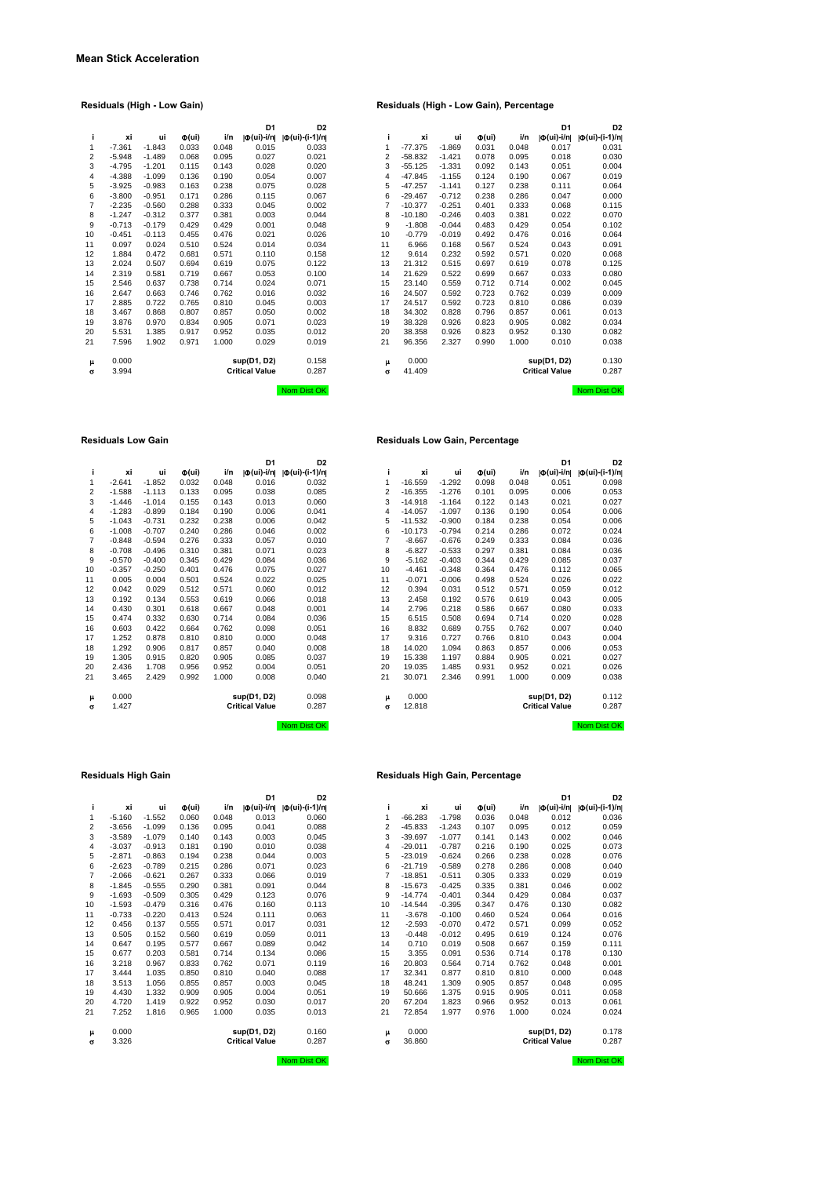## Mean Stick Acceleration

### Residuals (High - Low Gain)

| i | xi | ui | Φ(ui) | i/n | D1 \|Φ(ui)-i/n\| | D2 \|Φ(ui)-(i-1)/n\| |
|---|---|---|---|---|---|---|
| 1 | -7.361 | -1.843 | 0.033 | 0.048 | 0.015 | 0.033 |
| 2 | -5.948 | -1.489 | 0.068 | 0.095 | 0.027 | 0.021 |
| 3 | -4.795 | -1.201 | 0.115 | 0.143 | 0.028 | 0.020 |
| 4 | -4.388 | -1.099 | 0.136 | 0.190 | 0.054 | 0.007 |
| 5 | -3.925 | -0.983 | 0.163 | 0.238 | 0.075 | 0.028 |
| 6 | -3.800 | -0.951 | 0.171 | 0.286 | 0.115 | 0.067 |
| 7 | -2.235 | -0.560 | 0.288 | 0.333 | 0.045 | 0.002 |
| 8 | -1.247 | -0.312 | 0.377 | 0.381 | 0.003 | 0.044 |
| 9 | -0.713 | -0.179 | 0.429 | 0.429 | 0.001 | 0.048 |
| 10 | -0.451 | -0.113 | 0.455 | 0.476 | 0.021 | 0.026 |
| 11 | 0.097 | 0.024 | 0.510 | 0.524 | 0.014 | 0.034 |
| 12 | 1.884 | 0.472 | 0.681 | 0.571 | 0.110 | 0.158 |
| 13 | 2.024 | 0.507 | 0.694 | 0.619 | 0.075 | 0.122 |
| 14 | 2.319 | 0.581 | 0.719 | 0.667 | 0.053 | 0.100 |
| 15 | 2.546 | 0.637 | 0.738 | 0.714 | 0.024 | 0.071 |
| 16 | 2.647 | 0.663 | 0.746 | 0.762 | 0.016 | 0.032 |
| 17 | 2.885 | 0.722 | 0.765 | 0.810 | 0.045 | 0.003 |
| 18 | 3.467 | 0.868 | 0.807 | 0.857 | 0.050 | 0.002 |
| 19 | 3.876 | 0.970 | 0.834 | 0.905 | 0.071 | 0.023 |
| 20 | 5.531 | 1.385 | 0.917 | 0.952 | 0.035 | 0.012 |
| 21 | 7.596 | 1.902 | 0.971 | 1.000 | 0.029 | 0.019 |
| μ | 0.000 | | | | sup(D1, D2) | 0.158 |
| σ | 3.994 | | | | Critical Value | 0.287 |

Nom Dist OK

### Residuals (High - Low Gain), Percentage

| i | xi | ui | Φ(ui) | i/n | D1 \|Φ(ui)-i/n\| | D2 \|Φ(ui)-(i-1)/n\| |
|---|---|---|---|---|---|---|
| 1 | -77.375 | -1.869 | 0.031 | 0.048 | 0.017 | 0.031 |
| 2 | -58.832 | -1.421 | 0.078 | 0.095 | 0.018 | 0.030 |
| 3 | -55.125 | -1.331 | 0.092 | 0.143 | 0.051 | 0.004 |
| 4 | -47.845 | -1.155 | 0.124 | 0.190 | 0.067 | 0.019 |
| 5 | -47.257 | -1.141 | 0.127 | 0.238 | 0.111 | 0.064 |
| 6 | -29.467 | -0.712 | 0.238 | 0.286 | 0.047 | 0.000 |
| 7 | -10.377 | -0.251 | 0.401 | 0.333 | 0.068 | 0.115 |
| 8 | -10.180 | -0.246 | 0.403 | 0.381 | 0.022 | 0.070 |
| 9 | -1.808 | -0.044 | 0.483 | 0.429 | 0.054 | 0.102 |
| 10 | -0.779 | -0.019 | 0.492 | 0.476 | 0.016 | 0.064 |
| 11 | 6.966 | 0.168 | 0.567 | 0.524 | 0.043 | 0.091 |
| 12 | 9.614 | 0.232 | 0.592 | 0.571 | 0.020 | 0.068 |
| 13 | 21.312 | 0.515 | 0.697 | 0.619 | 0.078 | 0.125 |
| 14 | 21.629 | 0.522 | 0.699 | 0.667 | 0.033 | 0.080 |
| 15 | 23.140 | 0.559 | 0.712 | 0.714 | 0.002 | 0.045 |
| 16 | 24.507 | 0.592 | 0.723 | 0.762 | 0.039 | 0.009 |
| 17 | 24.517 | 0.592 | 0.723 | 0.810 | 0.086 | 0.039 |
| 18 | 34.302 | 0.828 | 0.796 | 0.857 | 0.061 | 0.013 |
| 19 | 38.328 | 0.926 | 0.823 | 0.905 | 0.082 | 0.034 |
| 20 | 38.358 | 0.926 | 0.823 | 0.952 | 0.130 | 0.082 |
| 21 | 96.356 | 2.327 | 0.990 | 1.000 | 0.010 | 0.038 |
| μ | 0.000 | | | | sup(D1, D2) | 0.130 |
| σ | 41.409 | | | | Critical Value | 0.287 |

Nom Dist OK

### Residuals Low Gain

| i | xi | ui | Φ(ui) | i/n | D1 \|Φ(ui)-i/n\| | D2 \|Φ(ui)-(i-1)/n\| |
|---|---|---|---|---|---|---|
| 1 | -2.641 | -1.852 | 0.032 | 0.048 | 0.016 | 0.032 |
| 2 | -1.588 | -1.113 | 0.133 | 0.095 | 0.038 | 0.085 |
| 3 | -1.446 | -1.014 | 0.155 | 0.143 | 0.013 | 0.060 |
| 4 | -1.283 | -0.899 | 0.184 | 0.190 | 0.006 | 0.041 |
| 5 | -1.043 | -0.731 | 0.232 | 0.238 | 0.006 | 0.042 |
| 6 | -1.008 | -0.707 | 0.240 | 0.286 | 0.046 | 0.002 |
| 7 | -0.848 | -0.594 | 0.276 | 0.333 | 0.057 | 0.010 |
| 8 | -0.708 | -0.496 | 0.310 | 0.381 | 0.071 | 0.023 |
| 9 | -0.570 | -0.400 | 0.345 | 0.429 | 0.084 | 0.036 |
| 10 | -0.357 | -0.250 | 0.401 | 0.476 | 0.075 | 0.027 |
| 11 | 0.005 | 0.004 | 0.501 | 0.524 | 0.022 | 0.025 |
| 12 | 0.042 | 0.029 | 0.512 | 0.571 | 0.060 | 0.012 |
| 13 | 0.192 | 0.134 | 0.553 | 0.619 | 0.066 | 0.018 |
| 14 | 0.430 | 0.301 | 0.618 | 0.667 | 0.048 | 0.001 |
| 15 | 0.474 | 0.332 | 0.630 | 0.714 | 0.084 | 0.036 |
| 16 | 0.603 | 0.422 | 0.664 | 0.762 | 0.098 | 0.051 |
| 17 | 1.252 | 0.878 | 0.810 | 0.810 | 0.000 | 0.048 |
| 18 | 1.292 | 0.906 | 0.817 | 0.857 | 0.040 | 0.008 |
| 19 | 1.305 | 0.915 | 0.820 | 0.905 | 0.085 | 0.037 |
| 20 | 2.436 | 1.708 | 0.956 | 0.952 | 0.004 | 0.051 |
| 21 | 3.465 | 2.429 | 0.992 | 1.000 | 0.008 | 0.040 |
| μ | 0.000 | | | | sup(D1, D2) | 0.098 |
| σ | 1.427 | | | | Critical Value | 0.287 |

Nom Dist OK

### Residuals Low Gain, Percentage

| i | xi | ui | Φ(ui) | i/n | D1 \|Φ(ui)-i/n\| | D2 \|Φ(ui)-(i-1)/n\| |
|---|---|---|---|---|---|---|
| 1 | -16.559 | -1.292 | 0.098 | 0.048 | 0.051 | 0.098 |
| 2 | -16.355 | -1.276 | 0.101 | 0.095 | 0.006 | 0.053 |
| 3 | -14.918 | -1.164 | 0.122 | 0.143 | 0.021 | 0.027 |
| 4 | -14.057 | -1.097 | 0.136 | 0.190 | 0.054 | 0.006 |
| 5 | -11.532 | -0.900 | 0.184 | 0.238 | 0.054 | 0.006 |
| 6 | -10.173 | -0.794 | 0.214 | 0.286 | 0.072 | 0.024 |
| 7 | -8.667 | -0.676 | 0.249 | 0.333 | 0.084 | 0.036 |
| 8 | -6.827 | -0.533 | 0.297 | 0.381 | 0.084 | 0.036 |
| 9 | -5.162 | -0.403 | 0.344 | 0.429 | 0.085 | 0.037 |
| 10 | -4.461 | -0.348 | 0.364 | 0.476 | 0.112 | 0.065 |
| 11 | -0.071 | -0.006 | 0.498 | 0.524 | 0.026 | 0.022 |
| 12 | 0.394 | 0.031 | 0.512 | 0.571 | 0.059 | 0.012 |
| 13 | 2.458 | 0.192 | 0.576 | 0.619 | 0.043 | 0.005 |
| 14 | 2.796 | 0.218 | 0.586 | 0.667 | 0.080 | 0.033 |
| 15 | 6.515 | 0.508 | 0.694 | 0.714 | 0.020 | 0.028 |
| 16 | 8.832 | 0.689 | 0.755 | 0.762 | 0.007 | 0.040 |
| 17 | 9.316 | 0.727 | 0.766 | 0.810 | 0.043 | 0.004 |
| 18 | 14.020 | 1.094 | 0.863 | 0.857 | 0.006 | 0.053 |
| 19 | 15.338 | 1.197 | 0.884 | 0.905 | 0.021 | 0.027 |
| 20 | 19.035 | 1.485 | 0.931 | 0.952 | 0.021 | 0.026 |
| 21 | 30.071 | 2.346 | 0.991 | 1.000 | 0.009 | 0.038 |
| μ | 0.000 | | | | sup(D1, D2) | 0.112 |
| σ | 12.818 | | | | Critical Value | 0.287 |

Nom Dist OK

### Residuals High Gain

| i | xi | ui | Φ(ui) | i/n | D1 \|Φ(ui)-i/n\| | D2 \|Φ(ui)-(i-1)/n\| |
|---|---|---|---|---|---|---|
| 1 | -5.160 | -1.552 | 0.060 | 0.048 | 0.013 | 0.060 |
| 2 | -3.656 | -1.099 | 0.136 | 0.095 | 0.041 | 0.088 |
| 3 | -3.589 | -1.079 | 0.140 | 0.143 | 0.003 | 0.045 |
| 4 | -3.037 | -0.913 | 0.181 | 0.190 | 0.010 | 0.038 |
| 5 | -2.871 | -0.863 | 0.194 | 0.238 | 0.044 | 0.003 |
| 6 | -2.623 | -0.789 | 0.215 | 0.286 | 0.071 | 0.023 |
| 7 | -2.066 | -0.621 | 0.267 | 0.333 | 0.066 | 0.019 |
| 8 | -1.845 | -0.555 | 0.290 | 0.381 | 0.091 | 0.044 |
| 9 | -1.693 | -0.509 | 0.305 | 0.429 | 0.123 | 0.076 |
| 10 | -1.593 | -0.479 | 0.316 | 0.476 | 0.160 | 0.113 |
| 11 | -0.733 | -0.220 | 0.413 | 0.524 | 0.111 | 0.063 |
| 12 | 0.456 | 0.137 | 0.555 | 0.571 | 0.017 | 0.031 |
| 13 | 0.505 | 0.152 | 0.560 | 0.619 | 0.059 | 0.011 |
| 14 | 0.647 | 0.195 | 0.577 | 0.667 | 0.089 | 0.042 |
| 15 | 0.677 | 0.203 | 0.581 | 0.714 | 0.134 | 0.086 |
| 16 | 3.218 | 0.967 | 0.833 | 0.762 | 0.071 | 0.119 |
| 17 | 3.444 | 1.035 | 0.850 | 0.810 | 0.040 | 0.088 |
| 18 | 3.513 | 1.056 | 0.855 | 0.857 | 0.003 | 0.045 |
| 19 | 4.430 | 1.332 | 0.909 | 0.905 | 0.004 | 0.051 |
| 20 | 4.720 | 1.419 | 0.922 | 0.952 | 0.030 | 0.017 |
| 21 | 7.252 | 1.816 | 0.965 | 1.000 | 0.035 | 0.013 |
| μ | 0.000 | | | | sup(D1, D2) | 0.160 |
| σ | 3.326 | | | | Critical Value | 0.287 |

Nom Dist OK

### Residuals High Gain, Percentage

| i | xi | ui | Φ(ui) | i/n | D1 \|Φ(ui)-i/n\| | D2 \|Φ(ui)-(i-1)/n\| |
|---|---|---|---|---|---|---|
| 1 | -66.283 | -1.798 | 0.036 | 0.048 | 0.012 | 0.036 |
| 2 | -45.833 | -1.243 | 0.107 | 0.095 | 0.012 | 0.059 |
| 3 | -39.697 | -1.077 | 0.141 | 0.143 | 0.002 | 0.046 |
| 4 | -29.011 | -0.787 | 0.216 | 0.190 | 0.025 | 0.073 |
| 5 | -23.019 | -0.624 | 0.266 | 0.238 | 0.028 | 0.076 |
| 6 | -21.719 | -0.589 | 0.278 | 0.286 | 0.008 | 0.040 |
| 7 | -18.851 | -0.511 | 0.305 | 0.333 | 0.029 | 0.019 |
| 8 | -15.673 | -0.425 | 0.335 | 0.381 | 0.046 | 0.002 |
| 9 | -14.774 | -0.401 | 0.344 | 0.429 | 0.084 | 0.037 |
| 10 | -14.544 | -0.395 | 0.347 | 0.476 | 0.130 | 0.082 |
| 11 | -3.678 | -0.100 | 0.460 | 0.524 | 0.064 | 0.016 |
| 12 | -2.593 | -0.070 | 0.472 | 0.571 | 0.099 | 0.052 |
| 13 | -0.448 | -0.012 | 0.495 | 0.619 | 0.124 | 0.076 |
| 14 | 0.710 | 0.019 | 0.508 | 0.667 | 0.159 | 0.111 |
| 15 | 3.355 | 0.091 | 0.536 | 0.714 | 0.178 | 0.130 |
| 16 | 20.803 | 0.564 | 0.714 | 0.762 | 0.048 | 0.001 |
| 17 | 32.341 | 0.877 | 0.810 | 0.810 | 0.000 | 0.048 |
| 18 | 48.241 | 1.309 | 0.905 | 0.857 | 0.048 | 0.095 |
| 19 | 50.666 | 1.375 | 0.915 | 0.905 | 0.011 | 0.058 |
| 20 | 67.204 | 1.823 | 0.966 | 0.952 | 0.013 | 0.061 |
| 21 | 72.854 | 1.977 | 0.976 | 1.000 | 0.024 | 0.024 |
| μ | 0.000 | | | | sup(D1, D2) | 0.178 |
| σ | 36.860 | | | | Critical Value | 0.287 |

Nom Dist OK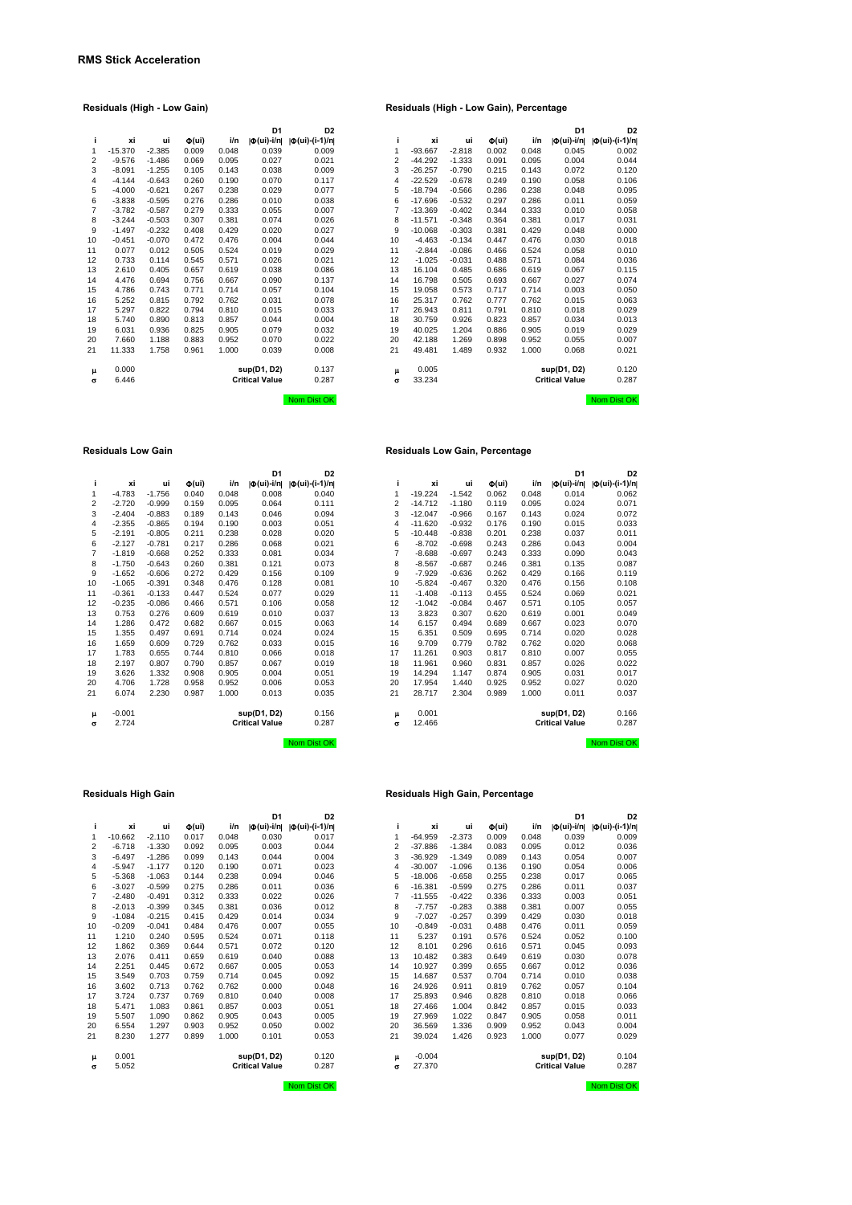# RMS Stick Acceleration

### Residuals (High - Low Gain)

| i | xi | ui | Φ(ui) | i/n | D1 \|Φ(ui)-i/n\| | D2 \|Φ(ui)-(i-1)/n\| |
|---|---|---|---|---|---|---|
| 1 | -15.370 | -2.385 | 0.009 | 0.048 | 0.039 | 0.009 |
| 2 | -9.576 | -1.486 | 0.069 | 0.095 | 0.027 | 0.021 |
| 3 | -8.091 | -1.255 | 0.105 | 0.143 | 0.038 | 0.009 |
| 4 | -4.144 | -0.643 | 0.260 | 0.190 | 0.070 | 0.117 |
| 5 | -4.000 | -0.621 | 0.267 | 0.238 | 0.029 | 0.077 |
| 6 | -3.838 | -0.595 | 0.276 | 0.286 | 0.010 | 0.038 |
| 7 | -3.782 | -0.587 | 0.279 | 0.333 | 0.055 | 0.007 |
| 8 | -3.244 | -0.503 | 0.307 | 0.381 | 0.074 | 0.026 |
| 9 | -1.497 | -0.232 | 0.408 | 0.429 | 0.020 | 0.027 |
| 10 | -0.451 | -0.070 | 0.472 | 0.476 | 0.004 | 0.044 |
| 11 | 0.077 | 0.012 | 0.505 | 0.524 | 0.019 | 0.029 |
| 12 | 0.733 | 0.114 | 0.545 | 0.571 | 0.026 | 0.021 |
| 13 | 2.610 | 0.405 | 0.657 | 0.619 | 0.038 | 0.086 |
| 14 | 4.476 | 0.694 | 0.756 | 0.667 | 0.090 | 0.137 |
| 15 | 4.786 | 0.743 | 0.771 | 0.714 | 0.057 | 0.104 |
| 16 | 5.252 | 0.815 | 0.792 | 0.762 | 0.031 | 0.078 |
| 17 | 5.297 | 0.822 | 0.794 | 0.810 | 0.015 | 0.033 |
| 18 | 5.740 | 0.890 | 0.813 | 0.857 | 0.044 | 0.004 |
| 19 | 6.031 | 0.936 | 0.825 | 0.905 | 0.079 | 0.032 |
| 20 | 7.660 | 1.188 | 0.883 | 0.952 | 0.070 | 0.022 |
| 21 | 11.333 | 1.758 | 0.961 | 1.000 | 0.039 | 0.008 |
| μ | 0.000 | | | | sup(D1, D2) | 0.137 |
| σ | 6.446 | | | | Critical Value | 0.287 |

Norm Dist OK

### Residuals (High - Low Gain), Percentage

| i | xi | ui | Φ(ui) | i/n | D1 \|Φ(ui)-i/n\| | D2 \|Φ(ui)-(i-1)/n\| |
|---|---|---|---|---|---|---|
| 1 | -93.667 | -2.818 | 0.002 | 0.048 | 0.045 | 0.002 |
| 2 | -44.292 | -1.333 | 0.091 | 0.095 | 0.004 | 0.044 |
| 3 | -26.257 | -0.790 | 0.215 | 0.143 | 0.072 | 0.120 |
| 4 | -22.529 | -0.678 | 0.249 | 0.190 | 0.058 | 0.106 |
| 5 | -18.794 | -0.566 | 0.286 | 0.238 | 0.048 | 0.095 |
| 6 | -17.696 | -0.532 | 0.297 | 0.286 | 0.011 | 0.059 |
| 7 | -13.369 | -0.402 | 0.344 | 0.333 | 0.010 | 0.058 |
| 8 | -11.571 | -0.348 | 0.364 | 0.381 | 0.017 | 0.031 |
| 9 | -10.068 | -0.303 | 0.381 | 0.429 | 0.048 | 0.000 |
| 10 | -4.463 | -0.134 | 0.447 | 0.476 | 0.030 | 0.018 |
| 11 | -2.844 | -0.086 | 0.466 | 0.524 | 0.058 | 0.010 |
| 12 | -1.025 | -0.031 | 0.488 | 0.571 | 0.084 | 0.036 |
| 13 | 16.104 | 0.485 | 0.686 | 0.619 | 0.067 | 0.115 |
| 14 | 16.798 | 0.505 | 0.693 | 0.667 | 0.027 | 0.074 |
| 15 | 19.058 | 0.573 | 0.717 | 0.714 | 0.003 | 0.050 |
| 16 | 25.317 | 0.762 | 0.777 | 0.762 | 0.015 | 0.063 |
| 17 | 26.943 | 0.811 | 0.791 | 0.810 | 0.018 | 0.029 |
| 18 | 30.759 | 0.926 | 0.823 | 0.857 | 0.034 | 0.013 |
| 19 | 40.025 | 1.204 | 0.886 | 0.905 | 0.019 | 0.029 |
| 20 | 42.188 | 1.269 | 0.898 | 0.952 | 0.055 | 0.007 |
| 21 | 49.481 | 1.489 | 0.932 | 1.000 | 0.068 | 0.021 |
| μ | 0.005 | | | | sup(D1, D2) | 0.120 |
| σ | 33.234 | | | | Critical Value | 0.287 |

Norm Dist OK

### Residuals Low Gain

| i | xi | ui | Φ(ui) | i/n | D1 \|Φ(ui)-i/n\| | D2 \|Φ(ui)-(i-1)/n\| |
|---|---|---|---|---|---|---|
| 1 | -4.783 | -1.756 | 0.040 | 0.048 | 0.008 | 0.040 |
| 2 | -2.720 | -0.999 | 0.159 | 0.095 | 0.064 | 0.111 |
| 3 | -2.404 | -0.883 | 0.189 | 0.143 | 0.046 | 0.094 |
| 4 | -2.355 | -0.865 | 0.194 | 0.190 | 0.003 | 0.051 |
| 5 | -2.191 | -0.805 | 0.211 | 0.238 | 0.028 | 0.020 |
| 6 | -2.127 | -0.781 | 0.217 | 0.286 | 0.068 | 0.021 |
| 7 | -1.819 | -0.668 | 0.252 | 0.333 | 0.081 | 0.034 |
| 8 | -1.750 | -0.643 | 0.260 | 0.381 | 0.121 | 0.073 |
| 9 | -1.652 | -0.606 | 0.272 | 0.429 | 0.156 | 0.109 |
| 10 | -1.065 | -0.391 | 0.348 | 0.476 | 0.128 | 0.081 |
| 11 | -0.361 | -0.133 | 0.447 | 0.524 | 0.077 | 0.029 |
| 12 | -0.235 | -0.086 | 0.466 | 0.571 | 0.106 | 0.058 |
| 13 | 0.753 | 0.276 | 0.609 | 0.619 | 0.010 | 0.037 |
| 14 | 1.286 | 0.472 | 0.682 | 0.667 | 0.015 | 0.063 |
| 15 | 1.355 | 0.497 | 0.691 | 0.714 | 0.024 | 0.024 |
| 16 | 1.659 | 0.609 | 0.729 | 0.762 | 0.033 | 0.015 |
| 17 | 1.783 | 0.655 | 0.744 | 0.810 | 0.066 | 0.018 |
| 18 | 2.197 | 0.807 | 0.790 | 0.857 | 0.067 | 0.019 |
| 19 | 3.626 | 1.332 | 0.908 | 0.905 | 0.004 | 0.051 |
| 20 | 4.706 | 1.728 | 0.958 | 0.952 | 0.006 | 0.053 |
| 21 | 6.074 | 2.230 | 0.987 | 1.000 | 0.013 | 0.035 |
| μ | -0.001 | | | | sup(D1, D2) | 0.156 |
| σ | 2.724 | | | | Critical Value | 0.287 |

Norm Dist OK

### Residuals Low Gain, Percentage

| i | xi | ui | Φ(ui) | i/n | D1 \|Φ(ui)-i/n\| | D2 \|Φ(ui)-(i-1)/n\| |
|---|---|---|---|---|---|---|
| 1 | -19.224 | -1.542 | 0.062 | 0.048 | 0.014 | 0.062 |
| 2 | -14.712 | -1.180 | 0.119 | 0.095 | 0.024 | 0.071 |
| 3 | -12.047 | -0.966 | 0.167 | 0.143 | 0.024 | 0.072 |
| 4 | -11.620 | -0.932 | 0.176 | 0.190 | 0.015 | 0.033 |
| 5 | -10.448 | -0.838 | 0.201 | 0.238 | 0.037 | 0.011 |
| 6 | -8.702 | -0.698 | 0.243 | 0.286 | 0.043 | 0.004 |
| 7 | -8.688 | -0.697 | 0.243 | 0.333 | 0.090 | 0.043 |
| 8 | -8.567 | -0.687 | 0.246 | 0.381 | 0.135 | 0.087 |
| 9 | -7.929 | -0.636 | 0.262 | 0.429 | 0.166 | 0.119 |
| 10 | -5.824 | -0.467 | 0.320 | 0.476 | 0.156 | 0.108 |
| 11 | -1.408 | -0.113 | 0.455 | 0.524 | 0.069 | 0.021 |
| 12 | -1.042 | -0.084 | 0.467 | 0.571 | 0.105 | 0.057 |
| 13 | 3.823 | 0.307 | 0.620 | 0.619 | 0.001 | 0.049 |
| 14 | 6.157 | 0.494 | 0.689 | 0.667 | 0.023 | 0.070 |
| 15 | 6.351 | 0.509 | 0.695 | 0.714 | 0.020 | 0.028 |
| 16 | 9.709 | 0.779 | 0.782 | 0.762 | 0.020 | 0.068 |
| 17 | 11.261 | 0.903 | 0.817 | 0.810 | 0.007 | 0.055 |
| 18 | 11.961 | 0.960 | 0.831 | 0.857 | 0.026 | 0.022 |
| 19 | 14.294 | 1.147 | 0.874 | 0.905 | 0.031 | 0.017 |
| 20 | 17.954 | 1.440 | 0.925 | 0.952 | 0.027 | 0.020 |
| 21 | 28.717 | 2.304 | 0.989 | 1.000 | 0.011 | 0.037 |
| μ | 0.001 | | | | sup(D1, D2) | 0.166 |
| σ | 12.466 | | | | Critical Value | 0.287 |

Norm Dist OK

### Residuals High Gain

| i | xi | ui | Φ(ui) | i/n | D1 \|Φ(ui)-i/n\| | D2 \|Φ(ui)-(i-1)/n\| |
|---|---|---|---|---|---|---|
| 1 | -10.662 | -2.110 | 0.017 | 0.048 | 0.030 | 0.017 |
| 2 | -6.718 | -1.330 | 0.092 | 0.095 | 0.003 | 0.044 |
| 3 | -6.497 | -1.286 | 0.099 | 0.143 | 0.044 | 0.004 |
| 4 | -5.947 | -1.177 | 0.120 | 0.190 | 0.071 | 0.023 |
| 5 | -5.368 | -1.063 | 0.144 | 0.238 | 0.094 | 0.046 |
| 6 | -3.027 | -0.599 | 0.275 | 0.286 | 0.011 | 0.036 |
| 7 | -2.480 | -0.491 | 0.312 | 0.333 | 0.022 | 0.026 |
| 8 | -2.013 | -0.399 | 0.345 | 0.381 | 0.036 | 0.012 |
| 9 | -1.084 | -0.215 | 0.415 | 0.429 | 0.014 | 0.034 |
| 10 | -0.209 | -0.041 | 0.484 | 0.476 | 0.007 | 0.055 |
| 11 | 1.210 | 0.240 | 0.595 | 0.524 | 0.071 | 0.118 |
| 12 | 1.862 | 0.369 | 0.644 | 0.571 | 0.072 | 0.120 |
| 13 | 2.076 | 0.411 | 0.659 | 0.619 | 0.040 | 0.088 |
| 14 | 2.251 | 0.445 | 0.672 | 0.667 | 0.005 | 0.053 |
| 15 | 3.549 | 0.703 | 0.759 | 0.714 | 0.045 | 0.092 |
| 16 | 3.602 | 0.713 | 0.762 | 0.762 | 0.000 | 0.048 |
| 17 | 3.724 | 0.737 | 0.769 | 0.810 | 0.040 | 0.008 |
| 18 | 5.471 | 1.083 | 0.861 | 0.857 | 0.003 | 0.051 |
| 19 | 5.507 | 1.090 | 0.862 | 0.905 | 0.043 | 0.005 |
| 20 | 6.554 | 1.297 | 0.903 | 0.952 | 0.050 | 0.002 |
| 21 | 8.230 | 1.277 | 0.899 | 1.000 | 0.101 | 0.053 |
| μ | 0.001 | | | | sup(D1, D2) | 0.120 |
| σ | 5.052 | | | | Critical Value | 0.287 |

Norm Dist OK

### Residuals High Gain, Percentage

| i | xi | ui | Φ(ui) | i/n | D1 \|Φ(ui)-i/n\| | D2 \|Φ(ui)-(i-1)/n\| |
|---|---|---|---|---|---|---|
| 1 | -64.959 | -2.373 | 0.009 | 0.048 | 0.039 | 0.009 |
| 2 | -37.886 | -1.384 | 0.083 | 0.095 | 0.012 | 0.036 |
| 3 | -36.929 | -1.349 | 0.089 | 0.143 | 0.054 | 0.007 |
| 4 | -30.007 | -1.096 | 0.136 | 0.190 | 0.054 | 0.006 |
| 5 | -18.006 | -0.658 | 0.255 | 0.238 | 0.017 | 0.065 |
| 6 | -16.381 | -0.599 | 0.275 | 0.286 | 0.011 | 0.037 |
| 7 | -11.555 | -0.422 | 0.336 | 0.333 | 0.003 | 0.051 |
| 8 | -7.757 | -0.283 | 0.388 | 0.381 | 0.007 | 0.055 |
| 9 | -7.027 | -0.257 | 0.399 | 0.429 | 0.030 | 0.018 |
| 10 | -0.849 | -0.031 | 0.488 | 0.476 | 0.011 | 0.059 |
| 11 | 5.237 | 0.191 | 0.576 | 0.524 | 0.052 | 0.100 |
| 12 | 8.101 | 0.296 | 0.616 | 0.571 | 0.045 | 0.093 |
| 13 | 10.482 | 0.383 | 0.649 | 0.619 | 0.030 | 0.078 |
| 14 | 10.927 | 0.399 | 0.655 | 0.667 | 0.012 | 0.036 |
| 15 | 14.687 | 0.537 | 0.704 | 0.714 | 0.010 | 0.038 |
| 16 | 24.926 | 0.911 | 0.819 | 0.762 | 0.057 | 0.104 |
| 17 | 25.893 | 0.946 | 0.828 | 0.810 | 0.018 | 0.066 |
| 18 | 27.466 | 1.004 | 0.842 | 0.857 | 0.015 | 0.033 |
| 19 | 27.969 | 1.022 | 0.847 | 0.905 | 0.058 | 0.011 |
| 20 | 36.569 | 1.336 | 0.909 | 0.952 | 0.043 | 0.004 |
| 21 | 39.024 | 1.426 | 0.923 | 1.000 | 0.077 | 0.030 |
| μ | -0.004 | | | | sup(D1, D2) | 0.104 |
| σ | 27.370 | | | | Critical Value | 0.287 |

Norm Dist OK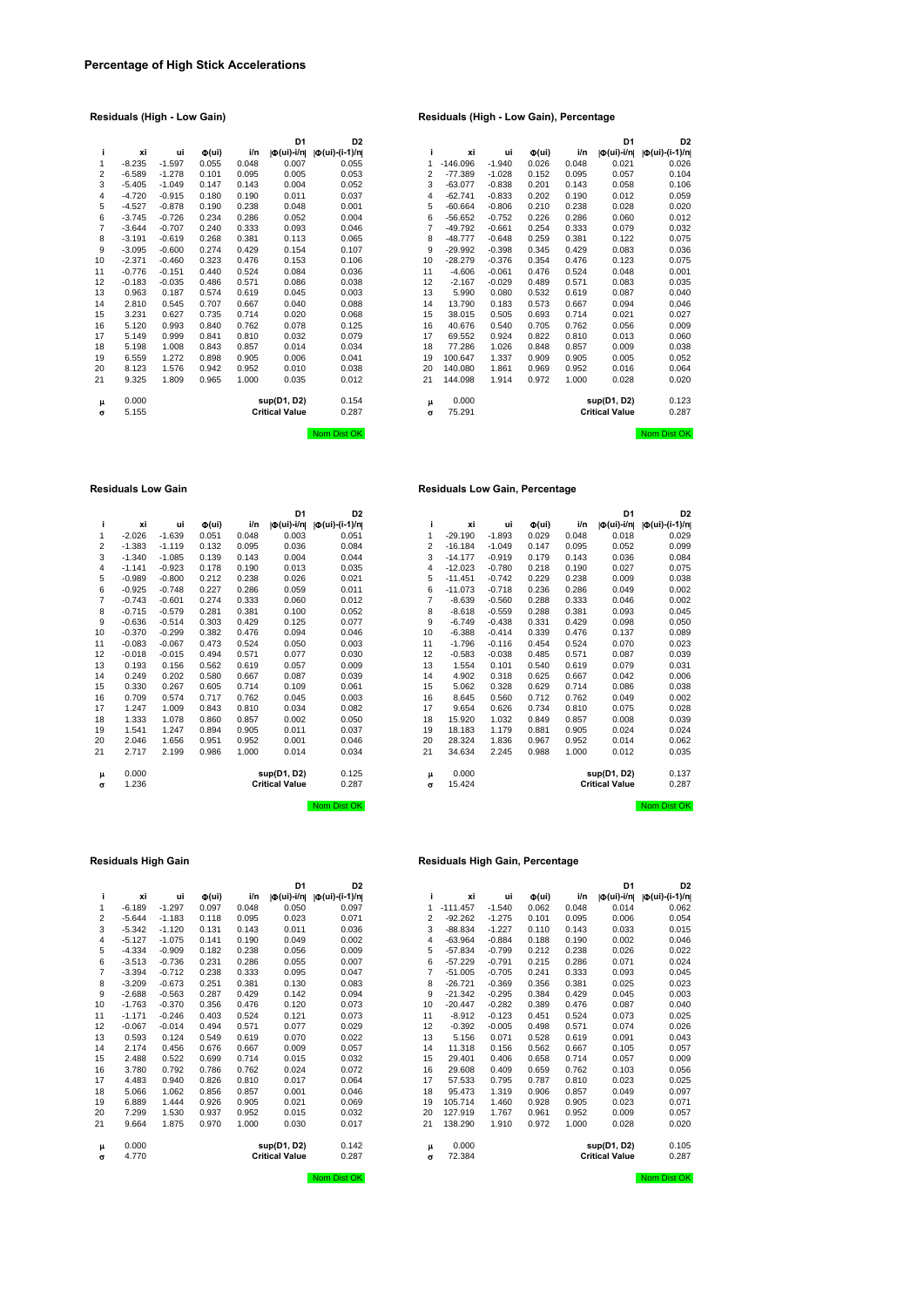# Percentage of High Stick Accelerations

### Residuals (High - Low Gain)

| i | xi | ui | Φ(ui) | i/n | D1 \|Φ(ui)-i/n\| | D2 \|Φ(ui)-(i-1)/n\| |
|---|---|---|---|---|---|---|
| 1 | -8.235 | -1.597 | 0.055 | 0.048 | 0.007 | 0.055 |
| 2 | -6.589 | -1.278 | 0.101 | 0.095 | 0.005 | 0.053 |
| 3 | -5.405 | -1.049 | 0.147 | 0.143 | 0.004 | 0.052 |
| 4 | -4.720 | -0.915 | 0.180 | 0.190 | 0.011 | 0.037 |
| 5 | -4.527 | -0.878 | 0.190 | 0.238 | 0.048 | 0.001 |
| 6 | -3.745 | -0.726 | 0.234 | 0.286 | 0.052 | 0.004 |
| 7 | -3.644 | -0.707 | 0.240 | 0.333 | 0.093 | 0.046 |
| 8 | -3.191 | -0.619 | 0.268 | 0.381 | 0.113 | 0.065 |
| 9 | -3.095 | -0.600 | 0.274 | 0.429 | 0.154 | 0.107 |
| 10 | -2.371 | -0.460 | 0.323 | 0.476 | 0.153 | 0.106 |
| 11 | -0.776 | -0.151 | 0.440 | 0.524 | 0.084 | 0.036 |
| 12 | -0.183 | -0.035 | 0.486 | 0.571 | 0.086 | 0.038 |
| 13 | 0.963 | 0.187 | 0.574 | 0.619 | 0.045 | 0.003 |
| 14 | 2.810 | 0.545 | 0.707 | 0.667 | 0.040 | 0.088 |
| 15 | 3.231 | 0.627 | 0.735 | 0.714 | 0.020 | 0.068 |
| 16 | 5.120 | 0.993 | 0.840 | 0.762 | 0.078 | 0.125 |
| 17 | 5.149 | 0.999 | 0.841 | 0.810 | 0.032 | 0.079 |
| 18 | 5.198 | 1.008 | 0.843 | 0.857 | 0.014 | 0.034 |
| 19 | 6.559 | 1.272 | 0.898 | 0.905 | 0.006 | 0.041 |
| 20 | 8.123 | 1.576 | 0.942 | 0.952 | 0.010 | 0.038 |
| 21 | 9.325 | 1.809 | 0.965 | 1.000 | 0.035 | 0.012 |
| μ | 0.000 | | | | sup(D1, D2) | 0.154 |
| σ | 5.155 | | | | Critical Value | 0.287 |

Norm Dist OK

### Residuals (High - Low Gain), Percentage

| i | xi | ui | Φ(ui) | i/n | D1 \|Φ(ui)-i/n\| | D2 \|Φ(ui)-(i-1)/n\| |
|---|---|---|---|---|---|---|
| 1 | -146.096 | -1.940 | 0.026 | 0.048 | 0.021 | 0.026 |
| 2 | -77.389 | -1.028 | 0.152 | 0.095 | 0.057 | 0.104 |
| 3 | -63.077 | -0.838 | 0.201 | 0.143 | 0.058 | 0.106 |
| 4 | -62.741 | -0.833 | 0.202 | 0.190 | 0.012 | 0.059 |
| 5 | -60.664 | -0.806 | 0.210 | 0.238 | 0.028 | 0.020 |
| 6 | -56.652 | -0.752 | 0.226 | 0.286 | 0.060 | 0.012 |
| 7 | -49.792 | -0.661 | 0.254 | 0.333 | 0.079 | 0.032 |
| 8 | -48.777 | -0.648 | 0.259 | 0.381 | 0.122 | 0.075 |
| 9 | -29.992 | -0.398 | 0.345 | 0.429 | 0.083 | 0.036 |
| 10 | -28.279 | -0.376 | 0.354 | 0.476 | 0.123 | 0.075 |
| 11 | -4.606 | -0.061 | 0.476 | 0.524 | 0.048 | 0.001 |
| 12 | -2.167 | -0.029 | 0.489 | 0.571 | 0.083 | 0.035 |
| 13 | 5.990 | 0.080 | 0.532 | 0.619 | 0.087 | 0.040 |
| 14 | 13.790 | 0.183 | 0.573 | 0.667 | 0.094 | 0.046 |
| 15 | 38.015 | 0.505 | 0.693 | 0.714 | 0.021 | 0.027 |
| 16 | 40.676 | 0.540 | 0.705 | 0.762 | 0.056 | 0.009 |
| 17 | 69.552 | 0.924 | 0.822 | 0.810 | 0.013 | 0.060 |
| 18 | 77.286 | 1.026 | 0.848 | 0.857 | 0.009 | 0.038 |
| 19 | 100.647 | 1.337 | 0.909 | 0.905 | 0.005 | 0.052 |
| 20 | 140.080 | 1.861 | 0.969 | 0.952 | 0.016 | 0.064 |
| 21 | 144.098 | 1.914 | 0.972 | 1.000 | 0.028 | 0.020 |
| μ | 0.000 | | | | sup(D1, D2) | 0.123 |
| σ | 75.291 | | | | Critical Value | 0.287 |

Norm Dist OK

### Residuals Low Gain

| i | xi | ui | Φ(ui) | i/n | D1 \|Φ(ui)-i/n\| | D2 \|Φ(ui)-(i-1)/n\| |
|---|---|---|---|---|---|---|
| 1 | -2.026 | -1.639 | 0.051 | 0.048 | 0.003 | 0.051 |
| 2 | -1.383 | -1.119 | 0.132 | 0.095 | 0.036 | 0.084 |
| 3 | -1.340 | -1.085 | 0.139 | 0.143 | 0.004 | 0.044 |
| 4 | -1.141 | -0.923 | 0.178 | 0.190 | 0.013 | 0.035 |
| 5 | -0.989 | -0.800 | 0.212 | 0.238 | 0.026 | 0.021 |
| 6 | -0.925 | -0.748 | 0.227 | 0.286 | 0.059 | 0.011 |
| 7 | -0.743 | -0.601 | 0.274 | 0.333 | 0.060 | 0.012 |
| 8 | -0.715 | -0.579 | 0.281 | 0.381 | 0.100 | 0.052 |
| 9 | -0.636 | -0.514 | 0.303 | 0.429 | 0.125 | 0.077 |
| 10 | -0.370 | -0.299 | 0.382 | 0.476 | 0.094 | 0.046 |
| 11 | -0.083 | -0.067 | 0.473 | 0.524 | 0.050 | 0.003 |
| 12 | -0.018 | -0.015 | 0.494 | 0.571 | 0.077 | 0.030 |
| 13 | 0.193 | 0.156 | 0.562 | 0.619 | 0.057 | 0.009 |
| 14 | 0.249 | 0.202 | 0.580 | 0.667 | 0.087 | 0.039 |
| 15 | 0.330 | 0.267 | 0.605 | 0.714 | 0.109 | 0.061 |
| 16 | 0.709 | 0.574 | 0.717 | 0.762 | 0.045 | 0.003 |
| 17 | 1.247 | 1.009 | 0.843 | 0.810 | 0.034 | 0.082 |
| 18 | 1.333 | 1.078 | 0.860 | 0.857 | 0.002 | 0.050 |
| 19 | 1.541 | 1.247 | 0.894 | 0.905 | 0.011 | 0.037 |
| 20 | 2.046 | 1.656 | 0.951 | 0.952 | 0.001 | 0.046 |
| 21 | 2.717 | 2.199 | 0.986 | 1.000 | 0.014 | 0.034 |
| μ | 0.000 | | | | sup(D1, D2) | 0.125 |
| σ | 1.236 | | | | Critical Value | 0.287 |

Norm Dist OK

### Residuals Low Gain, Percentage

| i | xi | ui | Φ(ui) | i/n | D1 \|Φ(ui)-i/n\| | D2 \|Φ(ui)-(i-1)/n\| |
|---|---|---|---|---|---|---|
| 1 | -29.190 | -1.893 | 0.029 | 0.048 | 0.018 | 0.029 |
| 2 | -16.184 | -1.049 | 0.147 | 0.095 | 0.052 | 0.099 |
| 3 | -14.177 | -0.919 | 0.179 | 0.143 | 0.036 | 0.084 |
| 4 | -12.023 | -0.780 | 0.218 | 0.190 | 0.027 | 0.075 |
| 5 | -11.451 | -0.742 | 0.229 | 0.238 | 0.009 | 0.038 |
| 6 | -11.073 | -0.718 | 0.236 | 0.286 | 0.049 | 0.002 |
| 7 | -8.639 | -0.560 | 0.288 | 0.333 | 0.046 | 0.002 |
| 8 | -8.618 | -0.559 | 0.288 | 0.381 | 0.093 | 0.045 |
| 9 | -6.749 | -0.438 | 0.331 | 0.429 | 0.098 | 0.050 |
| 10 | -6.388 | -0.414 | 0.339 | 0.476 | 0.137 | 0.089 |
| 11 | -1.796 | -0.116 | 0.454 | 0.524 | 0.070 | 0.023 |
| 12 | -0.583 | -0.038 | 0.485 | 0.571 | 0.087 | 0.039 |
| 13 | 1.554 | 0.101 | 0.540 | 0.619 | 0.079 | 0.031 |
| 14 | 4.902 | 0.318 | 0.625 | 0.667 | 0.042 | 0.006 |
| 15 | 5.062 | 0.328 | 0.629 | 0.714 | 0.086 | 0.038 |
| 16 | 8.645 | 0.560 | 0.712 | 0.762 | 0.049 | 0.002 |
| 17 | 9.654 | 0.626 | 0.734 | 0.810 | 0.075 | 0.028 |
| 18 | 15.920 | 1.032 | 0.849 | 0.857 | 0.008 | 0.039 |
| 19 | 18.183 | 1.179 | 0.881 | 0.905 | 0.024 | 0.024 |
| 20 | 28.324 | 1.836 | 0.967 | 0.952 | 0.014 | 0.062 |
| 21 | 34.634 | 2.245 | 0.988 | 1.000 | 0.012 | 0.035 |
| μ | 0.000 | | | | sup(D1, D2) | 0.137 |
| σ | 15.424 | | | | Critical Value | 0.287 |

Norm Dist OK

### Residuals High Gain

| i | xi | ui | Φ(ui) | i/n | D1 \|Φ(ui)-i/n\| | D2 \|Φ(ui)-(i-1)/n\| |
|---|---|---|---|---|---|---|
| 1 | -6.189 | -1.297 | 0.097 | 0.048 | 0.050 | 0.097 |
| 2 | -5.644 | -1.183 | 0.118 | 0.095 | 0.023 | 0.071 |
| 3 | -5.342 | -1.120 | 0.131 | 0.143 | 0.011 | 0.036 |
| 4 | -5.127 | -1.075 | 0.141 | 0.190 | 0.049 | 0.002 |
| 5 | -4.334 | -0.909 | 0.182 | 0.238 | 0.056 | 0.009 |
| 6 | -3.513 | -0.736 | 0.231 | 0.286 | 0.055 | 0.007 |
| 7 | -3.394 | -0.712 | 0.238 | 0.333 | 0.095 | 0.047 |
| 8 | -3.209 | -0.673 | 0.251 | 0.381 | 0.130 | 0.083 |
| 9 | -2.688 | -0.563 | 0.287 | 0.429 | 0.142 | 0.094 |
| 10 | -1.763 | -0.370 | 0.356 | 0.476 | 0.120 | 0.073 |
| 11 | -1.171 | -0.246 | 0.403 | 0.524 | 0.121 | 0.073 |
| 12 | -0.067 | -0.014 | 0.494 | 0.571 | 0.077 | 0.029 |
| 13 | 0.593 | 0.124 | 0.549 | 0.619 | 0.070 | 0.022 |
| 14 | 2.174 | 0.456 | 0.676 | 0.667 | 0.009 | 0.057 |
| 15 | 2.488 | 0.522 | 0.699 | 0.714 | 0.015 | 0.032 |
| 16 | 3.780 | 0.792 | 0.786 | 0.762 | 0.024 | 0.072 |
| 17 | 4.483 | 0.940 | 0.826 | 0.810 | 0.017 | 0.064 |
| 18 | 5.066 | 1.062 | 0.856 | 0.857 | 0.001 | 0.046 |
| 19 | 6.889 | 1.444 | 0.926 | 0.905 | 0.021 | 0.069 |
| 20 | 7.299 | 1.530 | 0.937 | 0.952 | 0.015 | 0.032 |
| 21 | 9.664 | 1.875 | 0.970 | 1.000 | 0.030 | 0.017 |
| μ | 0.000 | | | | sup(D1, D2) | 0.142 |
| σ | 4.770 | | | | Critical Value | 0.287 |

Norm Dist OK

### Residuals High Gain, Percentage

| i | xi | ui | Φ(ui) | i/n | D1 \|Φ(ui)-i/n\| | D2 \|Φ(ui)-(i-1)/n\| |
|---|---|---|---|---|---|---|
| 1 | -111.457 | -1.540 | 0.062 | 0.048 | 0.014 | 0.062 |
| 2 | -92.262 | -1.275 | 0.101 | 0.095 | 0.006 | 0.054 |
| 3 | -88.834 | -1.227 | 0.110 | 0.143 | 0.033 | 0.015 |
| 4 | -63.964 | -0.884 | 0.188 | 0.190 | 0.002 | 0.046 |
| 5 | -57.834 | -0.799 | 0.212 | 0.238 | 0.026 | 0.022 |
| 6 | -57.229 | -0.791 | 0.215 | 0.286 | 0.071 | 0.024 |
| 7 | -51.005 | -0.705 | 0.241 | 0.333 | 0.093 | 0.045 |
| 8 | -26.721 | -0.369 | 0.356 | 0.381 | 0.025 | 0.023 |
| 9 | -21.342 | -0.295 | 0.384 | 0.429 | 0.045 | 0.003 |
| 10 | -20.447 | -0.282 | 0.389 | 0.476 | 0.087 | 0.040 |
| 11 | -8.912 | -0.123 | 0.451 | 0.524 | 0.073 | 0.025 |
| 12 | -0.392 | -0.005 | 0.498 | 0.571 | 0.074 | 0.026 |
| 13 | 5.156 | 0.071 | 0.528 | 0.619 | 0.091 | 0.043 |
| 14 | 11.318 | 0.156 | 0.562 | 0.667 | 0.105 | 0.057 |
| 15 | 29.401 | 0.406 | 0.658 | 0.714 | 0.057 | 0.009 |
| 16 | 29.608 | 0.409 | 0.659 | 0.762 | 0.103 | 0.056 |
| 17 | 57.533 | 0.795 | 0.787 | 0.810 | 0.023 | 0.025 |
| 18 | 95.473 | 1.319 | 0.906 | 0.857 | 0.049 | 0.097 |
| 19 | 105.714 | 1.460 | 0.928 | 0.905 | 0.023 | 0.071 |
| 20 | 127.919 | 1.767 | 0.961 | 0.952 | 0.009 | 0.057 |
| 21 | 138.290 | 1.910 | 0.972 | 1.000 | 0.028 | 0.020 |
| μ | 0.000 | | | | sup(D1, D2) | 0.105 |
| σ | 72.384 | | | | Critical Value | 0.287 |

Norm Dist OK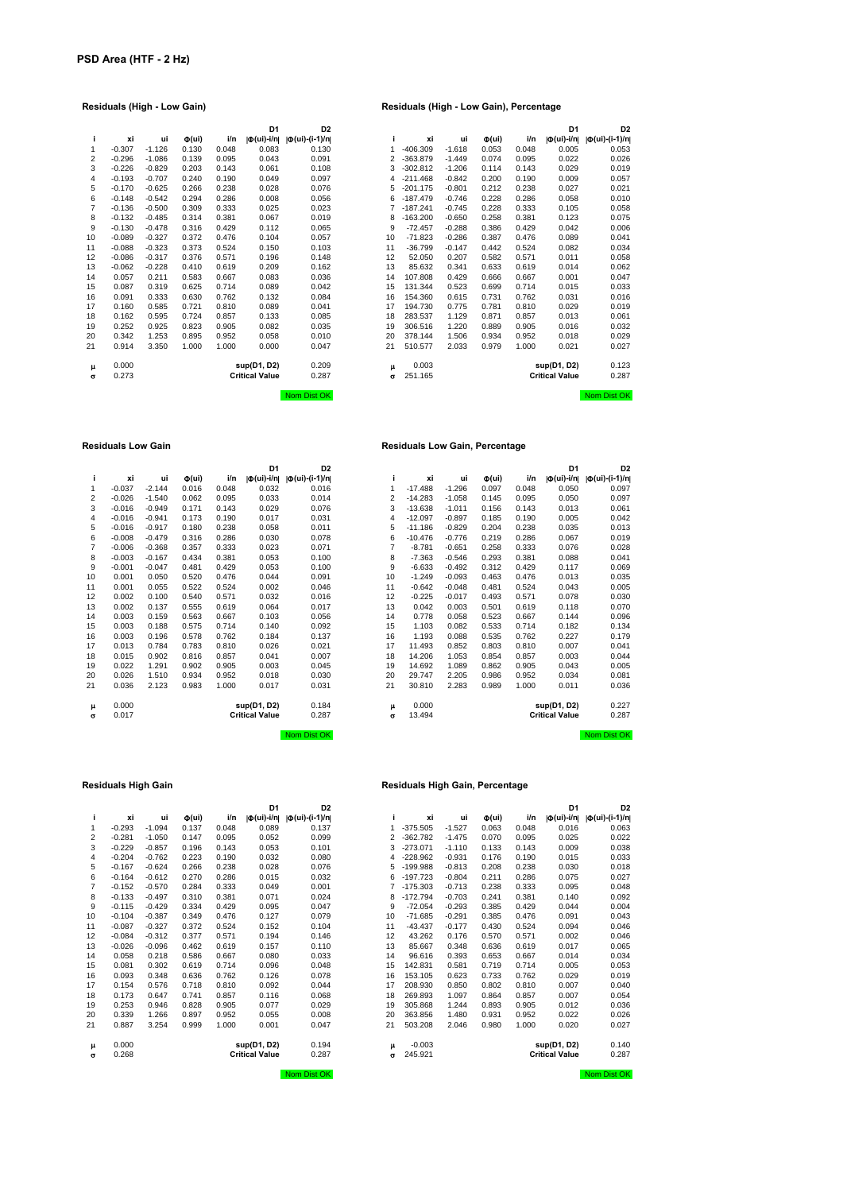# PSD Area (HTF - 2 Hz)

### Residuals (High - Low Gain)

| i | xi | ui | Φ(ui) | i/n | D1 \|Φ(ui)-i/n\| | D2 \|Φ(ui)-(i-1)/n\| |
|---|---|---|---|---|---|---|
| 1 | -0.307 | -1.126 | 0.130 | 0.048 | 0.083 | 0.130 |
| 2 | -0.296 | -1.086 | 0.139 | 0.095 | 0.043 | 0.091 |
| 3 | -0.226 | -0.829 | 0.203 | 0.143 | 0.061 | 0.108 |
| 4 | -0.193 | -0.707 | 0.240 | 0.190 | 0.049 | 0.097 |
| 5 | -0.170 | -0.625 | 0.266 | 0.238 | 0.028 | 0.076 |
| 6 | -0.148 | -0.542 | 0.294 | 0.286 | 0.008 | 0.056 |
| 7 | -0.136 | -0.500 | 0.309 | 0.333 | 0.025 | 0.023 |
| 8 | -0.132 | -0.485 | 0.314 | 0.381 | 0.067 | 0.019 |
| 9 | -0.130 | -0.478 | 0.316 | 0.429 | 0.112 | 0.065 |
| 10 | -0.089 | -0.327 | 0.372 | 0.476 | 0.104 | 0.057 |
| 11 | -0.088 | -0.323 | 0.373 | 0.524 | 0.150 | 0.103 |
| 12 | -0.086 | -0.317 | 0.376 | 0.571 | 0.196 | 0.148 |
| 13 | -0.062 | -0.228 | 0.410 | 0.619 | 0.209 | 0.162 |
| 14 | 0.057 | 0.211 | 0.583 | 0.667 | 0.083 | 0.036 |
| 15 | 0.087 | 0.319 | 0.625 | 0.714 | 0.089 | 0.042 |
| 16 | 0.091 | 0.333 | 0.630 | 0.762 | 0.132 | 0.084 |
| 17 | 0.160 | 0.585 | 0.721 | 0.810 | 0.089 | 0.041 |
| 18 | 0.162 | 0.595 | 0.724 | 0.857 | 0.133 | 0.085 |
| 19 | 0.252 | 0.925 | 0.823 | 0.905 | 0.082 | 0.035 |
| 20 | 0.342 | 1.253 | 0.895 | 0.952 | 0.058 | 0.010 |
| 21 | 0.914 | 3.350 | 1.000 | 1.000 | 0.000 | 0.047 |
| μ | 0.000 | | | | sup(D1, D2) | 0.209 |
| σ | 0.273 | | | | Critical Value | 0.287 |
| | | | | | | Nom Dist OK |

### Residuals (High - Low Gain), Percentage

| i | xi | ui | Φ(ui) | i/n | D1 \|Φ(ui)-i/n\| | D2 \|Φ(ui)-(i-1)/n\| |
|---|---|---|---|---|---|---|
| 1 | -406.309 | -1.618 | 0.053 | 0.048 | 0.005 | 0.053 |
| 2 | -363.879 | -1.449 | 0.074 | 0.095 | 0.022 | 0.026 |
| 3 | -302.812 | -1.206 | 0.114 | 0.143 | 0.029 | 0.019 |
| 4 | -211.468 | -0.842 | 0.200 | 0.190 | 0.009 | 0.057 |
| 5 | -201.175 | -0.801 | 0.212 | 0.238 | 0.027 | 0.021 |
| 6 | -187.479 | -0.746 | 0.228 | 0.286 | 0.058 | 0.010 |
| 7 | -187.241 | -0.745 | 0.228 | 0.333 | 0.105 | 0.058 |
| 8 | -163.200 | -0.650 | 0.258 | 0.381 | 0.123 | 0.075 |
| 9 | -72.457 | -0.288 | 0.386 | 0.429 | 0.042 | 0.006 |
| 10 | -71.823 | -0.286 | 0.387 | 0.476 | 0.089 | 0.041 |
| 11 | -36.799 | -0.147 | 0.442 | 0.524 | 0.082 | 0.034 |
| 12 | 52.050 | 0.207 | 0.582 | 0.571 | 0.011 | 0.058 |
| 13 | 85.632 | 0.341 | 0.633 | 0.619 | 0.014 | 0.062 |
| 14 | 107.808 | 0.429 | 0.666 | 0.667 | 0.001 | 0.047 |
| 15 | 131.344 | 0.523 | 0.699 | 0.714 | 0.015 | 0.033 |
| 16 | 154.360 | 0.615 | 0.731 | 0.762 | 0.031 | 0.016 |
| 17 | 194.730 | 0.775 | 0.781 | 0.810 | 0.029 | 0.019 |
| 18 | 283.537 | 1.129 | 0.871 | 0.857 | 0.013 | 0.061 |
| 19 | 306.516 | 1.220 | 0.889 | 0.905 | 0.016 | 0.032 |
| 20 | 378.144 | 1.506 | 0.934 | 0.952 | 0.018 | 0.029 |
| 21 | 510.577 | 2.033 | 0.979 | 1.000 | 0.021 | 0.027 |
| μ | 0.003 | | | | sup(D1, D2) | 0.123 |
| σ | 251.165 | | | | Critical Value | 0.287 |
| | | | | | | Nom Dist OK |

### Residuals Low Gain

| i | xi | ui | Φ(ui) | i/n | D1 \|Φ(ui)-i/n\| | D2 \|Φ(ui)-(i-1)/n\| |
|---|---|---|---|---|---|---|
| 1 | -0.037 | -2.144 | 0.016 | 0.048 | 0.032 | 0.016 |
| 2 | -0.026 | -1.540 | 0.062 | 0.095 | 0.033 | 0.014 |
| 3 | -0.016 | -0.949 | 0.171 | 0.143 | 0.029 | 0.076 |
| 4 | -0.016 | -0.941 | 0.173 | 0.190 | 0.017 | 0.031 |
| 5 | -0.016 | -0.917 | 0.180 | 0.238 | 0.058 | 0.011 |
| 6 | -0.008 | -0.479 | 0.316 | 0.286 | 0.030 | 0.078 |
| 7 | -0.006 | -0.368 | 0.357 | 0.333 | 0.023 | 0.071 |
| 8 | -0.003 | -0.167 | 0.434 | 0.381 | 0.053 | 0.100 |
| 9 | -0.001 | -0.047 | 0.481 | 0.429 | 0.053 | 0.100 |
| 10 | 0.001 | 0.050 | 0.520 | 0.476 | 0.044 | 0.091 |
| 11 | 0.001 | 0.055 | 0.522 | 0.524 | 0.002 | 0.046 |
| 12 | 0.002 | 0.100 | 0.540 | 0.571 | 0.032 | 0.016 |
| 13 | 0.002 | 0.137 | 0.555 | 0.619 | 0.064 | 0.017 |
| 14 | 0.003 | 0.159 | 0.563 | 0.667 | 0.103 | 0.056 |
| 15 | 0.003 | 0.188 | 0.575 | 0.714 | 0.140 | 0.092 |
| 16 | 0.003 | 0.196 | 0.578 | 0.762 | 0.184 | 0.137 |
| 17 | 0.013 | 0.784 | 0.783 | 0.810 | 0.026 | 0.021 |
| 18 | 0.015 | 0.902 | 0.816 | 0.857 | 0.041 | 0.007 |
| 19 | 0.022 | 1.291 | 0.902 | 0.905 | 0.003 | 0.045 |
| 20 | 0.026 | 1.510 | 0.934 | 0.952 | 0.018 | 0.030 |
| 21 | 0.036 | 2.123 | 0.983 | 1.000 | 0.017 | 0.031 |
| μ | 0.000 | | | | sup(D1, D2) | 0.184 |
| σ | 0.017 | | | | Critical Value | 0.287 |
| | | | | | | Nom Dist OK |

### Residuals Low Gain, Percentage

| i | xi | ui | Φ(ui) | i/n | D1 \|Φ(ui)-i/n\| | D2 \|Φ(ui)-(i-1)/n\| |
|---|---|---|---|---|---|---|
| 1 | -17.488 | -1.296 | 0.097 | 0.048 | 0.050 | 0.097 |
| 2 | -14.283 | -1.058 | 0.145 | 0.095 | 0.050 | 0.097 |
| 3 | -13.638 | -1.011 | 0.156 | 0.143 | 0.013 | 0.061 |
| 4 | -12.097 | -0.897 | 0.185 | 0.190 | 0.005 | 0.042 |
| 5 | -11.186 | -0.829 | 0.204 | 0.238 | 0.035 | 0.013 |
| 6 | -10.476 | -0.776 | 0.219 | 0.286 | 0.067 | 0.019 |
| 7 | -8.781 | -0.651 | 0.258 | 0.333 | 0.076 | 0.028 |
| 8 | -7.363 | -0.546 | 0.293 | 0.381 | 0.088 | 0.041 |
| 9 | -6.633 | -0.492 | 0.312 | 0.429 | 0.117 | 0.069 |
| 10 | -1.249 | -0.093 | 0.463 | 0.476 | 0.013 | 0.035 |
| 11 | -0.642 | -0.048 | 0.481 | 0.524 | 0.043 | 0.005 |
| 12 | -0.225 | -0.017 | 0.493 | 0.571 | 0.078 | 0.030 |
| 13 | 0.042 | 0.003 | 0.501 | 0.619 | 0.118 | 0.070 |
| 14 | 0.778 | 0.058 | 0.523 | 0.667 | 0.144 | 0.096 |
| 15 | 1.103 | 0.082 | 0.533 | 0.714 | 0.182 | 0.134 |
| 16 | 1.193 | 0.088 | 0.535 | 0.762 | 0.227 | 0.179 |
| 17 | 11.493 | 0.852 | 0.803 | 0.810 | 0.007 | 0.041 |
| 18 | 14.206 | 1.053 | 0.854 | 0.857 | 0.003 | 0.044 |
| 19 | 14.692 | 1.089 | 0.862 | 0.905 | 0.043 | 0.005 |
| 20 | 29.747 | 2.205 | 0.986 | 0.952 | 0.034 | 0.081 |
| 21 | 30.810 | 2.283 | 0.989 | 1.000 | 0.011 | 0.036 |
| μ | 0.000 | | | | sup(D1, D2) | 0.227 |
| σ | 13.494 | | | | Critical Value | 0.287 |
| | | | | | | Nom Dist OK |

### Residuals High Gain

| i | xi | ui | Φ(ui) | i/n | D1 \|Φ(ui)-i/n\| | D2 \|Φ(ui)-(i-1)/n\| |
|---|---|---|---|---|---|---|
| 1 | -0.293 | -1.094 | 0.137 | 0.048 | 0.089 | 0.137 |
| 2 | -0.281 | -1.050 | 0.147 | 0.095 | 0.052 | 0.099 |
| 3 | -0.229 | -0.857 | 0.196 | 0.143 | 0.053 | 0.101 |
| 4 | -0.204 | -0.762 | 0.223 | 0.190 | 0.032 | 0.080 |
| 5 | -0.167 | -0.624 | 0.266 | 0.238 | 0.028 | 0.076 |
| 6 | -0.164 | -0.612 | 0.270 | 0.286 | 0.015 | 0.032 |
| 7 | -0.152 | -0.570 | 0.284 | 0.333 | 0.049 | 0.001 |
| 8 | -0.133 | -0.497 | 0.310 | 0.381 | 0.071 | 0.024 |
| 9 | -0.115 | -0.429 | 0.334 | 0.429 | 0.095 | 0.047 |
| 10 | -0.104 | -0.387 | 0.349 | 0.476 | 0.127 | 0.079 |
| 11 | -0.087 | -0.327 | 0.372 | 0.524 | 0.152 | 0.104 |
| 12 | -0.084 | -0.312 | 0.377 | 0.571 | 0.194 | 0.146 |
| 13 | -0.026 | -0.096 | 0.462 | 0.619 | 0.157 | 0.110 |
| 14 | 0.058 | 0.218 | 0.586 | 0.667 | 0.080 | 0.033 |
| 15 | 0.081 | 0.302 | 0.619 | 0.714 | 0.096 | 0.048 |
| 16 | 0.093 | 0.348 | 0.636 | 0.762 | 0.126 | 0.078 |
| 17 | 0.154 | 0.576 | 0.718 | 0.810 | 0.092 | 0.044 |
| 18 | 0.173 | 0.647 | 0.741 | 0.857 | 0.116 | 0.068 |
| 19 | 0.253 | 0.946 | 0.828 | 0.905 | 0.077 | 0.029 |
| 20 | 0.339 | 1.266 | 0.897 | 0.952 | 0.055 | 0.008 |
| 21 | 0.887 | 3.254 | 0.999 | 1.000 | 0.001 | 0.047 |
| μ | 0.000 | | | | sup(D1, D2) | 0.194 |
| σ | 0.268 | | | | Critical Value | 0.287 |
| | | | | | | Nom Dist OK |

### Residuals High Gain, Percentage

| i | xi | ui | Φ(ui) | i/n | D1 \|Φ(ui)-i/n\| | D2 \|Φ(ui)-(i-1)/n\| |
|---|---|---|---|---|---|---|
| 1 | -375.505 | -1.527 | 0.063 | 0.048 | 0.016 | 0.063 |
| 2 | -362.782 | -1.475 | 0.070 | 0.095 | 0.025 | 0.022 |
| 3 | -273.071 | -1.110 | 0.133 | 0.143 | 0.009 | 0.038 |
| 4 | -228.962 | -0.931 | 0.176 | 0.190 | 0.015 | 0.033 |
| 5 | -199.988 | -0.813 | 0.208 | 0.238 | 0.030 | 0.018 |
| 6 | -197.723 | -0.804 | 0.211 | 0.286 | 0.075 | 0.027 |
| 7 | -175.303 | -0.713 | 0.238 | 0.333 | 0.095 | 0.048 |
| 8 | -172.794 | -0.703 | 0.241 | 0.381 | 0.140 | 0.092 |
| 9 | -72.054 | -0.293 | 0.385 | 0.429 | 0.044 | 0.004 |
| 10 | -71.685 | -0.291 | 0.385 | 0.476 | 0.091 | 0.043 |
| 11 | -43.437 | -0.177 | 0.430 | 0.524 | 0.094 | 0.046 |
| 12 | 43.262 | 0.176 | 0.570 | 0.571 | 0.002 | 0.046 |
| 13 | 85.667 | 0.348 | 0.636 | 0.619 | 0.017 | 0.065 |
| 14 | 96.616 | 0.393 | 0.653 | 0.667 | 0.014 | 0.034 |
| 15 | 142.831 | 0.581 | 0.719 | 0.714 | 0.005 | 0.053 |
| 16 | 153.105 | 0.623 | 0.733 | 0.762 | 0.029 | 0.019 |
| 17 | 208.930 | 0.850 | 0.802 | 0.810 | 0.007 | 0.040 |
| 18 | 269.893 | 1.097 | 0.864 | 0.857 | 0.007 | 0.054 |
| 19 | 305.868 | 1.244 | 0.893 | 0.905 | 0.012 | 0.036 |
| 20 | 363.856 | 1.480 | 0.931 | 0.952 | 0.022 | 0.026 |
| 21 | 503.208 | 2.046 | 0.980 | 1.000 | 0.020 | 0.027 |
| μ | -0.003 | | | | sup(D1, D2) | 0.140 |
| σ | 245.921 | | | | Critical Value | 0.287 |
| | | | | | | Nom Dist OK |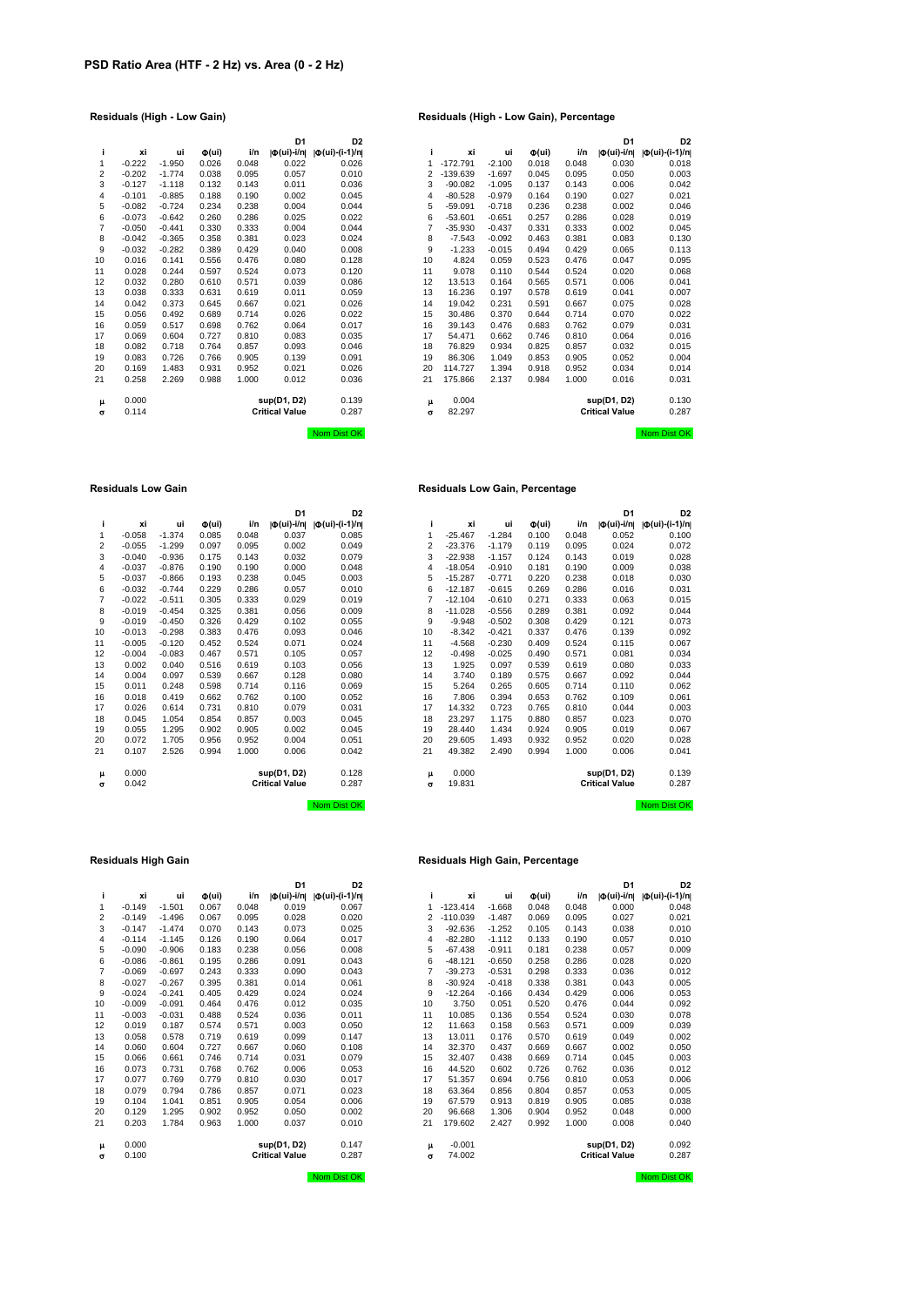# PSD Ratio Area (HTF - 2 Hz) vs. Area (0 - 2 Hz)

### Residuals (High - Low Gain)

| i | xi | ui | Φ(ui) | i/n | D1 \|Φ(ui)-i/n\| | D2 \|Φ(ui)-(i-1)/n\| |
|---|---|---|---|---|---|---|
| 1 | -0.222 | -1.950 | 0.026 | 0.048 | 0.022 | 0.026 |
| 2 | -0.202 | -1.774 | 0.038 | 0.095 | 0.057 | 0.010 |
| 3 | -0.127 | -1.118 | 0.132 | 0.143 | 0.011 | 0.036 |
| 4 | -0.101 | -0.885 | 0.188 | 0.190 | 0.002 | 0.045 |
| 5 | -0.082 | -0.724 | 0.234 | 0.238 | 0.004 | 0.044 |
| 6 | -0.073 | -0.642 | 0.260 | 0.286 | 0.025 | 0.022 |
| 7 | -0.050 | -0.441 | 0.330 | 0.333 | 0.004 | 0.044 |
| 8 | -0.042 | -0.365 | 0.358 | 0.381 | 0.023 | 0.024 |
| 9 | -0.032 | -0.282 | 0.389 | 0.429 | 0.040 | 0.008 |
| 10 | 0.016 | 0.141 | 0.556 | 0.476 | 0.080 | 0.128 |
| 11 | 0.028 | 0.244 | 0.597 | 0.524 | 0.073 | 0.120 |
| 12 | 0.032 | 0.280 | 0.610 | 0.571 | 0.039 | 0.086 |
| 13 | 0.038 | 0.333 | 0.631 | 0.619 | 0.011 | 0.059 |
| 14 | 0.042 | 0.373 | 0.645 | 0.667 | 0.021 | 0.026 |
| 15 | 0.056 | 0.492 | 0.689 | 0.714 | 0.026 | 0.022 |
| 16 | 0.059 | 0.517 | 0.698 | 0.762 | 0.064 | 0.017 |
| 17 | 0.069 | 0.604 | 0.727 | 0.810 | 0.083 | 0.035 |
| 18 | 0.082 | 0.718 | 0.764 | 0.857 | 0.093 | 0.046 |
| 19 | 0.083 | 0.726 | 0.766 | 0.905 | 0.139 | 0.091 |
| 20 | 0.169 | 1.483 | 0.931 | 0.952 | 0.021 | 0.026 |
| 21 | 0.258 | 2.269 | 0.988 | 1.000 | 0.012 | 0.036 |
| μ | 0.000 | | | | sup(D1, D2) | 0.139 |
| σ | 0.114 | | | | Critical Value | 0.287 |

Norm Dist OK

### Residuals (High - Low Gain), Percentage

| i | xi | ui | Φ(ui) | i/n | D1 \|Φ(ui)-i/n\| | D2 \|Φ(ui)-(i-1)/n\| |
|---|---|---|---|---|---|---|
| 1 | -172.791 | -2.100 | 0.018 | 0.048 | 0.030 | 0.018 |
| 2 | -139.639 | -1.697 | 0.045 | 0.095 | 0.050 | 0.003 |
| 3 | -90.082 | -1.095 | 0.137 | 0.143 | 0.006 | 0.042 |
| 4 | -80.528 | -0.979 | 0.164 | 0.190 | 0.027 | 0.021 |
| 5 | -59.091 | -0.718 | 0.236 | 0.238 | 0.002 | 0.046 |
| 6 | -53.601 | -0.651 | 0.257 | 0.286 | 0.028 | 0.019 |
| 7 | -35.930 | -0.437 | 0.331 | 0.333 | 0.002 | 0.045 |
| 8 | -7.543 | -0.092 | 0.463 | 0.381 | 0.083 | 0.130 |
| 9 | -1.233 | -0.015 | 0.494 | 0.429 | 0.065 | 0.113 |
| 10 | 4.824 | 0.059 | 0.523 | 0.476 | 0.047 | 0.095 |
| 11 | 9.078 | 0.110 | 0.544 | 0.524 | 0.020 | 0.068 |
| 12 | 13.513 | 0.164 | 0.565 | 0.571 | 0.006 | 0.041 |
| 13 | 16.236 | 0.197 | 0.578 | 0.619 | 0.041 | 0.007 |
| 14 | 19.042 | 0.231 | 0.591 | 0.667 | 0.075 | 0.028 |
| 15 | 30.486 | 0.370 | 0.644 | 0.714 | 0.070 | 0.022 |
| 16 | 39.143 | 0.476 | 0.683 | 0.762 | 0.079 | 0.031 |
| 17 | 54.471 | 0.662 | 0.746 | 0.810 | 0.064 | 0.016 |
| 18 | 76.829 | 0.934 | 0.825 | 0.857 | 0.032 | 0.015 |
| 19 | 86.306 | 1.049 | 0.853 | 0.905 | 0.052 | 0.004 |
| 20 | 114.727 | 1.394 | 0.918 | 0.952 | 0.034 | 0.014 |
| 21 | 175.866 | 2.137 | 0.984 | 1.000 | 0.016 | 0.031 |
| μ | 0.004 | | | | sup(D1, D2) | 0.130 |
| σ | 82.297 | | | | Critical Value | 0.287 |

Norm Dist OK

### Residuals Low Gain

| i | xi | ui | Φ(ui) | i/n | D1 \|Φ(ui)-i/n\| | D2 \|Φ(ui)-(i-1)/n\| |
|---|---|---|---|---|---|---|
| 1 | -0.058 | -1.374 | 0.085 | 0.048 | 0.037 | 0.085 |
| 2 | -0.055 | -1.299 | 0.097 | 0.095 | 0.002 | 0.049 |
| 3 | -0.040 | -0.936 | 0.175 | 0.143 | 0.032 | 0.079 |
| 4 | -0.037 | -0.876 | 0.190 | 0.190 | 0.000 | 0.048 |
| 5 | -0.037 | -0.866 | 0.193 | 0.238 | 0.045 | 0.003 |
| 6 | -0.032 | -0.744 | 0.229 | 0.286 | 0.057 | 0.010 |
| 7 | -0.022 | -0.511 | 0.305 | 0.333 | 0.029 | 0.019 |
| 8 | -0.019 | -0.454 | 0.325 | 0.381 | 0.056 | 0.009 |
| 9 | -0.019 | -0.450 | 0.326 | 0.429 | 0.102 | 0.055 |
| 10 | -0.013 | -0.298 | 0.383 | 0.476 | 0.093 | 0.046 |
| 11 | -0.005 | -0.120 | 0.452 | 0.524 | 0.071 | 0.024 |
| 12 | -0.004 | -0.083 | 0.467 | 0.571 | 0.105 | 0.057 |
| 13 | 0.002 | 0.040 | 0.516 | 0.619 | 0.103 | 0.056 |
| 14 | 0.004 | 0.097 | 0.539 | 0.667 | 0.128 | 0.080 |
| 15 | 0.011 | 0.248 | 0.598 | 0.714 | 0.116 | 0.069 |
| 16 | 0.018 | 0.419 | 0.662 | 0.762 | 0.100 | 0.052 |
| 17 | 0.026 | 0.614 | 0.731 | 0.810 | 0.079 | 0.031 |
| 18 | 0.045 | 1.054 | 0.854 | 0.857 | 0.003 | 0.045 |
| 19 | 0.055 | 1.295 | 0.902 | 0.905 | 0.002 | 0.045 |
| 20 | 0.072 | 1.705 | 0.956 | 0.952 | 0.004 | 0.051 |
| 21 | 0.107 | 2.526 | 0.994 | 1.000 | 0.006 | 0.042 |
| μ | 0.000 | | | | sup(D1, D2) | 0.128 |
| σ | 0.042 | | | | Critical Value | 0.287 |

Norm Dist OK

### Residuals Low Gain, Percentage

| i | xi | ui | Φ(ui) | i/n | D1 \|Φ(ui)-i/n\| | D2 \|Φ(ui)-(i-1)/n\| |
|---|---|---|---|---|---|---|
| 1 | -25.467 | -1.284 | 0.100 | 0.048 | 0.052 | 0.100 |
| 2 | -23.376 | -1.179 | 0.119 | 0.095 | 0.024 | 0.072 |
| 3 | -22.938 | -1.157 | 0.124 | 0.143 | 0.019 | 0.028 |
| 4 | -18.054 | -0.910 | 0.181 | 0.190 | 0.009 | 0.038 |
| 5 | -15.287 | -0.771 | 0.220 | 0.238 | 0.018 | 0.030 |
| 6 | -12.187 | -0.615 | 0.269 | 0.286 | 0.016 | 0.031 |
| 7 | -12.104 | -0.610 | 0.271 | 0.333 | 0.063 | 0.015 |
| 8 | -11.028 | -0.556 | 0.289 | 0.381 | 0.092 | 0.044 |
| 9 | -9.948 | -0.502 | 0.308 | 0.429 | 0.121 | 0.073 |
| 10 | -8.342 | -0.421 | 0.337 | 0.476 | 0.139 | 0.092 |
| 11 | -4.568 | -0.230 | 0.409 | 0.524 | 0.115 | 0.067 |
| 12 | -0.498 | -0.025 | 0.490 | 0.571 | 0.081 | 0.034 |
| 13 | 1.925 | 0.097 | 0.539 | 0.619 | 0.080 | 0.033 |
| 14 | 3.740 | 0.189 | 0.575 | 0.667 | 0.092 | 0.044 |
| 15 | 5.264 | 0.265 | 0.605 | 0.714 | 0.110 | 0.062 |
| 16 | 7.806 | 0.394 | 0.653 | 0.762 | 0.109 | 0.061 |
| 17 | 14.332 | 0.723 | 0.765 | 0.810 | 0.044 | 0.003 |
| 18 | 23.297 | 1.175 | 0.880 | 0.857 | 0.023 | 0.070 |
| 19 | 28.440 | 1.434 | 0.924 | 0.905 | 0.019 | 0.067 |
| 20 | 29.605 | 1.493 | 0.932 | 0.952 | 0.020 | 0.028 |
| 21 | 49.382 | 2.490 | 0.994 | 1.000 | 0.006 | 0.041 |
| μ | 0.000 | | | | sup(D1, D2) | 0.139 |
| σ | 19.831 | | | | Critical Value | 0.287 |

Norm Dist OK

### Residuals High Gain

| i | xi | ui | Φ(ui) | i/n | D1 \|Φ(ui)-i/n\| | D2 \|Φ(ui)-(i-1)/n\| |
|---|---|---|---|---|---|---|
| 1 | -0.149 | -1.501 | 0.067 | 0.048 | 0.019 | 0.067 |
| 2 | -0.149 | -1.496 | 0.067 | 0.095 | 0.028 | 0.020 |
| 3 | -0.147 | -1.474 | 0.070 | 0.143 | 0.073 | 0.025 |
| 4 | -0.114 | -1.145 | 0.126 | 0.190 | 0.064 | 0.017 |
| 5 | -0.090 | -0.906 | 0.183 | 0.238 | 0.056 | 0.008 |
| 6 | -0.086 | -0.861 | 0.195 | 0.286 | 0.091 | 0.043 |
| 7 | -0.069 | -0.697 | 0.243 | 0.333 | 0.090 | 0.043 |
| 8 | -0.027 | -0.267 | 0.395 | 0.381 | 0.014 | 0.061 |
| 9 | -0.024 | -0.241 | 0.405 | 0.429 | 0.024 | 0.024 |
| 10 | -0.009 | -0.091 | 0.464 | 0.476 | 0.012 | 0.035 |
| 11 | -0.003 | -0.031 | 0.488 | 0.524 | 0.036 | 0.011 |
| 12 | 0.019 | 0.187 | 0.574 | 0.571 | 0.003 | 0.050 |
| 13 | 0.058 | 0.578 | 0.719 | 0.619 | 0.099 | 0.147 |
| 14 | 0.060 | 0.604 | 0.727 | 0.667 | 0.060 | 0.108 |
| 15 | 0.066 | 0.661 | 0.746 | 0.714 | 0.031 | 0.079 |
| 16 | 0.073 | 0.731 | 0.768 | 0.762 | 0.006 | 0.053 |
| 17 | 0.077 | 0.769 | 0.779 | 0.810 | 0.030 | 0.017 |
| 18 | 0.079 | 0.794 | 0.786 | 0.857 | 0.071 | 0.023 |
| 19 | 0.104 | 1.041 | 0.851 | 0.905 | 0.054 | 0.006 |
| 20 | 0.129 | 1.295 | 0.902 | 0.952 | 0.050 | 0.002 |
| 21 | 0.203 | 1.784 | 0.963 | 1.000 | 0.037 | 0.010 |
| μ | 0.000 | | | | sup(D1, D2) | 0.147 |
| σ | 0.100 | | | | Critical Value | 0.287 |

Norm Dist OK

### Residuals High Gain, Percentage

| i | xi | ui | Φ(ui) | i/n | D1 \|Φ(ui)-i/n\| | D2 \|Φ(ui)-(i-1)/n\| |
|---|---|---|---|---|---|---|
| 1 | -123.414 | -1.668 | 0.048 | 0.048 | 0.000 | 0.048 |
| 2 | -110.039 | -1.487 | 0.069 | 0.095 | 0.027 | 0.021 |
| 3 | -92.636 | -1.252 | 0.105 | 0.143 | 0.038 | 0.010 |
| 4 | -82.280 | -1.112 | 0.133 | 0.190 | 0.057 | 0.010 |
| 5 | -67.438 | -0.911 | 0.181 | 0.238 | 0.057 | 0.009 |
| 6 | -48.121 | -0.650 | 0.258 | 0.286 | 0.028 | 0.020 |
| 7 | -39.273 | -0.531 | 0.298 | 0.333 | 0.036 | 0.012 |
| 8 | -30.924 | -0.418 | 0.338 | 0.381 | 0.043 | 0.005 |
| 9 | -12.264 | -0.166 | 0.434 | 0.429 | 0.006 | 0.053 |
| 10 | 3.750 | 0.051 | 0.520 | 0.476 | 0.044 | 0.092 |
| 11 | 10.085 | 0.136 | 0.554 | 0.524 | 0.030 | 0.078 |
| 12 | 11.663 | 0.158 | 0.563 | 0.571 | 0.009 | 0.039 |
| 13 | 13.011 | 0.176 | 0.570 | 0.619 | 0.049 | 0.002 |
| 14 | 32.370 | 0.437 | 0.669 | 0.667 | 0.002 | 0.050 |
| 15 | 32.407 | 0.438 | 0.669 | 0.714 | 0.045 | 0.003 |
| 16 | 44.520 | 0.602 | 0.726 | 0.762 | 0.036 | 0.012 |
| 17 | 51.357 | 0.694 | 0.756 | 0.810 | 0.053 | 0.006 |
| 18 | 63.364 | 0.856 | 0.804 | 0.857 | 0.053 | 0.005 |
| 19 | 67.579 | 0.913 | 0.819 | 0.905 | 0.085 | 0.038 |
| 20 | 96.668 | 1.306 | 0.904 | 0.952 | 0.048 | 0.000 |
| 21 | 179.602 | 2.427 | 0.992 | 1.000 | 0.008 | 0.040 |
| μ | -0.001 | | | | sup(D1, D2) | 0.092 |
| σ | 74.002 | | | | Critical Value | 0.287 |

Norm Dist OK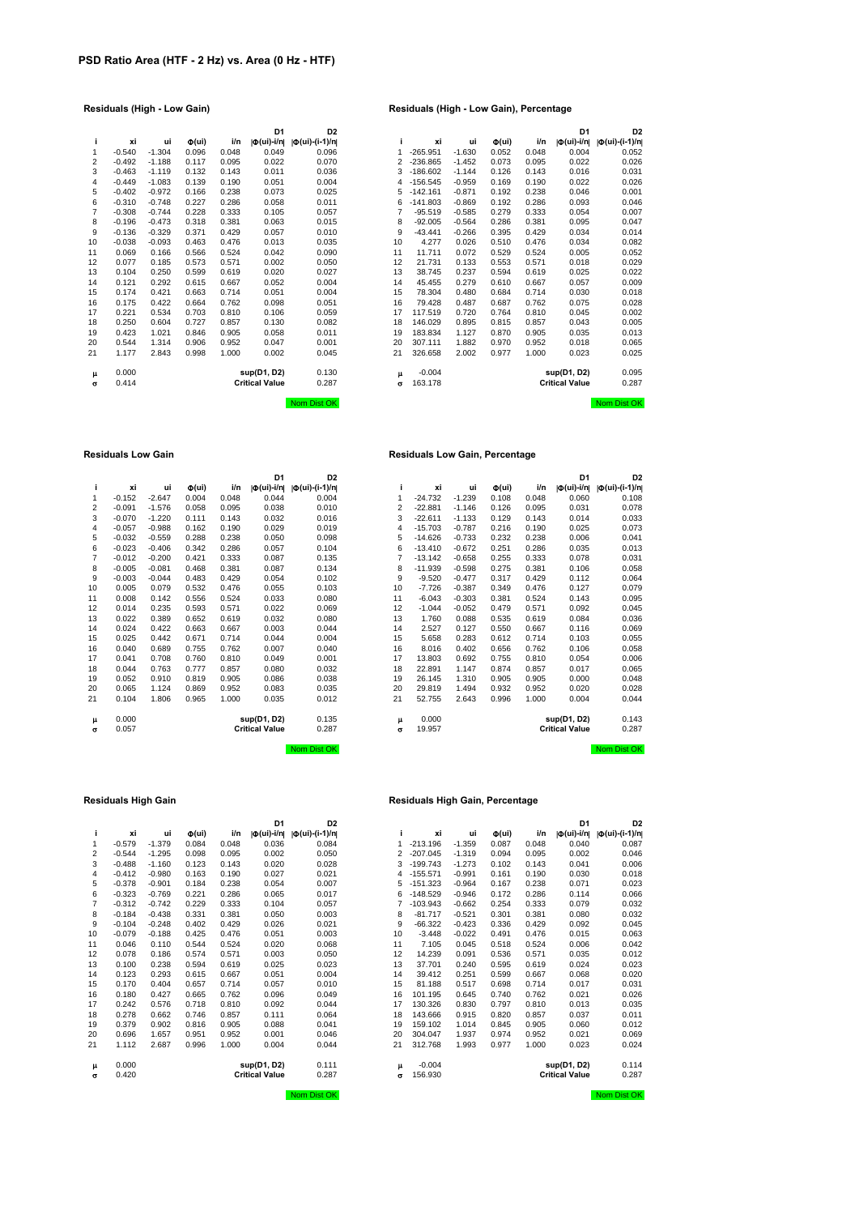# PSD Ratio Area (HTF - 2 Hz) vs. Area (0 Hz - HTF)

### Residuals (High - Low Gain)

| i | xi | ui | Φ(ui) | i/n | D1 \|Φ(ui)-i/n\| | D2 \|Φ(ui)-(i-1)/n\| |
|---|---|---|---|---|---|---|
| 1 | -0.540 | -1.304 | 0.096 | 0.048 | 0.049 | 0.096 |
| 2 | -0.492 | -1.188 | 0.117 | 0.095 | 0.022 | 0.070 |
| 3 | -0.463 | -1.119 | 0.132 | 0.143 | 0.011 | 0.036 |
| 4 | -0.449 | -1.083 | 0.139 | 0.190 | 0.051 | 0.004 |
| 5 | -0.402 | -0.972 | 0.166 | 0.238 | 0.073 | 0.025 |
| 6 | -0.310 | -0.748 | 0.227 | 0.286 | 0.058 | 0.011 |
| 7 | -0.308 | -0.744 | 0.228 | 0.333 | 0.105 | 0.057 |
| 8 | -0.196 | -0.473 | 0.318 | 0.381 | 0.063 | 0.015 |
| 9 | -0.136 | -0.329 | 0.371 | 0.429 | 0.057 | 0.010 |
| 10 | -0.038 | -0.093 | 0.463 | 0.476 | 0.013 | 0.035 |
| 11 | 0.069 | 0.166 | 0.566 | 0.524 | 0.042 | 0.090 |
| 12 | 0.077 | 0.185 | 0.573 | 0.571 | 0.002 | 0.050 |
| 13 | 0.104 | 0.250 | 0.599 | 0.619 | 0.020 | 0.027 |
| 14 | 0.121 | 0.292 | 0.615 | 0.667 | 0.052 | 0.004 |
| 15 | 0.174 | 0.421 | 0.663 | 0.714 | 0.051 | 0.004 |
| 16 | 0.175 | 0.422 | 0.664 | 0.762 | 0.098 | 0.051 |
| 17 | 0.221 | 0.534 | 0.703 | 0.810 | 0.106 | 0.059 |
| 18 | 0.250 | 0.604 | 0.727 | 0.857 | 0.130 | 0.082 |
| 19 | 0.423 | 1.021 | 0.846 | 0.905 | 0.058 | 0.011 |
| 20 | 0.544 | 1.314 | 0.906 | 0.952 | 0.047 | 0.001 |
| 21 | 1.177 | 2.843 | 0.998 | 1.000 | 0.002 | 0.045 |
| μ | 0.000 | | | | sup(D1, D2) | 0.130 |
| σ | 0.414 | | | | Critical Value | 0.287 |

Norm Dist OK

### Residuals (High - Low Gain), Percentage

| i | xi | ui | Φ(ui) | i/n | D1 \|Φ(ui)-i/n\| | D2 \|Φ(ui)-(i-1)/n\| |
|---|---|---|---|---|---|---|
| 1 | -265.951 | -1.630 | 0.052 | 0.048 | 0.004 | 0.052 |
| 2 | -236.865 | -1.452 | 0.073 | 0.095 | 0.022 | 0.026 |
| 3 | -186.602 | -1.144 | 0.126 | 0.143 | 0.016 | 0.031 |
| 4 | -156.545 | -0.959 | 0.169 | 0.190 | 0.022 | 0.026 |
| 5 | -142.161 | -0.871 | 0.192 | 0.238 | 0.046 | 0.001 |
| 6 | -141.803 | -0.869 | 0.192 | 0.286 | 0.093 | 0.046 |
| 7 | -95.519 | -0.585 | 0.279 | 0.333 | 0.054 | 0.007 |
| 8 | -92.005 | -0.564 | 0.286 | 0.381 | 0.095 | 0.047 |
| 9 | -43.441 | -0.266 | 0.395 | 0.429 | 0.034 | 0.014 |
| 10 | 4.277 | 0.026 | 0.510 | 0.476 | 0.034 | 0.082 |
| 11 | 11.711 | 0.072 | 0.529 | 0.524 | 0.005 | 0.052 |
| 12 | 21.731 | 0.133 | 0.553 | 0.571 | 0.018 | 0.029 |
| 13 | 38.745 | 0.237 | 0.594 | 0.619 | 0.025 | 0.022 |
| 14 | 45.455 | 0.279 | 0.610 | 0.667 | 0.057 | 0.009 |
| 15 | 78.304 | 0.480 | 0.684 | 0.714 | 0.030 | 0.018 |
| 16 | 79.428 | 0.487 | 0.687 | 0.762 | 0.075 | 0.028 |
| 17 | 117.519 | 0.720 | 0.764 | 0.810 | 0.045 | 0.002 |
| 18 | 146.029 | 0.895 | 0.815 | 0.857 | 0.043 | 0.005 |
| 19 | 183.834 | 1.127 | 0.870 | 0.905 | 0.035 | 0.013 |
| 20 | 307.111 | 1.882 | 0.970 | 0.952 | 0.018 | 0.065 |
| 21 | 326.658 | 2.002 | 0.977 | 1.000 | 0.023 | 0.025 |
| μ | -0.004 | | | | sup(D1, D2) | 0.095 |
| σ | 163.178 | | | | Critical Value | 0.287 |

Norm Dist OK

### Residuals Low Gain

| i | xi | ui | Φ(ui) | i/n | D1 \|Φ(ui)-i/n\| | D2 \|Φ(ui)-(i-1)/n\| |
|---|---|---|---|---|---|---|
| 1 | -0.152 | -2.647 | 0.004 | 0.048 | 0.044 | 0.004 |
| 2 | -0.091 | -1.576 | 0.058 | 0.095 | 0.038 | 0.010 |
| 3 | -0.070 | -1.220 | 0.111 | 0.143 | 0.032 | 0.016 |
| 4 | -0.057 | -0.988 | 0.162 | 0.190 | 0.029 | 0.019 |
| 5 | -0.032 | -0.559 | 0.288 | 0.238 | 0.050 | 0.098 |
| 6 | -0.023 | -0.406 | 0.342 | 0.286 | 0.057 | 0.104 |
| 7 | -0.012 | -0.200 | 0.421 | 0.333 | 0.087 | 0.135 |
| 8 | -0.005 | -0.081 | 0.468 | 0.381 | 0.087 | 0.134 |
| 9 | -0.003 | -0.044 | 0.483 | 0.429 | 0.054 | 0.102 |
| 10 | 0.005 | 0.079 | 0.532 | 0.476 | 0.055 | 0.103 |
| 11 | 0.008 | 0.142 | 0.556 | 0.524 | 0.033 | 0.080 |
| 12 | 0.014 | 0.235 | 0.593 | 0.571 | 0.022 | 0.069 |
| 13 | 0.022 | 0.389 | 0.652 | 0.619 | 0.032 | 0.080 |
| 14 | 0.024 | 0.422 | 0.663 | 0.667 | 0.003 | 0.044 |
| 15 | 0.025 | 0.442 | 0.671 | 0.714 | 0.044 | 0.004 |
| 16 | 0.040 | 0.689 | 0.755 | 0.762 | 0.007 | 0.040 |
| 17 | 0.041 | 0.708 | 0.760 | 0.810 | 0.049 | 0.001 |
| 18 | 0.044 | 0.763 | 0.777 | 0.857 | 0.080 | 0.032 |
| 19 | 0.052 | 0.910 | 0.819 | 0.905 | 0.086 | 0.038 |
| 20 | 0.065 | 1.124 | 0.869 | 0.952 | 0.083 | 0.035 |
| 21 | 0.104 | 1.806 | 0.965 | 1.000 | 0.035 | 0.012 |
| μ | 0.000 | | | | sup(D1, D2) | 0.135 |
| σ | 0.057 | | | | Critical Value | 0.287 |

Norm Dist OK

### Residuals Low Gain, Percentage

| i | xi | ui | Φ(ui) | i/n | D1 \|Φ(ui)-i/n\| | D2 \|Φ(ui)-(i-1)/n\| |
|---|---|---|---|---|---|---|
| 1 | -24.732 | -1.239 | 0.108 | 0.048 | 0.060 | 0.108 |
| 2 | -22.881 | -1.146 | 0.126 | 0.095 | 0.031 | 0.078 |
| 3 | -22.611 | -1.133 | 0.129 | 0.143 | 0.014 | 0.033 |
| 4 | -15.703 | -0.787 | 0.216 | 0.190 | 0.025 | 0.073 |
| 5 | -14.626 | -0.733 | 0.232 | 0.238 | 0.006 | 0.041 |
| 6 | -13.410 | -0.672 | 0.251 | 0.286 | 0.035 | 0.013 |
| 7 | -13.142 | -0.658 | 0.255 | 0.333 | 0.078 | 0.031 |
| 8 | -11.939 | -0.598 | 0.275 | 0.381 | 0.106 | 0.058 |
| 9 | -9.520 | -0.477 | 0.317 | 0.429 | 0.112 | 0.064 |
| 10 | -7.726 | -0.387 | 0.349 | 0.476 | 0.127 | 0.079 |
| 11 | -6.043 | -0.303 | 0.381 | 0.524 | 0.143 | 0.095 |
| 12 | -1.044 | -0.052 | 0.479 | 0.571 | 0.092 | 0.045 |
| 13 | 1.760 | 0.088 | 0.535 | 0.619 | 0.084 | 0.036 |
| 14 | 2.527 | 0.127 | 0.550 | 0.667 | 0.116 | 0.069 |
| 15 | 5.658 | 0.283 | 0.612 | 0.714 | 0.103 | 0.055 |
| 16 | 8.016 | 0.402 | 0.656 | 0.762 | 0.106 | 0.058 |
| 17 | 13.803 | 0.692 | 0.755 | 0.810 | 0.054 | 0.006 |
| 18 | 22.891 | 1.147 | 0.874 | 0.857 | 0.017 | 0.065 |
| 19 | 26.145 | 1.310 | 0.905 | 0.905 | 0.000 | 0.048 |
| 20 | 29.819 | 1.494 | 0.932 | 0.952 | 0.020 | 0.028 |
| 21 | 52.755 | 2.643 | 0.996 | 1.000 | 0.004 | 0.044 |
| μ | 0.000 | | | | sup(D1, D2) | 0.143 |
| σ | 19.957 | | | | Critical Value | 0.287 |

Norm Dist OK

### Residuals High Gain

| i | xi | ui | Φ(ui) | i/n | D1 \|Φ(ui)-i/n\| | D2 \|Φ(ui)-(i-1)/n\| |
|---|---|---|---|---|---|---|
| 1 | -0.579 | -1.379 | 0.084 | 0.048 | 0.036 | 0.084 |
| 2 | -0.544 | -1.295 | 0.098 | 0.095 | 0.002 | 0.050 |
| 3 | -0.488 | -1.160 | 0.123 | 0.143 | 0.020 | 0.028 |
| 4 | -0.412 | -0.980 | 0.163 | 0.190 | 0.027 | 0.021 |
| 5 | -0.378 | -0.901 | 0.184 | 0.238 | 0.054 | 0.007 |
| 6 | -0.323 | -0.769 | 0.221 | 0.286 | 0.065 | 0.017 |
| 7 | -0.312 | -0.742 | 0.229 | 0.333 | 0.104 | 0.057 |
| 8 | -0.184 | -0.438 | 0.331 | 0.381 | 0.050 | 0.003 |
| 9 | -0.104 | -0.248 | 0.402 | 0.429 | 0.026 | 0.021 |
| 10 | -0.079 | -0.188 | 0.425 | 0.476 | 0.051 | 0.003 |
| 11 | 0.046 | 0.110 | 0.544 | 0.524 | 0.020 | 0.068 |
| 12 | 0.078 | 0.186 | 0.574 | 0.571 | 0.003 | 0.050 |
| 13 | 0.100 | 0.238 | 0.594 | 0.619 | 0.025 | 0.023 |
| 14 | 0.123 | 0.293 | 0.615 | 0.667 | 0.051 | 0.004 |
| 15 | 0.170 | 0.404 | 0.657 | 0.714 | 0.057 | 0.010 |
| 16 | 0.180 | 0.427 | 0.665 | 0.762 | 0.096 | 0.049 |
| 17 | 0.242 | 0.576 | 0.718 | 0.810 | 0.092 | 0.044 |
| 18 | 0.278 | 0.662 | 0.746 | 0.857 | 0.111 | 0.064 |
| 19 | 0.379 | 0.902 | 0.816 | 0.905 | 0.088 | 0.041 |
| 20 | 0.696 | 1.657 | 0.951 | 0.952 | 0.001 | 0.046 |
| 21 | 1.112 | 2.687 | 0.996 | 1.000 | 0.004 | 0.044 |
| μ | 0.000 | | | | sup(D1, D2) | 0.111 |
| σ | 0.420 | | | | Critical Value | 0.287 |

Norm Dist OK

### Residuals High Gain, Percentage

| i | xi | ui | Φ(ui) | i/n | D1 \|Φ(ui)-i/n\| | D2 \|Φ(ui)-(i-1)/n\| |
|---|---|---|---|---|---|---|
| 1 | -213.196 | -1.359 | 0.087 | 0.048 | 0.040 | 0.087 |
| 2 | -207.045 | -1.319 | 0.094 | 0.095 | 0.002 | 0.046 |
| 3 | -199.743 | -1.273 | 0.102 | 0.143 | 0.041 | 0.006 |
| 4 | -155.571 | -0.991 | 0.161 | 0.190 | 0.030 | 0.018 |
| 5 | -151.323 | -0.964 | 0.167 | 0.238 | 0.071 | 0.023 |
| 6 | -148.529 | -0.946 | 0.172 | 0.286 | 0.114 | 0.066 |
| 7 | -103.943 | -0.662 | 0.254 | 0.333 | 0.079 | 0.032 |
| 8 | -81.717 | -0.521 | 0.301 | 0.381 | 0.080 | 0.032 |
| 9 | -66.322 | -0.423 | 0.336 | 0.429 | 0.092 | 0.045 |
| 10 | -3.448 | -0.022 | 0.491 | 0.476 | 0.015 | 0.063 |
| 11 | 7.105 | 0.045 | 0.518 | 0.524 | 0.006 | 0.042 |
| 12 | 14.239 | 0.091 | 0.536 | 0.571 | 0.035 | 0.012 |
| 13 | 37.701 | 0.240 | 0.595 | 0.619 | 0.024 | 0.023 |
| 14 | 39.412 | 0.251 | 0.599 | 0.667 | 0.068 | 0.020 |
| 15 | 81.188 | 0.517 | 0.698 | 0.714 | 0.017 | 0.031 |
| 16 | 101.195 | 0.645 | 0.740 | 0.762 | 0.021 | 0.026 |
| 17 | 130.326 | 0.830 | 0.797 | 0.810 | 0.013 | 0.035 |
| 18 | 143.666 | 0.915 | 0.820 | 0.857 | 0.037 | 0.011 |
| 19 | 159.102 | 1.014 | 0.845 | 0.905 | 0.060 | 0.012 |
| 20 | 304.047 | 1.937 | 0.974 | 0.952 | 0.021 | 0.069 |
| 21 | 312.768 | 1.993 | 0.977 | 1.000 | 0.023 | 0.024 |
| μ | -0.004 | | | | sup(D1, D2) | 0.114 |
| σ | 156.930 | | | | Critical Value | 0.287 |

Norm Dist OK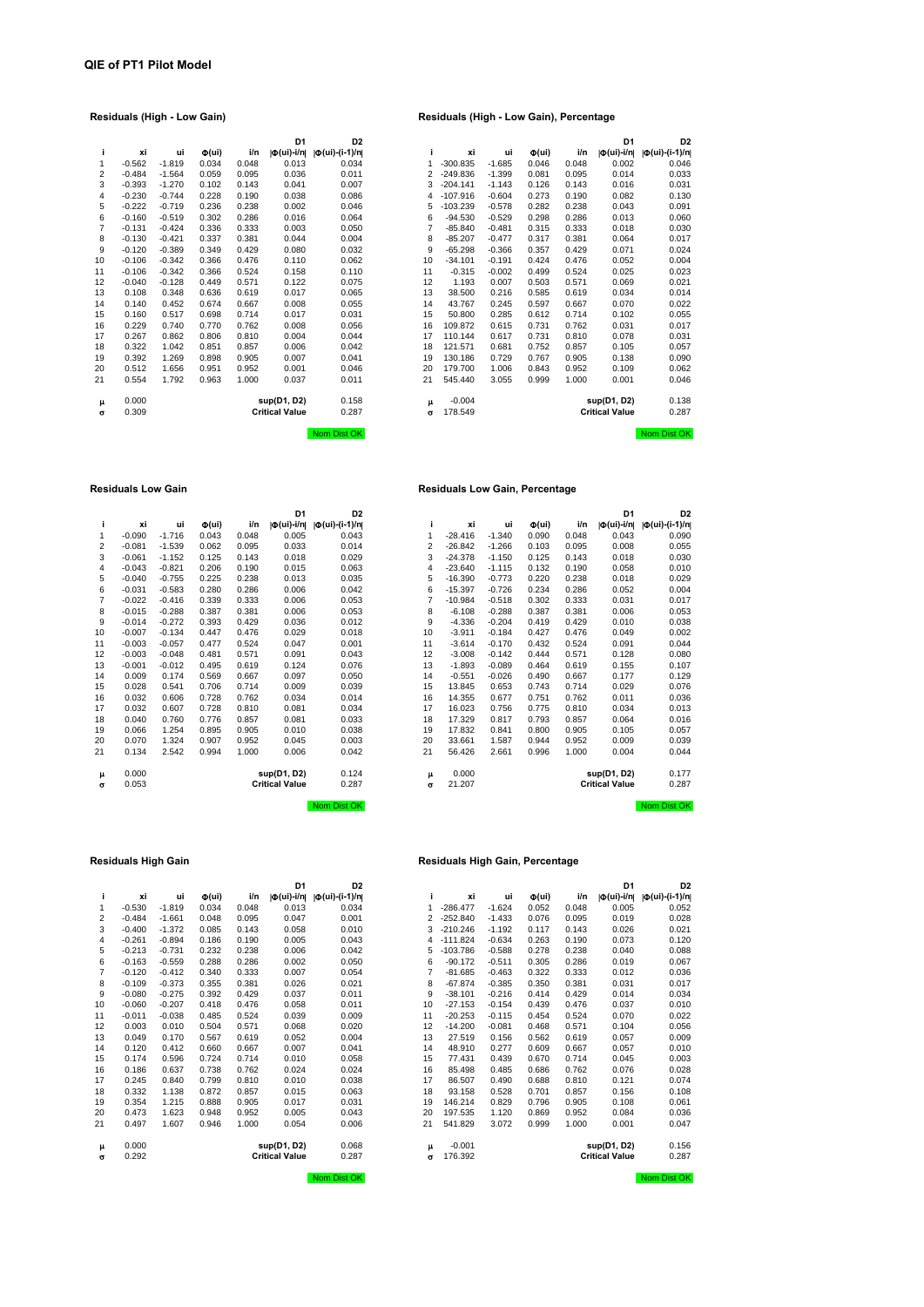## QIE of PT1 Pilot Model

### Residuals (High - Low Gain)

| i | xi | ui | Φ(ui) | i/n | D1 \|Φ(ui)-i/n\| | D2 \|Φ(ui)-(i-1)/n\| |
|---|---|---|---|---|---|---|
| 1 | -0.562 | -1.819 | 0.034 | 0.048 | 0.013 | 0.034 |
| 2 | -0.484 | -1.564 | 0.059 | 0.095 | 0.036 | 0.011 |
| 3 | -0.393 | -1.270 | 0.102 | 0.143 | 0.041 | 0.007 |
| 4 | -0.230 | -0.744 | 0.228 | 0.190 | 0.038 | 0.086 |
| 5 | -0.222 | -0.719 | 0.236 | 0.238 | 0.002 | 0.046 |
| 6 | -0.160 | -0.519 | 0.302 | 0.286 | 0.016 | 0.064 |
| 7 | -0.131 | -0.424 | 0.336 | 0.333 | 0.003 | 0.050 |
| 8 | -0.130 | -0.421 | 0.337 | 0.381 | 0.044 | 0.004 |
| 9 | -0.120 | -0.389 | 0.349 | 0.429 | 0.080 | 0.032 |
| 10 | -0.106 | -0.342 | 0.366 | 0.476 | 0.110 | 0.062 |
| 11 | -0.106 | -0.342 | 0.366 | 0.524 | 0.158 | 0.110 |
| 12 | -0.040 | -0.128 | 0.449 | 0.571 | 0.122 | 0.075 |
| 13 | 0.108 | 0.348 | 0.636 | 0.619 | 0.017 | 0.065 |
| 14 | 0.140 | 0.452 | 0.674 | 0.667 | 0.008 | 0.055 |
| 15 | 0.160 | 0.517 | 0.698 | 0.714 | 0.017 | 0.031 |
| 16 | 0.229 | 0.740 | 0.770 | 0.762 | 0.008 | 0.056 |
| 17 | 0.267 | 0.862 | 0.806 | 0.810 | 0.004 | 0.044 |
| 18 | 0.322 | 1.042 | 0.851 | 0.857 | 0.006 | 0.042 |
| 19 | 0.392 | 1.269 | 0.898 | 0.905 | 0.007 | 0.041 |
| 20 | 0.512 | 1.656 | 0.951 | 0.952 | 0.001 | 0.046 |
| 21 | 0.554 | 1.792 | 0.963 | 1.000 | 0.037 | 0.011 |
| μ | 0.000 | | | | sup(D1, D2) | 0.158 |
| σ | 0.309 | | | | Critical Value | 0.287 |

Nom Dist OK

### Residuals (High - Low Gain), Percentage

| i | xi | ui | Φ(ui) | i/n | D1 \|Φ(ui)-i/n\| | D2 \|Φ(ui)-(i-1)/n\| |
|---|---|---|---|---|---|---|
| 1 | -300.835 | -1.685 | 0.046 | 0.048 | 0.002 | 0.046 |
| 2 | -249.836 | -1.399 | 0.081 | 0.095 | 0.014 | 0.033 |
| 3 | -204.141 | -1.143 | 0.126 | 0.143 | 0.016 | 0.031 |
| 4 | -107.916 | -0.604 | 0.273 | 0.190 | 0.082 | 0.130 |
| 5 | -103.239 | -0.578 | 0.282 | 0.238 | 0.043 | 0.091 |
| 6 | -94.530 | -0.529 | 0.298 | 0.286 | 0.013 | 0.060 |
| 7 | -85.840 | -0.481 | 0.315 | 0.333 | 0.018 | 0.030 |
| 8 | -85.207 | -0.477 | 0.317 | 0.381 | 0.064 | 0.017 |
| 9 | -65.298 | -0.366 | 0.357 | 0.429 | 0.071 | 0.024 |
| 10 | -34.101 | -0.191 | 0.424 | 0.476 | 0.052 | 0.004 |
| 11 | -0.315 | -0.002 | 0.499 | 0.524 | 0.025 | 0.023 |
| 12 | 1.193 | 0.007 | 0.503 | 0.571 | 0.069 | 0.021 |
| 13 | 38.500 | 0.216 | 0.585 | 0.619 | 0.034 | 0.014 |
| 14 | 43.767 | 0.245 | 0.597 | 0.667 | 0.070 | 0.022 |
| 15 | 50.800 | 0.285 | 0.612 | 0.714 | 0.102 | 0.055 |
| 16 | 109.872 | 0.615 | 0.731 | 0.762 | 0.031 | 0.017 |
| 17 | 110.144 | 0.617 | 0.731 | 0.810 | 0.078 | 0.031 |
| 18 | 121.571 | 0.681 | 0.752 | 0.857 | 0.105 | 0.057 |
| 19 | 130.186 | 0.729 | 0.767 | 0.905 | 0.138 | 0.090 |
| 20 | 179.700 | 1.006 | 0.843 | 0.952 | 0.109 | 0.062 |
| 21 | 545.440 | 3.055 | 0.999 | 1.000 | 0.001 | 0.046 |
| μ | -0.004 | | | | sup(D1, D2) | 0.138 |
| σ | 178.549 | | | | Critical Value | 0.287 |

Nom Dist OK

### Residuals Low Gain

| i | xi | ui | Φ(ui) | i/n | D1 \|Φ(ui)-i/n\| | D2 \|Φ(ui)-(i-1)/n\| |
|---|---|---|---|---|---|---|
| 1 | -0.090 | -1.716 | 0.043 | 0.048 | 0.005 | 0.043 |
| 2 | -0.081 | -1.539 | 0.062 | 0.095 | 0.033 | 0.014 |
| 3 | -0.061 | -1.152 | 0.125 | 0.143 | 0.018 | 0.029 |
| 4 | -0.043 | -0.821 | 0.206 | 0.190 | 0.015 | 0.063 |
| 5 | -0.040 | -0.755 | 0.225 | 0.238 | 0.013 | 0.035 |
| 6 | -0.031 | -0.583 | 0.280 | 0.286 | 0.006 | 0.042 |
| 7 | -0.022 | -0.416 | 0.339 | 0.333 | 0.006 | 0.053 |
| 8 | -0.015 | -0.288 | 0.387 | 0.381 | 0.006 | 0.053 |
| 9 | -0.014 | -0.272 | 0.393 | 0.429 | 0.036 | 0.012 |
| 10 | -0.007 | -0.134 | 0.447 | 0.476 | 0.029 | 0.018 |
| 11 | -0.003 | -0.057 | 0.477 | 0.524 | 0.047 | 0.001 |
| 12 | -0.003 | -0.048 | 0.481 | 0.571 | 0.091 | 0.043 |
| 13 | -0.001 | -0.012 | 0.495 | 0.619 | 0.124 | 0.076 |
| 14 | 0.009 | 0.174 | 0.569 | 0.667 | 0.097 | 0.050 |
| 15 | 0.028 | 0.541 | 0.706 | 0.714 | 0.009 | 0.039 |
| 16 | 0.032 | 0.606 | 0.728 | 0.762 | 0.034 | 0.014 |
| 17 | 0.032 | 0.607 | 0.728 | 0.810 | 0.081 | 0.034 |
| 18 | 0.040 | 0.760 | 0.776 | 0.857 | 0.081 | 0.033 |
| 19 | 0.066 | 1.254 | 0.895 | 0.905 | 0.010 | 0.038 |
| 20 | 0.070 | 1.324 | 0.907 | 0.952 | 0.045 | 0.003 |
| 21 | 0.134 | 2.542 | 0.994 | 1.000 | 0.006 | 0.042 |
| μ | 0.000 | | | | sup(D1, D2) | 0.124 |
| σ | 0.053 | | | | Critical Value | 0.287 |

Nom Dist OK

### Residuals Low Gain, Percentage

| i | xi | ui | Φ(ui) | i/n | D1 \|Φ(ui)-i/n\| | D2 \|Φ(ui)-(i-1)/n\| |
|---|---|---|---|---|---|---|
| 1 | -28.416 | -1.340 | 0.090 | 0.048 | 0.043 | 0.090 |
| 2 | -26.842 | -1.266 | 0.103 | 0.095 | 0.008 | 0.055 |
| 3 | -24.378 | -1.150 | 0.125 | 0.143 | 0.018 | 0.030 |
| 4 | -23.640 | -1.115 | 0.132 | 0.190 | 0.058 | 0.010 |
| 5 | -16.390 | -0.773 | 0.220 | 0.238 | 0.018 | 0.029 |
| 6 | -15.397 | -0.726 | 0.234 | 0.286 | 0.052 | 0.004 |
| 7 | -10.984 | -0.518 | 0.302 | 0.333 | 0.031 | 0.017 |
| 8 | -6.108 | -0.288 | 0.387 | 0.381 | 0.006 | 0.053 |
| 9 | -4.336 | -0.204 | 0.419 | 0.429 | 0.010 | 0.038 |
| 10 | -3.911 | -0.184 | 0.427 | 0.476 | 0.049 | 0.002 |
| 11 | -3.614 | -0.170 | 0.432 | 0.524 | 0.091 | 0.044 |
| 12 | -3.008 | -0.142 | 0.444 | 0.571 | 0.128 | 0.080 |
| 13 | -1.893 | -0.089 | 0.464 | 0.619 | 0.155 | 0.107 |
| 14 | -0.551 | -0.026 | 0.490 | 0.667 | 0.177 | 0.129 |
| 15 | 13.845 | 0.653 | 0.743 | 0.714 | 0.029 | 0.076 |
| 16 | 14.355 | 0.677 | 0.751 | 0.762 | 0.011 | 0.036 |
| 17 | 16.023 | 0.756 | 0.775 | 0.810 | 0.034 | 0.013 |
| 18 | 17.329 | 0.817 | 0.793 | 0.857 | 0.064 | 0.016 |
| 19 | 17.832 | 0.841 | 0.800 | 0.905 | 0.105 | 0.057 |
| 20 | 33.661 | 1.587 | 0.944 | 0.952 | 0.009 | 0.039 |
| 21 | 56.426 | 2.661 | 0.996 | 1.000 | 0.004 | 0.044 |
| μ | 0.000 | | | | sup(D1, D2) | 0.177 |
| σ | 21.207 | | | | Critical Value | 0.287 |

Nom Dist OK

### Residuals High Gain

| i | xi | ui | Φ(ui) | i/n | D1 \|Φ(ui)-i/n\| | D2 \|Φ(ui)-(i-1)/n\| |
|---|---|---|---|---|---|---|
| 1 | -0.530 | -1.819 | 0.034 | 0.048 | 0.013 | 0.034 |
| 2 | -0.484 | -1.661 | 0.048 | 0.095 | 0.047 | 0.001 |
| 3 | -0.400 | -1.372 | 0.085 | 0.143 | 0.058 | 0.010 |
| 4 | -0.261 | -0.894 | 0.186 | 0.190 | 0.005 | 0.043 |
| 5 | -0.213 | -0.731 | 0.232 | 0.238 | 0.006 | 0.042 |
| 6 | -0.163 | -0.559 | 0.288 | 0.286 | 0.002 | 0.050 |
| 7 | -0.120 | -0.412 | 0.340 | 0.333 | 0.007 | 0.054 |
| 8 | -0.109 | -0.373 | 0.355 | 0.381 | 0.026 | 0.021 |
| 9 | -0.080 | -0.275 | 0.392 | 0.429 | 0.037 | 0.011 |
| 10 | -0.060 | -0.207 | 0.418 | 0.476 | 0.058 | 0.011 |
| 11 | -0.011 | -0.038 | 0.485 | 0.524 | 0.039 | 0.009 |
| 12 | 0.003 | 0.010 | 0.504 | 0.571 | 0.068 | 0.020 |
| 13 | 0.049 | 0.170 | 0.567 | 0.619 | 0.052 | 0.004 |
| 14 | 0.120 | 0.412 | 0.660 | 0.667 | 0.007 | 0.041 |
| 15 | 0.174 | 0.596 | 0.724 | 0.714 | 0.010 | 0.058 |
| 16 | 0.186 | 0.637 | 0.738 | 0.762 | 0.024 | 0.024 |
| 17 | 0.245 | 0.840 | 0.799 | 0.810 | 0.010 | 0.038 |
| 18 | 0.332 | 1.138 | 0.872 | 0.857 | 0.015 | 0.063 |
| 19 | 0.354 | 1.215 | 0.888 | 0.905 | 0.017 | 0.031 |
| 20 | 0.473 | 1.623 | 0.948 | 0.952 | 0.005 | 0.043 |
| 21 | 0.497 | 1.607 | 0.946 | 1.000 | 0.054 | 0.006 |
| μ | 0.000 | | | | sup(D1, D2) | 0.068 |
| σ | 0.292 | | | | Critical Value | 0.287 |

Nom Dist OK

### Residuals High Gain, Percentage

| i | xi | ui | Φ(ui) | i/n | D1 \|Φ(ui)-i/n\| | D2 \|Φ(ui)-(i-1)/n\| |
|---|---|---|---|---|---|---|
| 1 | -286.477 | -1.624 | 0.052 | 0.048 | 0.005 | 0.052 |
| 2 | -252.840 | -1.433 | 0.076 | 0.095 | 0.019 | 0.028 |
| 3 | -210.246 | -1.192 | 0.117 | 0.143 | 0.026 | 0.021 |
| 4 | -111.824 | -0.634 | 0.263 | 0.190 | 0.073 | 0.120 |
| 5 | -103.786 | -0.588 | 0.278 | 0.238 | 0.040 | 0.088 |
| 6 | -90.172 | -0.511 | 0.305 | 0.286 | 0.019 | 0.067 |
| 7 | -81.685 | -0.463 | 0.322 | 0.333 | 0.012 | 0.036 |
| 8 | -67.874 | -0.385 | 0.350 | 0.381 | 0.031 | 0.017 |
| 9 | -38.101 | -0.216 | 0.414 | 0.429 | 0.014 | 0.034 |
| 10 | -27.153 | -0.154 | 0.439 | 0.476 | 0.037 | 0.010 |
| 11 | -20.253 | -0.115 | 0.454 | 0.524 | 0.070 | 0.022 |
| 12 | -14.200 | -0.081 | 0.468 | 0.571 | 0.104 | 0.056 |
| 13 | 27.519 | 0.156 | 0.562 | 0.619 | 0.057 | 0.009 |
| 14 | 48.910 | 0.277 | 0.609 | 0.667 | 0.057 | 0.010 |
| 15 | 77.431 | 0.439 | 0.670 | 0.714 | 0.045 | 0.003 |
| 16 | 85.498 | 0.485 | 0.686 | 0.762 | 0.076 | 0.028 |
| 17 | 86.507 | 0.490 | 0.688 | 0.810 | 0.121 | 0.074 |
| 18 | 93.158 | 0.528 | 0.701 | 0.857 | 0.156 | 0.108 |
| 19 | 146.214 | 0.829 | 0.796 | 0.905 | 0.108 | 0.061 |
| 20 | 197.535 | 1.120 | 0.869 | 0.952 | 0.084 | 0.036 |
| 21 | 541.829 | 3.072 | 0.999 | 1.000 | 0.001 | 0.047 |
| μ | -0.001 | | | | sup(D1, D2) | 0.156 |
| σ | 176.392 | | | | Critical Value | 0.287 |

Nom Dist OK